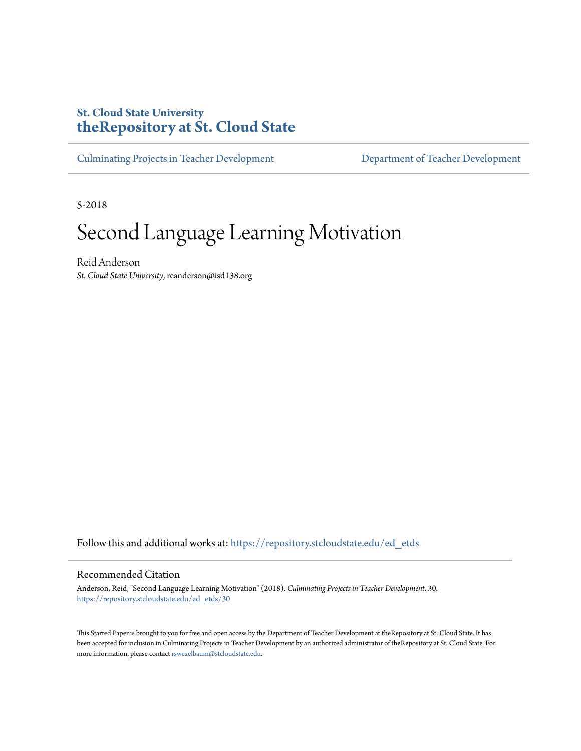**St. Cloud State University**
# theRepository at St. Cloud State

Culminating Projects in Teacher Development | Department of Teacher Development

5-2018

# Second Language Learning Motivation

Reid Anderson
*St. Cloud State University*, reanderson@isd138.org

Follow this and additional works at: https://repository.stcloudstate.edu/ed_etds

## Recommended Citation

Anderson, Reid, "Second Language Learning Motivation" (2018). *Culminating Projects in Teacher Development*. 30.
https://repository.stcloudstate.edu/ed_etds/30

This Starred Paper is brought to you for free and open access by the Department of Teacher Development at theRepository at St. Cloud State. It has been accepted for inclusion in Culminating Projects in Teacher Development by an authorized administrator of theRepository at St. Cloud State. For more information, please contact rswexelbaum@stcloudstate.edu.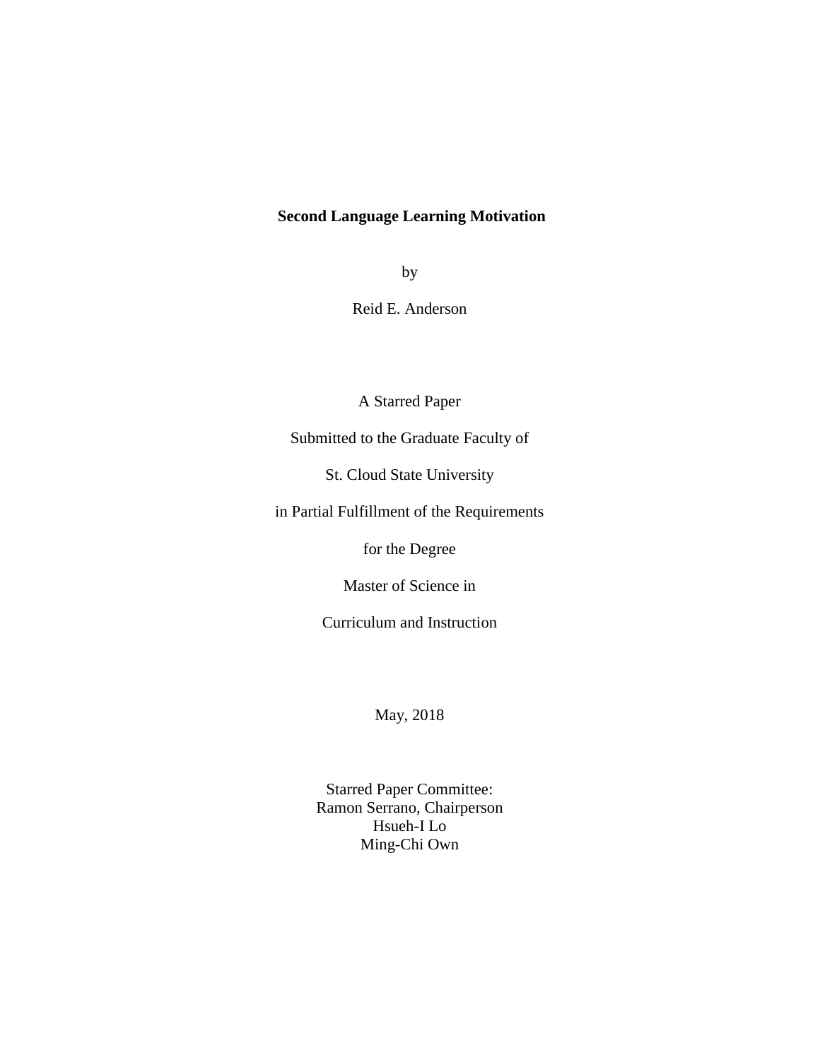# Second Language Learning Motivation

by

Reid E. Anderson

A Starred Paper

Submitted to the Graduate Faculty of

St. Cloud State University

in Partial Fulfillment of the Requirements

for the Degree

Master of Science in

Curriculum and Instruction

May, 2018

Starred Paper Committee:
Ramon Serrano, Chairperson
Hsueh-I Lo
Ming-Chi Own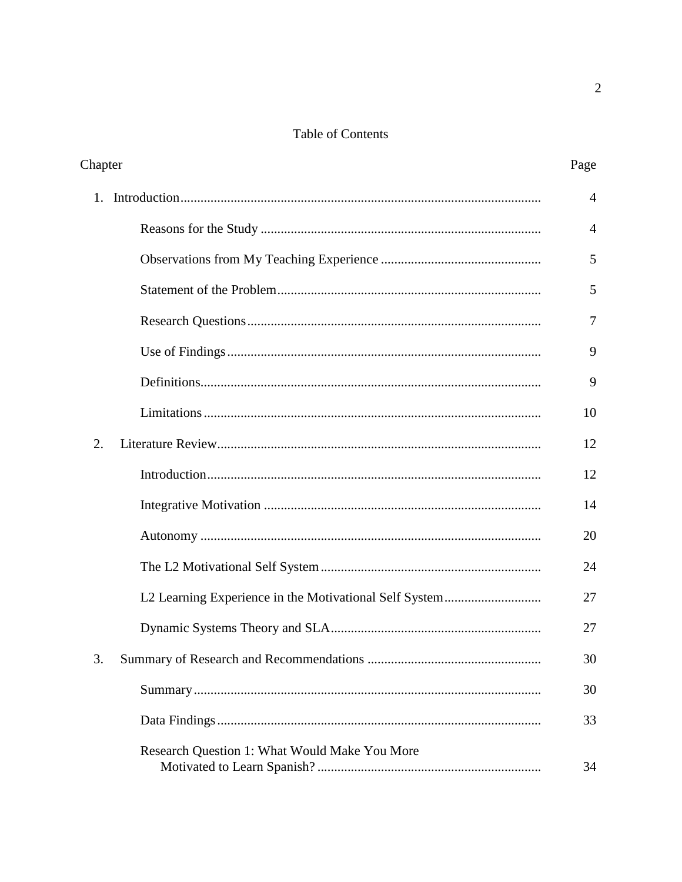# Table of Contents

| Chapter | Page |
|---|---|
| 1. Introduction | 4 |
| Reasons for the Study | 4 |
| Observations from My Teaching Experience | 5 |
| Statement of the Problem | 5 |
| Research Questions | 7 |
| Use of Findings | 9 |
| Definitions | 9 |
| Limitations | 10 |
| 2. Literature Review | 12 |
| Introduction | 12 |
| Integrative Motivation | 14 |
| Autonomy | 20 |
| The L2 Motivational Self System | 24 |
| L2 Learning Experience in the Motivational Self System | 27 |
| Dynamic Systems Theory and SLA | 27 |
| 3. Summary of Research and Recommendations | 30 |
| Summary | 30 |
| Data Findings | 33 |
| Research Question 1: What Would Make You More Motivated to Learn Spanish? | 34 |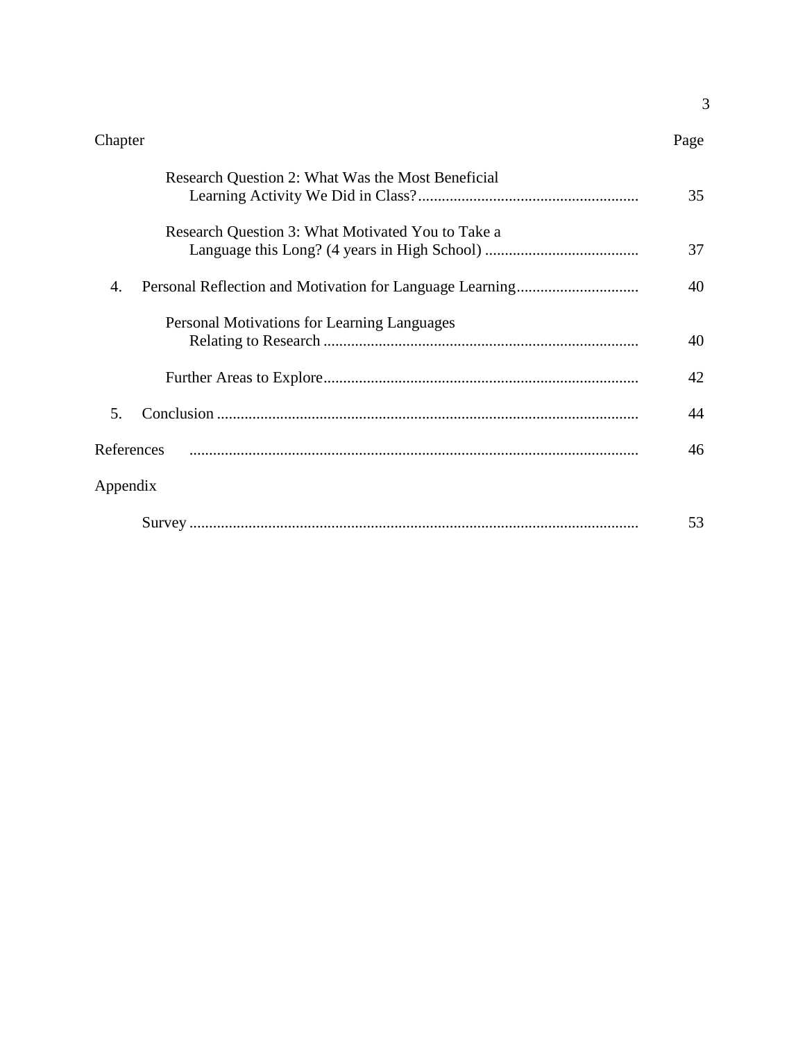| Chapter | | Page |
|---|---|---|
| | Research Question 2: What Was the Most Beneficial Learning Activity We Did in Class? | 35 |
| | Research Question 3: What Motivated You to Take a Language this Long? (4 years in High School) | 37 |
| 4. | Personal Reflection and Motivation for Language Learning | 40 |
| | Personal Motivations for Learning Languages Relating to Research | 40 |
| | Further Areas to Explore | 42 |
| 5. | Conclusion | 44 |
| References | | 46 |
| Appendix | | |
| | Survey | 53 |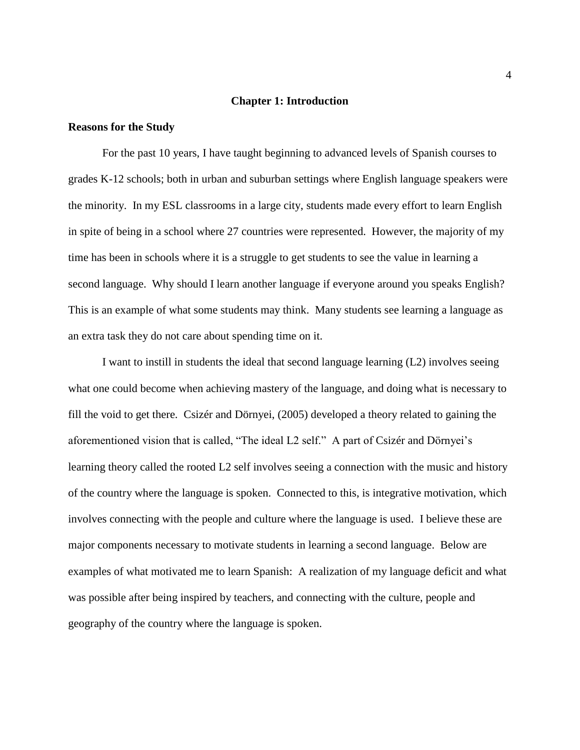# Chapter 1: Introduction

## Reasons for the Study

For the past 10 years, I have taught beginning to advanced levels of Spanish courses to grades K-12 schools; both in urban and suburban settings where English language speakers were the minority. In my ESL classrooms in a large city, students made every effort to learn English in spite of being in a school where 27 countries were represented. However, the majority of my time has been in schools where it is a struggle to get students to see the value in learning a second language. Why should I learn another language if everyone around you speaks English? This is an example of what some students may think. Many students see learning a language as an extra task they do not care about spending time on it.

I want to instill in students the ideal that second language learning (L2) involves seeing what one could become when achieving mastery of the language, and doing what is necessary to fill the void to get there. Csizér and Dörnyei, (2005) developed a theory related to gaining the aforementioned vision that is called, "The ideal L2 self." A part of Csizér and Dörnyei's learning theory called the rooted L2 self involves seeing a connection with the music and history of the country where the language is spoken. Connected to this, is integrative motivation, which involves connecting with the people and culture where the language is used. I believe these are major components necessary to motivate students in learning a second language. Below are examples of what motivated me to learn Spanish: A realization of my language deficit and what was possible after being inspired by teachers, and connecting with the culture, people and geography of the country where the language is spoken.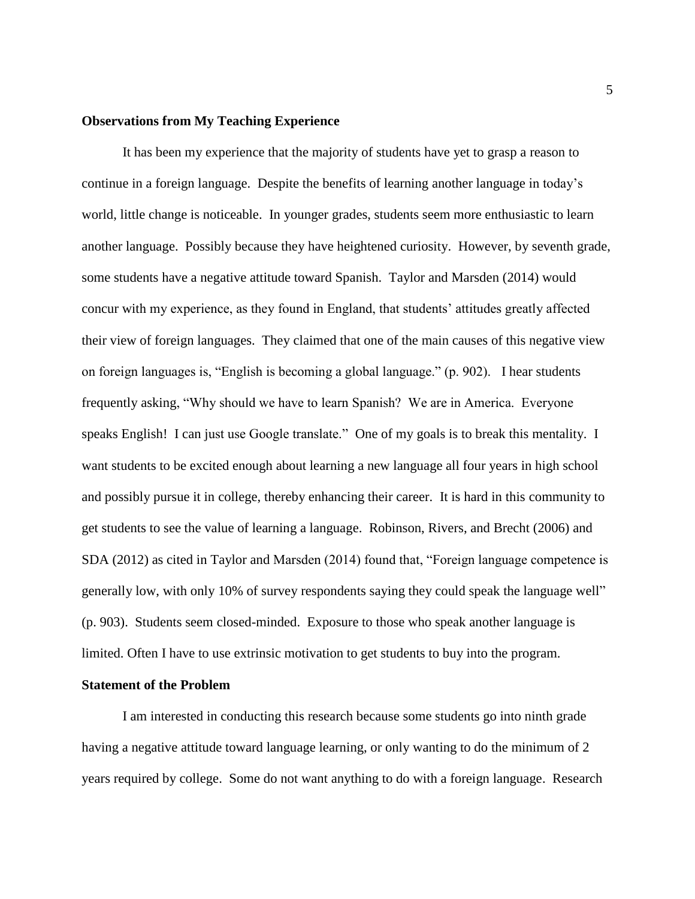**Observations from My Teaching Experience**

It has been my experience that the majority of students have yet to grasp a reason to continue in a foreign language. Despite the benefits of learning another language in today's world, little change is noticeable. In younger grades, students seem more enthusiastic to learn another language. Possibly because they have heightened curiosity. However, by seventh grade, some students have a negative attitude toward Spanish. Taylor and Marsden (2014) would concur with my experience, as they found in England, that students' attitudes greatly affected their view of foreign languages. They claimed that one of the main causes of this negative view on foreign languages is, "English is becoming a global language." (p. 902). I hear students frequently asking, "Why should we have to learn Spanish? We are in America. Everyone speaks English! I can just use Google translate." One of my goals is to break this mentality. I want students to be excited enough about learning a new language all four years in high school and possibly pursue it in college, thereby enhancing their career. It is hard in this community to get students to see the value of learning a language. Robinson, Rivers, and Brecht (2006) and SDA (2012) as cited in Taylor and Marsden (2014) found that, "Foreign language competence is generally low, with only 10% of survey respondents saying they could speak the language well" (p. 903). Students seem closed-minded. Exposure to those who speak another language is limited. Often I have to use extrinsic motivation to get students to buy into the program.

**Statement of the Problem**

I am interested in conducting this research because some students go into ninth grade having a negative attitude toward language learning, or only wanting to do the minimum of 2 years required by college. Some do not want anything to do with a foreign language. Research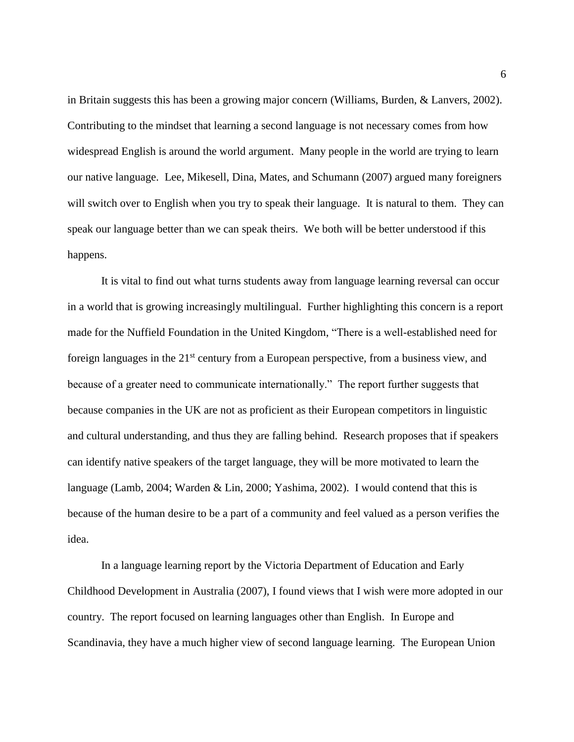in Britain suggests this has been a growing major concern (Williams, Burden, & Lanvers, 2002). Contributing to the mindset that learning a second language is not necessary comes from how widespread English is around the world argument. Many people in the world are trying to learn our native language. Lee, Mikesell, Dina, Mates, and Schumann (2007) argued many foreigners will switch over to English when you try to speak their language. It is natural to them. They can speak our language better than we can speak theirs. We both will be better understood if this happens.

It is vital to find out what turns students away from language learning reversal can occur in a world that is growing increasingly multilingual. Further highlighting this concern is a report made for the Nuffield Foundation in the United Kingdom, "There is a well-established need for foreign languages in the 21st century from a European perspective, from a business view, and because of a greater need to communicate internationally." The report further suggests that because companies in the UK are not as proficient as their European competitors in linguistic and cultural understanding, and thus they are falling behind. Research proposes that if speakers can identify native speakers of the target language, they will be more motivated to learn the language (Lamb, 2004; Warden & Lin, 2000; Yashima, 2002). I would contend that this is because of the human desire to be a part of a community and feel valued as a person verifies the idea.

In a language learning report by the Victoria Department of Education and Early Childhood Development in Australia (2007), I found views that I wish were more adopted in our country. The report focused on learning languages other than English. In Europe and Scandinavia, they have a much higher view of second language learning. The European Union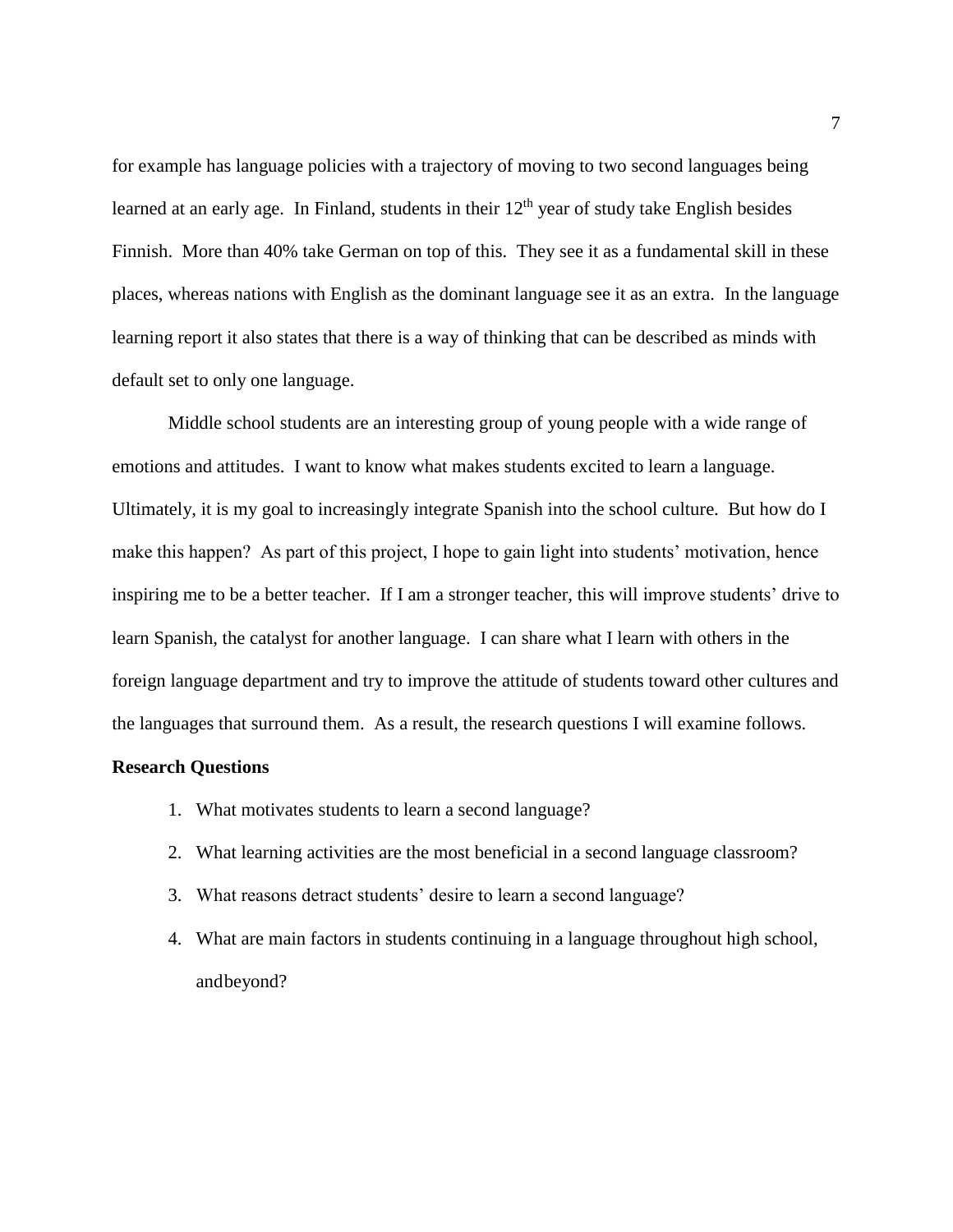for example has language policies with a trajectory of moving to two second languages being learned at an early age. In Finland, students in their 12th year of study take English besides Finnish. More than 40% take German on top of this. They see it as a fundamental skill in these places, whereas nations with English as the dominant language see it as an extra. In the language learning report it also states that there is a way of thinking that can be described as minds with default set to only one language.

Middle school students are an interesting group of young people with a wide range of emotions and attitudes. I want to know what makes students excited to learn a language. Ultimately, it is my goal to increasingly integrate Spanish into the school culture. But how do I make this happen? As part of this project, I hope to gain light into students' motivation, hence inspiring me to be a better teacher. If I am a stronger teacher, this will improve students' drive to learn Spanish, the catalyst for another language. I can share what I learn with others in the foreign language department and try to improve the attitude of students toward other cultures and the languages that surround them. As a result, the research questions I will examine follows.

**Research Questions**

1. What motivates students to learn a second language?
2. What learning activities are the most beneficial in a second language classroom?
3. What reasons detract students' desire to learn a second language?
4. What are main factors in students continuing in a language throughout high school, andbeyond?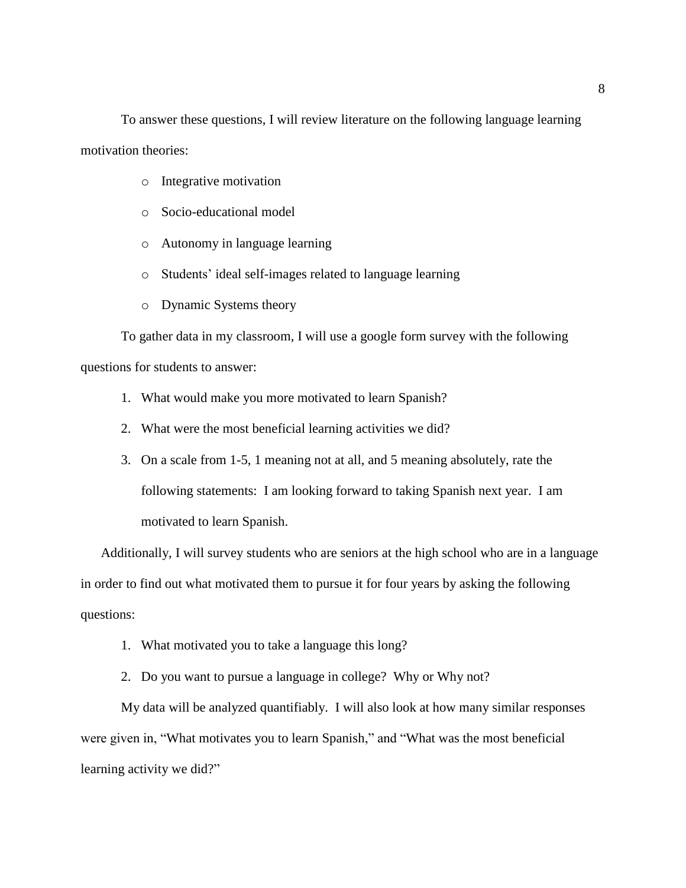To answer these questions, I will review literature on the following language learning motivation theories:

- Integrative motivation
- Socio-educational model
- Autonomy in language learning
- Students' ideal self-images related to language learning
- Dynamic Systems theory

To gather data in my classroom, I will use a google form survey with the following questions for students to answer:

1. What would make you more motivated to learn Spanish?
2. What were the most beneficial learning activities we did?
3. On a scale from 1-5, 1 meaning not at all, and 5 meaning absolutely, rate the following statements: I am looking forward to taking Spanish next year. I am motivated to learn Spanish.

Additionally, I will survey students who are seniors at the high school who are in a language in order to find out what motivated them to pursue it for four years by asking the following questions:

1. What motivated you to take a language this long?
2. Do you want to pursue a language in college? Why or Why not?

My data will be analyzed quantifiably. I will also look at how many similar responses were given in, "What motivates you to learn Spanish," and "What was the most beneficial learning activity we did?"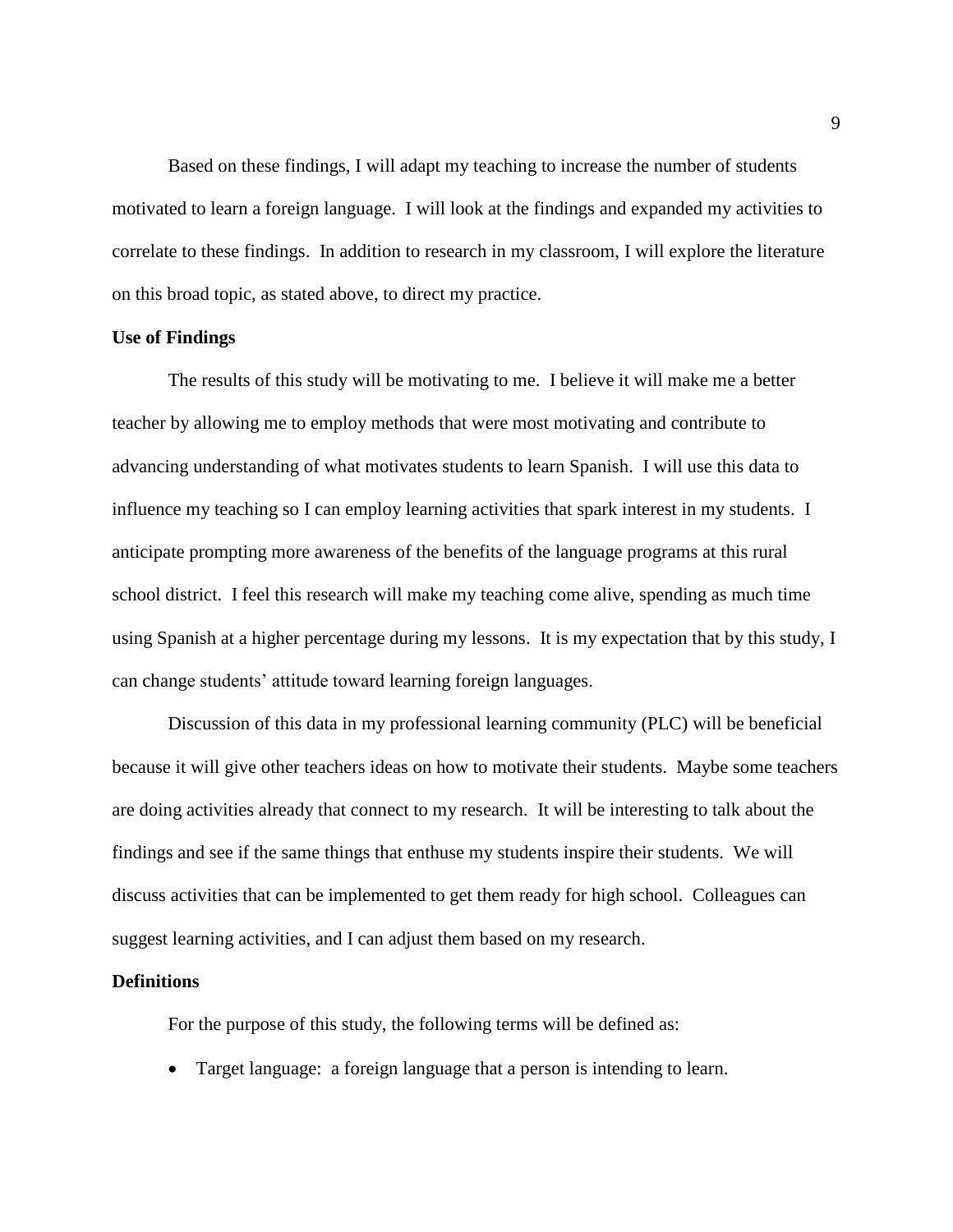Based on these findings, I will adapt my teaching to increase the number of students motivated to learn a foreign language. I will look at the findings and expanded my activities to correlate to these findings. In addition to research in my classroom, I will explore the literature on this broad topic, as stated above, to direct my practice.

**Use of Findings**

The results of this study will be motivating to me. I believe it will make me a better teacher by allowing me to employ methods that were most motivating and contribute to advancing understanding of what motivates students to learn Spanish. I will use this data to influence my teaching so I can employ learning activities that spark interest in my students. I anticipate prompting more awareness of the benefits of the language programs at this rural school district. I feel this research will make my teaching come alive, spending as much time using Spanish at a higher percentage during my lessons. It is my expectation that by this study, I can change students' attitude toward learning foreign languages.

Discussion of this data in my professional learning community (PLC) will be beneficial because it will give other teachers ideas on how to motivate their students. Maybe some teachers are doing activities already that connect to my research. It will be interesting to talk about the findings and see if the same things that enthuse my students inspire their students. We will discuss activities that can be implemented to get them ready for high school. Colleagues can suggest learning activities, and I can adjust them based on my research.

**Definitions**

For the purpose of this study, the following terms will be defined as:

- Target language: a foreign language that a person is intending to learn.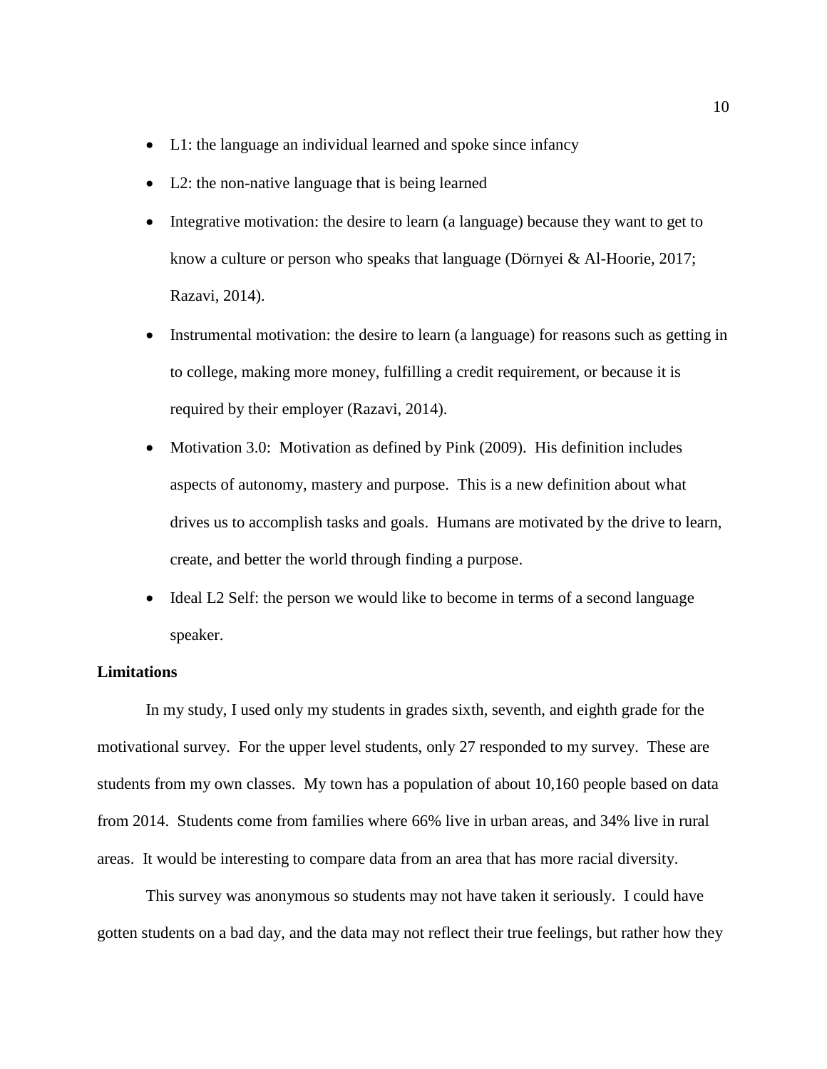- L1: the language an individual learned and spoke since infancy
- L2: the non-native language that is being learned
- Integrative motivation: the desire to learn (a language) because they want to get to know a culture or person who speaks that language (Dörnyei & Al-Hoorie, 2017; Razavi, 2014).
- Instrumental motivation: the desire to learn (a language) for reasons such as getting in to college, making more money, fulfilling a credit requirement, or because it is required by their employer (Razavi, 2014).
- Motivation 3.0: Motivation as defined by Pink (2009). His definition includes aspects of autonomy, mastery and purpose. This is a new definition about what drives us to accomplish tasks and goals. Humans are motivated by the drive to learn, create, and better the world through finding a purpose.
- Ideal L2 Self: the person we would like to become in terms of a second language speaker.

**Limitations**

In my study, I used only my students in grades sixth, seventh, and eighth grade for the motivational survey. For the upper level students, only 27 responded to my survey. These are students from my own classes. My town has a population of about 10,160 people based on data from 2014. Students come from families where 66% live in urban areas, and 34% live in rural areas. It would be interesting to compare data from an area that has more racial diversity.

This survey was anonymous so students may not have taken it seriously. I could have gotten students on a bad day, and the data may not reflect their true feelings, but rather how they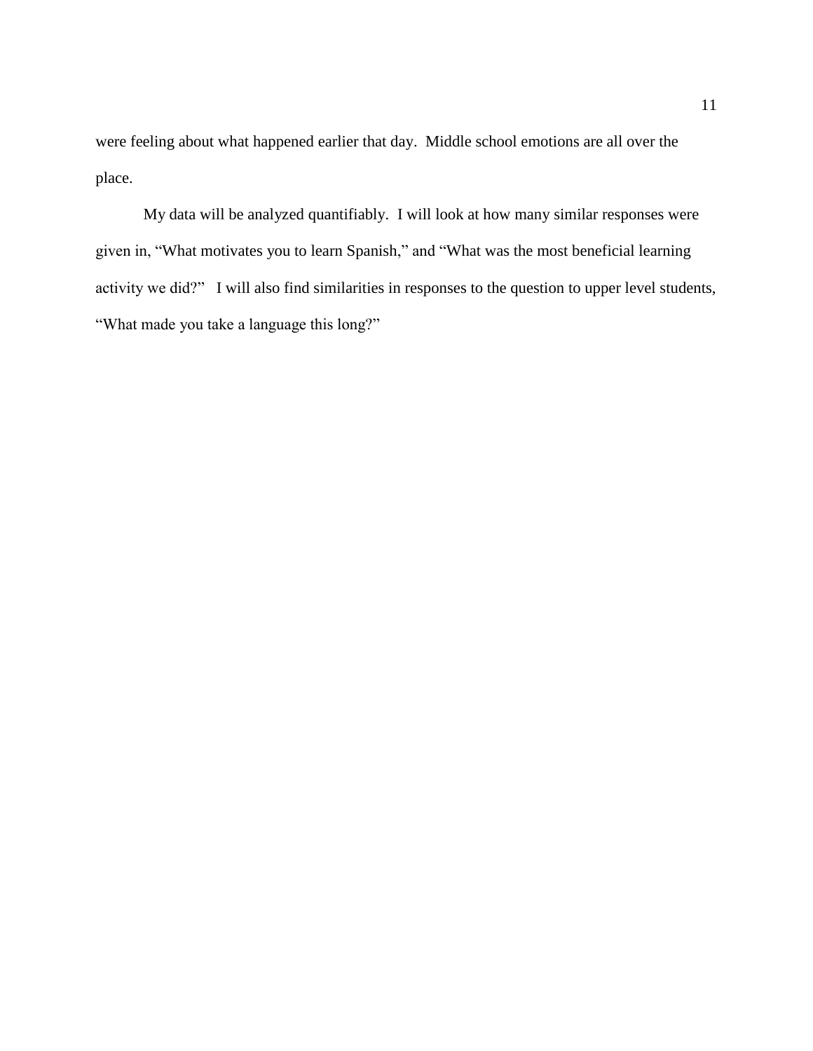were feeling about what happened earlier that day.  Middle school emotions are all over the place.

My data will be analyzed quantifiably.  I will look at how many similar responses were given in, “What motivates you to learn Spanish,” and “What was the most beneficial learning activity we did?”   I will also find similarities in responses to the question to upper level students, “What made you take a language this long?”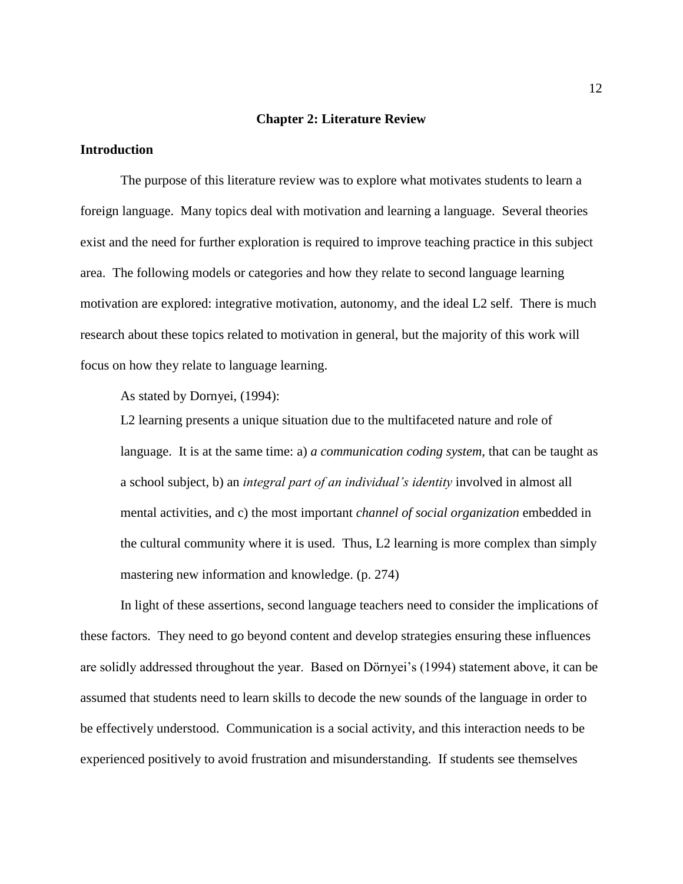# Chapter 2: Literature Review

## Introduction

The purpose of this literature review was to explore what motivates students to learn a foreign language. Many topics deal with motivation and learning a language. Several theories exist and the need for further exploration is required to improve teaching practice in this subject area. The following models or categories and how they relate to second language learning motivation are explored: integrative motivation, autonomy, and the ideal L2 self. There is much research about these topics related to motivation in general, but the majority of this work will focus on how they relate to language learning.

As stated by Dornyei, (1994):

> L2 learning presents a unique situation due to the multifaceted nature and role of language. It is at the same time: a) *a communication coding system,* that can be taught as a school subject, b) an *integral part of an individual's identity* involved in almost all mental activities, and c) the most important *channel of social organization* embedded in the cultural community where it is used. Thus, L2 learning is more complex than simply mastering new information and knowledge. (p. 274)

In light of these assertions, second language teachers need to consider the implications of these factors. They need to go beyond content and develop strategies ensuring these influences are solidly addressed throughout the year. Based on Dörnyei's (1994) statement above, it can be assumed that students need to learn skills to decode the new sounds of the language in order to be effectively understood. Communication is a social activity, and this interaction needs to be experienced positively to avoid frustration and misunderstanding. If students see themselves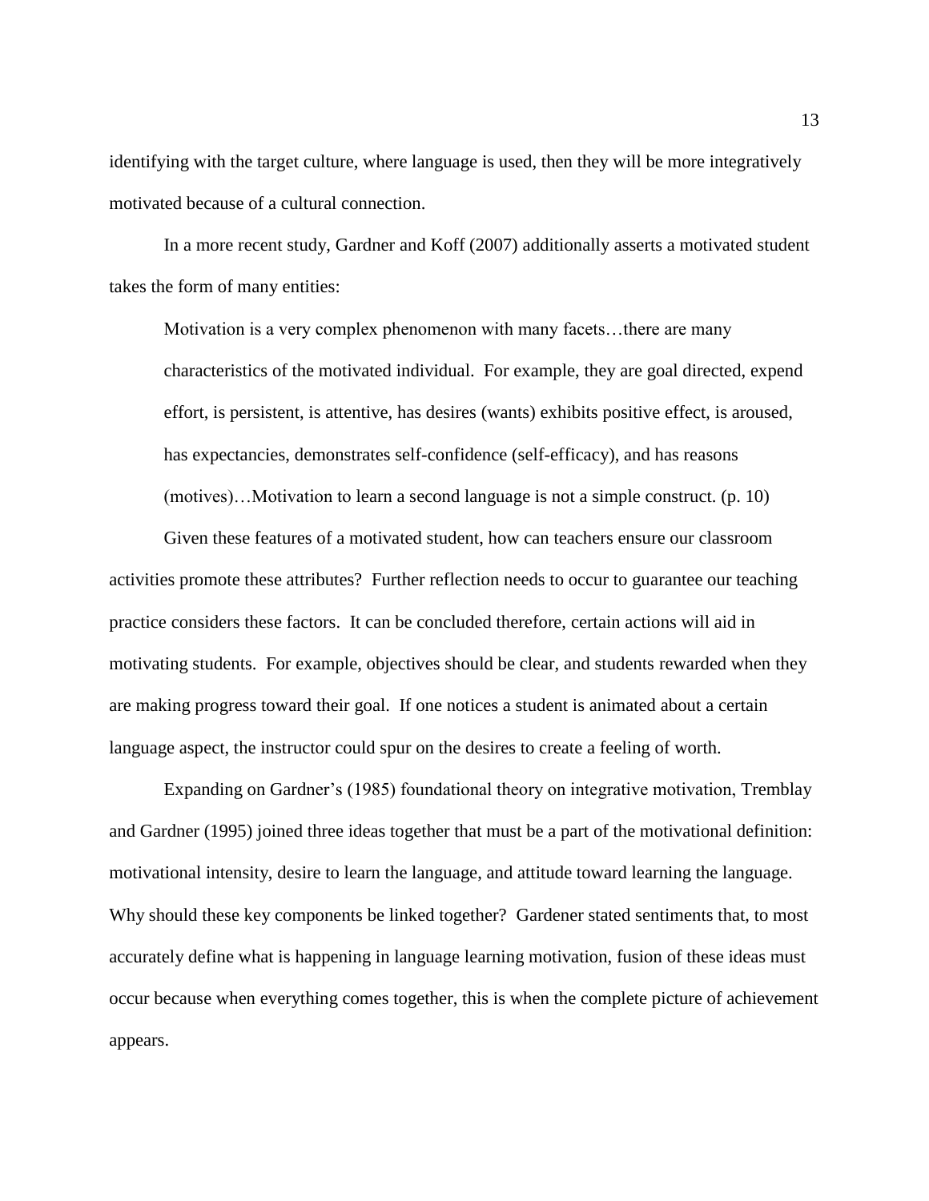identifying with the target culture, where language is used, then they will be more integratively motivated because of a cultural connection.

In a more recent study, Gardner and Koff (2007) additionally asserts a motivated student takes the form of many entities:

> Motivation is a very complex phenomenon with many facets…there are many characteristics of the motivated individual. For example, they are goal directed, expend effort, is persistent, is attentive, has desires (wants) exhibits positive effect, is aroused, has expectancies, demonstrates self-confidence (self-efficacy), and has reasons (motives)…Motivation to learn a second language is not a simple construct. (p. 10)

Given these features of a motivated student, how can teachers ensure our classroom activities promote these attributes? Further reflection needs to occur to guarantee our teaching practice considers these factors. It can be concluded therefore, certain actions will aid in motivating students. For example, objectives should be clear, and students rewarded when they are making progress toward their goal. If one notices a student is animated about a certain language aspect, the instructor could spur on the desires to create a feeling of worth.

Expanding on Gardner's (1985) foundational theory on integrative motivation, Tremblay and Gardner (1995) joined three ideas together that must be a part of the motivational definition: motivational intensity, desire to learn the language, and attitude toward learning the language. Why should these key components be linked together? Gardener stated sentiments that, to most accurately define what is happening in language learning motivation, fusion of these ideas must occur because when everything comes together, this is when the complete picture of achievement appears.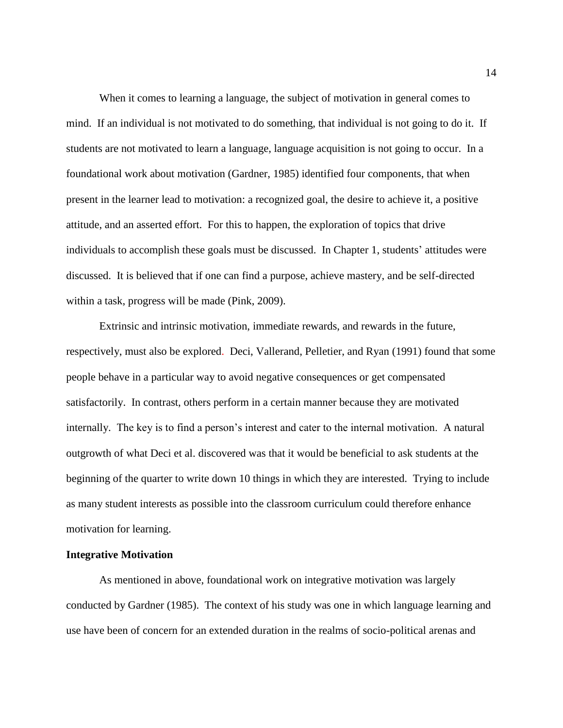When it comes to learning a language, the subject of motivation in general comes to mind. If an individual is not motivated to do something, that individual is not going to do it. If students are not motivated to learn a language, language acquisition is not going to occur. In a foundational work about motivation (Gardner, 1985) identified four components, that when present in the learner lead to motivation: a recognized goal, the desire to achieve it, a positive attitude, and an asserted effort. For this to happen, the exploration of topics that drive individuals to accomplish these goals must be discussed. In Chapter 1, students' attitudes were discussed. It is believed that if one can find a purpose, achieve mastery, and be self-directed within a task, progress will be made (Pink, 2009).

Extrinsic and intrinsic motivation, immediate rewards, and rewards in the future, respectively, must also be explored. Deci, Vallerand, Pelletier, and Ryan (1991) found that some people behave in a particular way to avoid negative consequences or get compensated satisfactorily. In contrast, others perform in a certain manner because they are motivated internally. The key is to find a person's interest and cater to the internal motivation. A natural outgrowth of what Deci et al. discovered was that it would be beneficial to ask students at the beginning of the quarter to write down 10 things in which they are interested. Trying to include as many student interests as possible into the classroom curriculum could therefore enhance motivation for learning.

**Integrative Motivation**

As mentioned in above, foundational work on integrative motivation was largely conducted by Gardner (1985). The context of his study was one in which language learning and use have been of concern for an extended duration in the realms of socio-political arenas and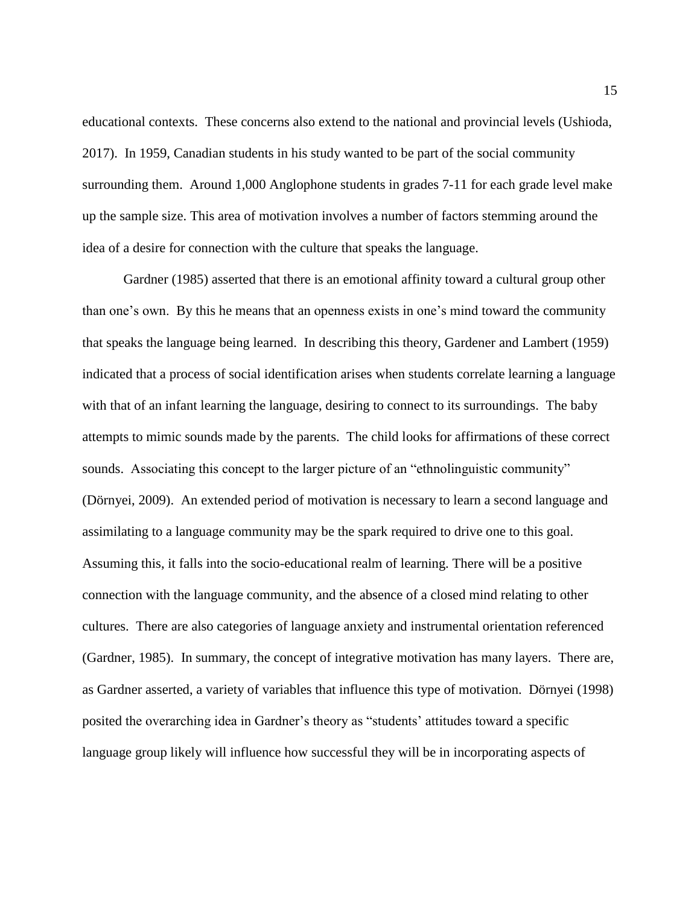educational contexts. These concerns also extend to the national and provincial levels (Ushioda, 2017). In 1959, Canadian students in his study wanted to be part of the social community surrounding them. Around 1,000 Anglophone students in grades 7-11 for each grade level make up the sample size. This area of motivation involves a number of factors stemming around the idea of a desire for connection with the culture that speaks the language.

Gardner (1985) asserted that there is an emotional affinity toward a cultural group other than one's own. By this he means that an openness exists in one's mind toward the community that speaks the language being learned. In describing this theory, Gardener and Lambert (1959) indicated that a process of social identification arises when students correlate learning a language with that of an infant learning the language, desiring to connect to its surroundings. The baby attempts to mimic sounds made by the parents. The child looks for affirmations of these correct sounds. Associating this concept to the larger picture of an "ethnolinguistic community" (Dörnyei, 2009). An extended period of motivation is necessary to learn a second language and assimilating to a language community may be the spark required to drive one to this goal. Assuming this, it falls into the socio-educational realm of learning. There will be a positive connection with the language community, and the absence of a closed mind relating to other cultures. There are also categories of language anxiety and instrumental orientation referenced (Gardner, 1985). In summary, the concept of integrative motivation has many layers. There are, as Gardner asserted, a variety of variables that influence this type of motivation. Dörnyei (1998) posited the overarching idea in Gardner's theory as "students' attitudes toward a specific language group likely will influence how successful they will be in incorporating aspects of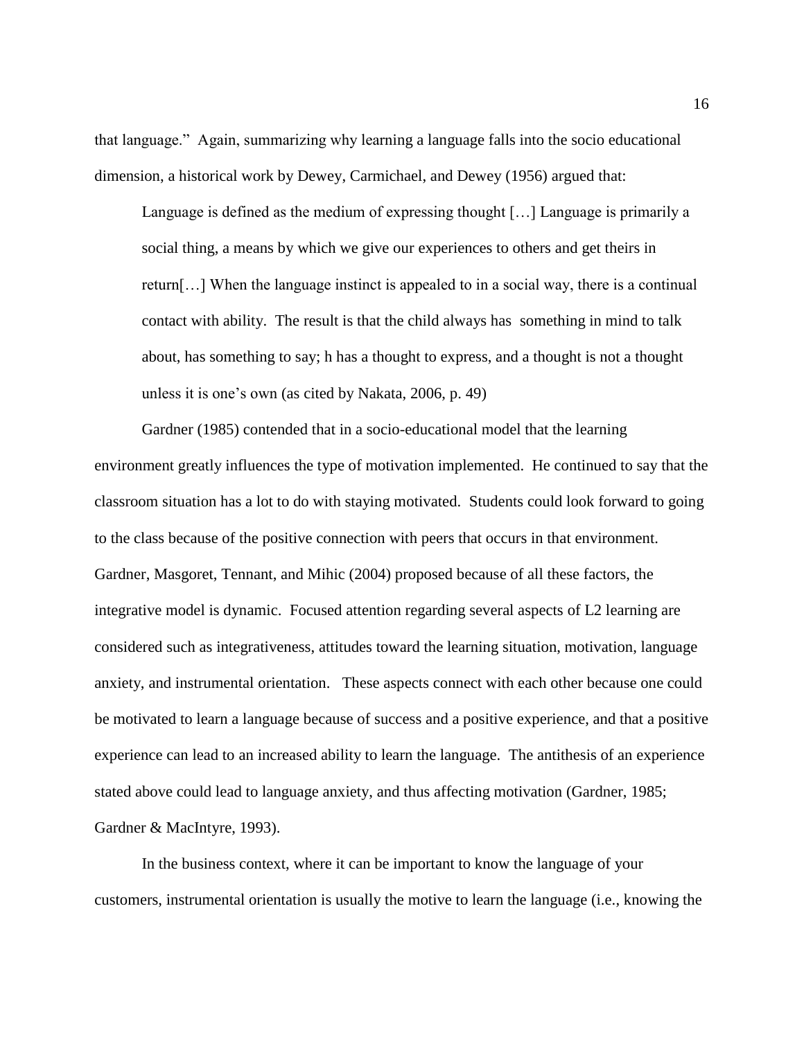that language." Again, summarizing why learning a language falls into the socio educational dimension, a historical work by Dewey, Carmichael, and Dewey (1956) argued that:

> Language is defined as the medium of expressing thought [...] Language is primarily a social thing, a means by which we give our experiences to others and get theirs in return[...] When the language instinct is appealed to in a social way, there is a continual contact with ability. The result is that the child always has something in mind to talk about, has something to say; h has a thought to express, and a thought is not a thought unless it is one's own (as cited by Nakata, 2006, p. 49)

Gardner (1985) contended that in a socio-educational model that the learning environment greatly influences the type of motivation implemented. He continued to say that the classroom situation has a lot to do with staying motivated. Students could look forward to going to the class because of the positive connection with peers that occurs in that environment. Gardner, Masgoret, Tennant, and Mihic (2004) proposed because of all these factors, the integrative model is dynamic. Focused attention regarding several aspects of L2 learning are considered such as integrativeness, attitudes toward the learning situation, motivation, language anxiety, and instrumental orientation. These aspects connect with each other because one could be motivated to learn a language because of success and a positive experience, and that a positive experience can lead to an increased ability to learn the language. The antithesis of an experience stated above could lead to language anxiety, and thus affecting motivation (Gardner, 1985; Gardner & MacIntyre, 1993).

In the business context, where it can be important to know the language of your customers, instrumental orientation is usually the motive to learn the language (i.e., knowing the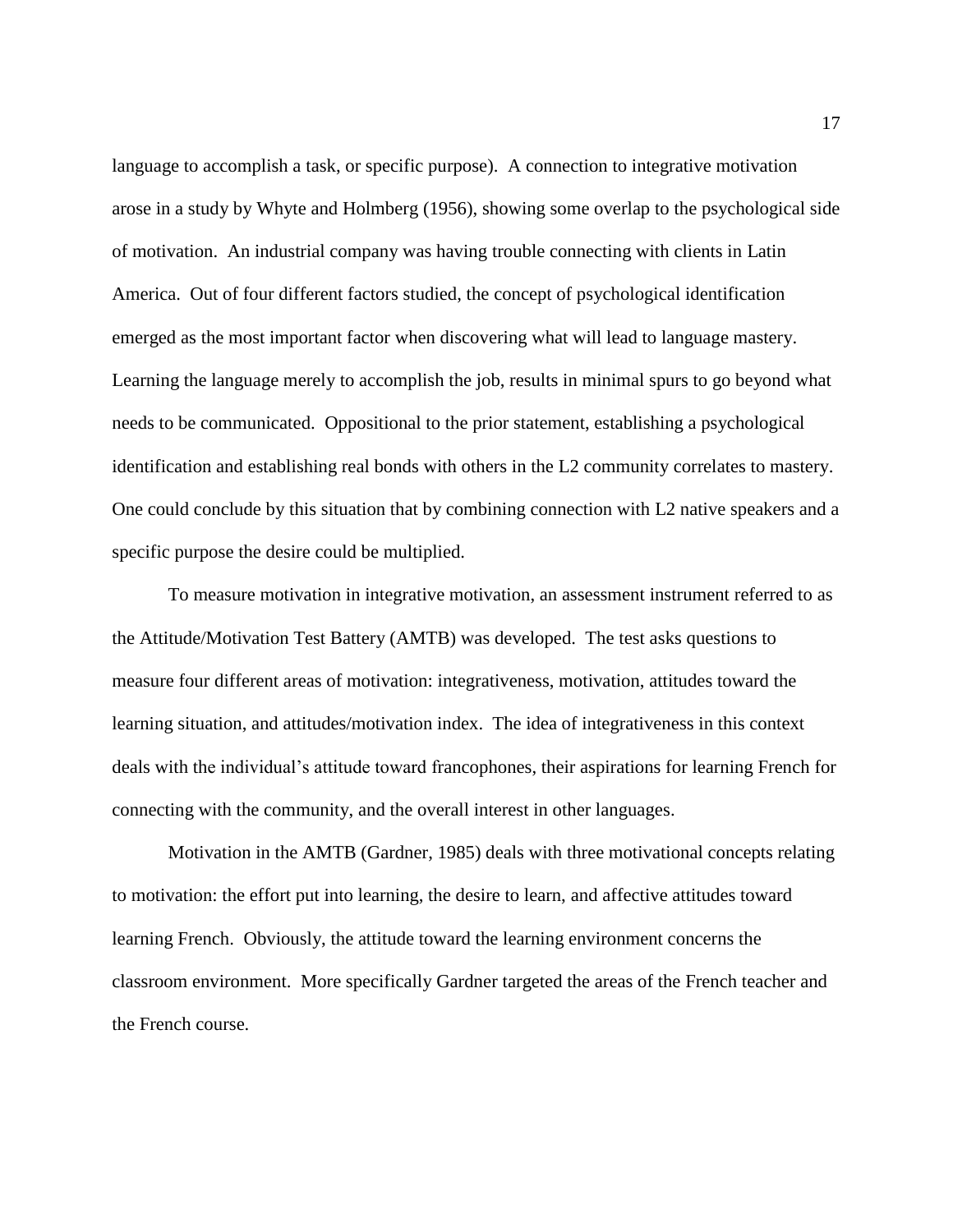language to accomplish a task, or specific purpose). A connection to integrative motivation arose in a study by Whyte and Holmberg (1956), showing some overlap to the psychological side of motivation. An industrial company was having trouble connecting with clients in Latin America. Out of four different factors studied, the concept of psychological identification emerged as the most important factor when discovering what will lead to language mastery. Learning the language merely to accomplish the job, results in minimal spurs to go beyond what needs to be communicated. Oppositional to the prior statement, establishing a psychological identification and establishing real bonds with others in the L2 community correlates to mastery. One could conclude by this situation that by combining connection with L2 native speakers and a specific purpose the desire could be multiplied.

To measure motivation in integrative motivation, an assessment instrument referred to as the Attitude/Motivation Test Battery (AMTB) was developed. The test asks questions to measure four different areas of motivation: integrativeness, motivation, attitudes toward the learning situation, and attitudes/motivation index. The idea of integrativeness in this context deals with the individual's attitude toward francophones, their aspirations for learning French for connecting with the community, and the overall interest in other languages.

Motivation in the AMTB (Gardner, 1985) deals with three motivational concepts relating to motivation: the effort put into learning, the desire to learn, and affective attitudes toward learning French. Obviously, the attitude toward the learning environment concerns the classroom environment. More specifically Gardner targeted the areas of the French teacher and the French course.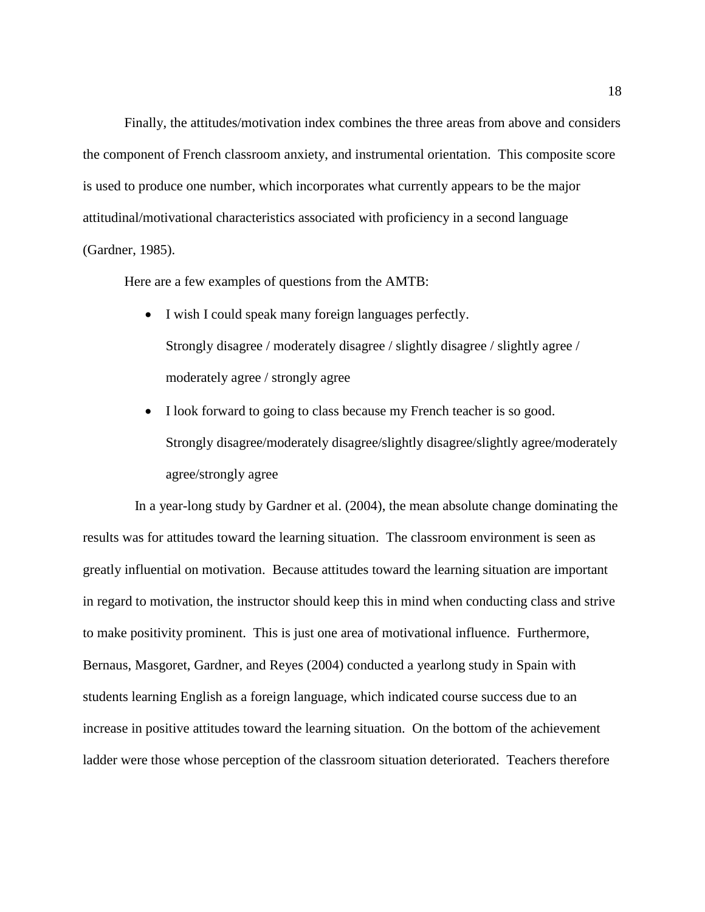Finally, the attitudes/motivation index combines the three areas from above and considers the component of French classroom anxiety, and instrumental orientation. This composite score is used to produce one number, which incorporates what currently appears to be the major attitudinal/motivational characteristics associated with proficiency in a second language (Gardner, 1985).

Here are a few examples of questions from the AMTB:

- I wish I could speak many foreign languages perfectly.
  Strongly disagree / moderately disagree / slightly disagree / slightly agree / moderately agree / strongly agree
- I look forward to going to class because my French teacher is so good.
  Strongly disagree/moderately disagree/slightly disagree/slightly agree/moderately agree/strongly agree

In a year-long study by Gardner et al. (2004), the mean absolute change dominating the results was for attitudes toward the learning situation. The classroom environment is seen as greatly influential on motivation. Because attitudes toward the learning situation are important in regard to motivation, the instructor should keep this in mind when conducting class and strive to make positivity prominent. This is just one area of motivational influence. Furthermore, Bernaus, Masgoret, Gardner, and Reyes (2004) conducted a yearlong study in Spain with students learning English as a foreign language, which indicated course success due to an increase in positive attitudes toward the learning situation. On the bottom of the achievement ladder were those whose perception of the classroom situation deteriorated. Teachers therefore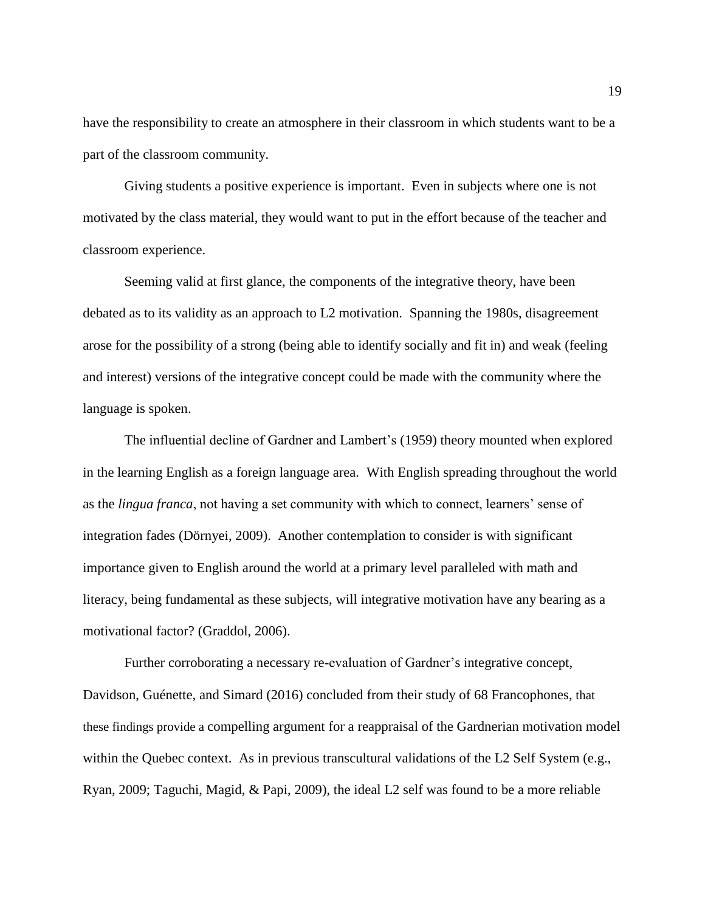have the responsibility to create an atmosphere in their classroom in which students want to be a part of the classroom community.

Giving students a positive experience is important. Even in subjects where one is not motivated by the class material, they would want to put in the effort because of the teacher and classroom experience.

Seeming valid at first glance, the components of the integrative theory, have been debated as to its validity as an approach to L2 motivation. Spanning the 1980s, disagreement arose for the possibility of a strong (being able to identify socially and fit in) and weak (feeling and interest) versions of the integrative concept could be made with the community where the language is spoken.

The influential decline of Gardner and Lambert's (1959) theory mounted when explored in the learning English as a foreign language area. With English spreading throughout the world as the *lingua franca*, not having a set community with which to connect, learners' sense of integration fades (Dörnyei, 2009). Another contemplation to consider is with significant importance given to English around the world at a primary level paralleled with math and literacy, being fundamental as these subjects, will integrative motivation have any bearing as a motivational factor? (Graddol, 2006).

Further corroborating a necessary re-evaluation of Gardner's integrative concept, Davidson, Guénette, and Simard (2016) concluded from their study of 68 Francophones, that these findings provide a compelling argument for a reappraisal of the Gardnerian motivation model within the Quebec context. As in previous transcultural validations of the L2 Self System (e.g., Ryan, 2009; Taguchi, Magid, & Papi, 2009), the ideal L2 self was found to be a more reliable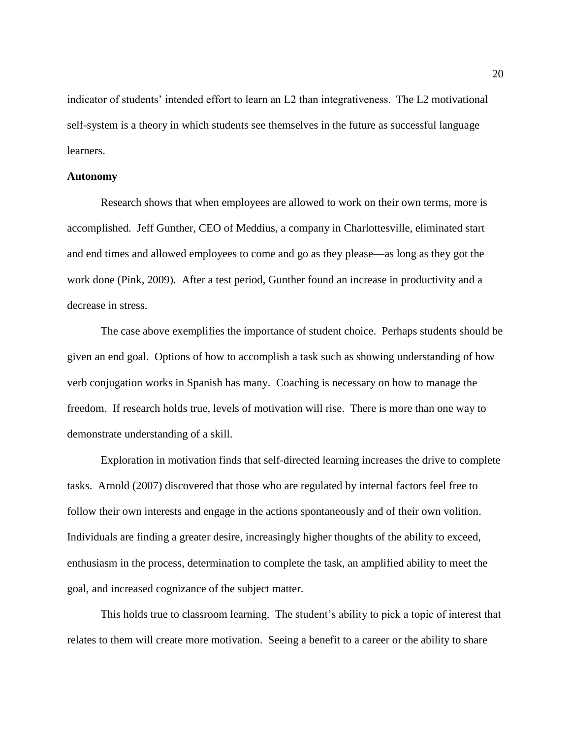indicator of students' intended effort to learn an L2 than integrativeness. The L2 motivational self-system is a theory in which students see themselves in the future as successful language learners.

**Autonomy**

Research shows that when employees are allowed to work on their own terms, more is accomplished. Jeff Gunther, CEO of Meddius, a company in Charlottesville, eliminated start and end times and allowed employees to come and go as they please—as long as they got the work done (Pink, 2009). After a test period, Gunther found an increase in productivity and a decrease in stress.

The case above exemplifies the importance of student choice. Perhaps students should be given an end goal. Options of how to accomplish a task such as showing understanding of how verb conjugation works in Spanish has many. Coaching is necessary on how to manage the freedom. If research holds true, levels of motivation will rise. There is more than one way to demonstrate understanding of a skill.

Exploration in motivation finds that self-directed learning increases the drive to complete tasks. Arnold (2007) discovered that those who are regulated by internal factors feel free to follow their own interests and engage in the actions spontaneously and of their own volition. Individuals are finding a greater desire, increasingly higher thoughts of the ability to exceed, enthusiasm in the process, determination to complete the task, an amplified ability to meet the goal, and increased cognizance of the subject matter.

This holds true to classroom learning. The student's ability to pick a topic of interest that relates to them will create more motivation. Seeing a benefit to a career or the ability to share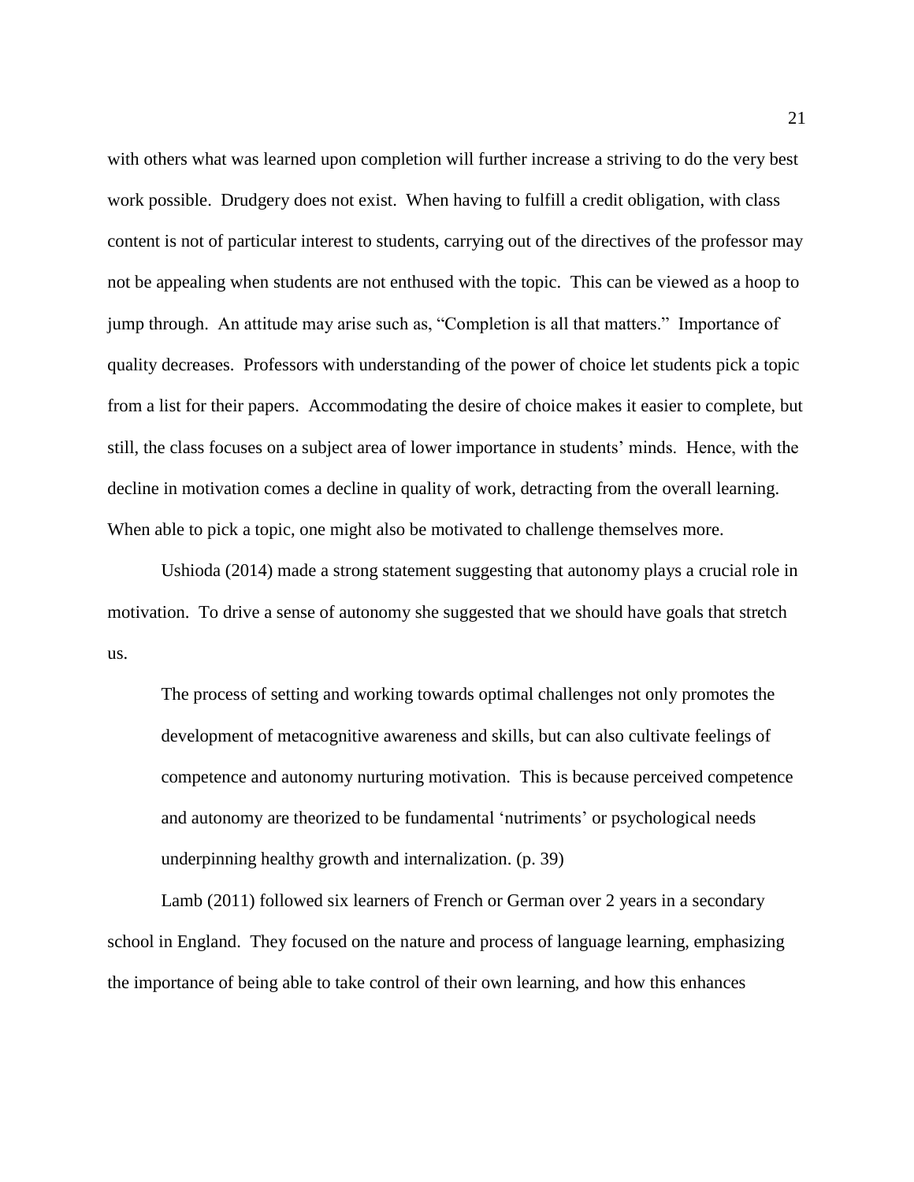with others what was learned upon completion will further increase a striving to do the very best work possible. Drudgery does not exist. When having to fulfill a credit obligation, with class content is not of particular interest to students, carrying out of the directives of the professor may not be appealing when students are not enthused with the topic. This can be viewed as a hoop to jump through. An attitude may arise such as, "Completion is all that matters." Importance of quality decreases. Professors with understanding of the power of choice let students pick a topic from a list for their papers. Accommodating the desire of choice makes it easier to complete, but still, the class focuses on a subject area of lower importance in students' minds. Hence, with the decline in motivation comes a decline in quality of work, detracting from the overall learning. When able to pick a topic, one might also be motivated to challenge themselves more.

Ushioda (2014) made a strong statement suggesting that autonomy plays a crucial role in motivation. To drive a sense of autonomy she suggested that we should have goals that stretch us.

> The process of setting and working towards optimal challenges not only promotes the development of metacognitive awareness and skills, but can also cultivate feelings of competence and autonomy nurturing motivation. This is because perceived competence and autonomy are theorized to be fundamental 'nutriments' or psychological needs underpinning healthy growth and internalization. (p. 39)

Lamb (2011) followed six learners of French or German over 2 years in a secondary school in England. They focused on the nature and process of language learning, emphasizing the importance of being able to take control of their own learning, and how this enhances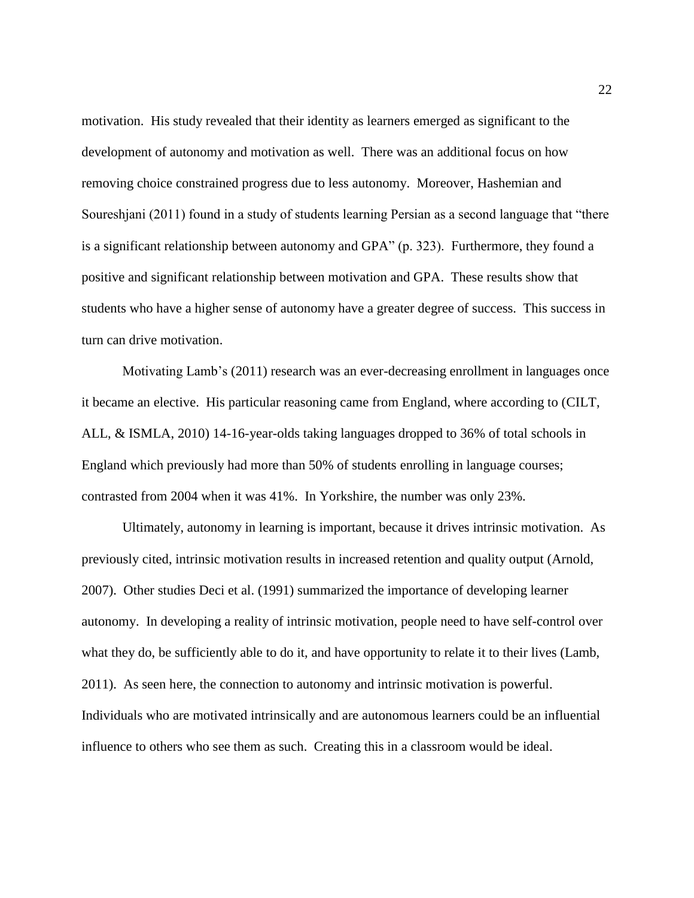motivation. His study revealed that their identity as learners emerged as significant to the development of autonomy and motivation as well. There was an additional focus on how removing choice constrained progress due to less autonomy. Moreover, Hashemian and Soureshjani (2011) found in a study of students learning Persian as a second language that "there is a significant relationship between autonomy and GPA" (p. 323). Furthermore, they found a positive and significant relationship between motivation and GPA. These results show that students who have a higher sense of autonomy have a greater degree of success. This success in turn can drive motivation.

Motivating Lamb's (2011) research was an ever-decreasing enrollment in languages once it became an elective. His particular reasoning came from England, where according to (CILT, ALL, & ISMLA, 2010) 14-16-year-olds taking languages dropped to 36% of total schools in England which previously had more than 50% of students enrolling in language courses; contrasted from 2004 when it was 41%. In Yorkshire, the number was only 23%.

Ultimately, autonomy in learning is important, because it drives intrinsic motivation. As previously cited, intrinsic motivation results in increased retention and quality output (Arnold, 2007). Other studies Deci et al. (1991) summarized the importance of developing learner autonomy. In developing a reality of intrinsic motivation, people need to have self-control over what they do, be sufficiently able to do it, and have opportunity to relate it to their lives (Lamb, 2011). As seen here, the connection to autonomy and intrinsic motivation is powerful. Individuals who are motivated intrinsically and are autonomous learners could be an influential influence to others who see them as such. Creating this in a classroom would be ideal.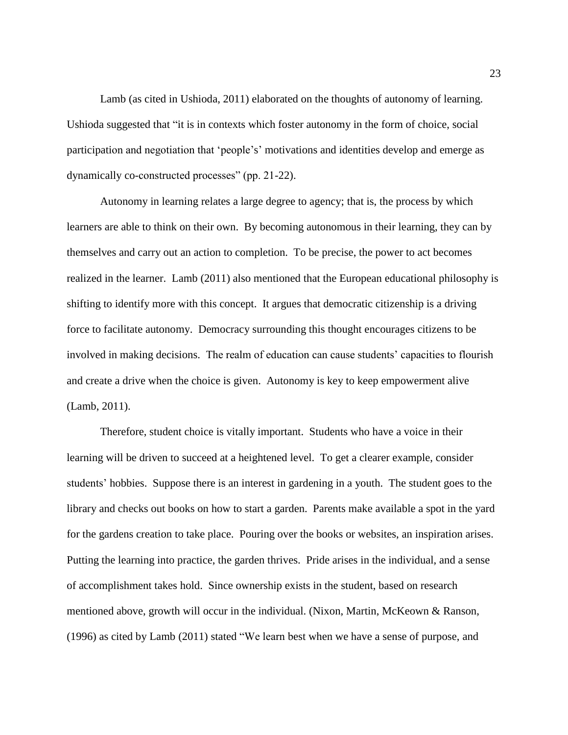Lamb (as cited in Ushioda, 2011) elaborated on the thoughts of autonomy of learning. Ushioda suggested that "it is in contexts which foster autonomy in the form of choice, social participation and negotiation that 'people's' motivations and identities develop and emerge as dynamically co-constructed processes" (pp. 21-22).

Autonomy in learning relates a large degree to agency; that is, the process by which learners are able to think on their own. By becoming autonomous in their learning, they can by themselves and carry out an action to completion. To be precise, the power to act becomes realized in the learner. Lamb (2011) also mentioned that the European educational philosophy is shifting to identify more with this concept. It argues that democratic citizenship is a driving force to facilitate autonomy. Democracy surrounding this thought encourages citizens to be involved in making decisions. The realm of education can cause students' capacities to flourish and create a drive when the choice is given. Autonomy is key to keep empowerment alive (Lamb, 2011).

Therefore, student choice is vitally important. Students who have a voice in their learning will be driven to succeed at a heightened level. To get a clearer example, consider students' hobbies. Suppose there is an interest in gardening in a youth. The student goes to the library and checks out books on how to start a garden. Parents make available a spot in the yard for the gardens creation to take place. Pouring over the books or websites, an inspiration arises. Putting the learning into practice, the garden thrives. Pride arises in the individual, and a sense of accomplishment takes hold. Since ownership exists in the student, based on research mentioned above, growth will occur in the individual. (Nixon, Martin, McKeown & Ranson, (1996) as cited by Lamb (2011) stated "We learn best when we have a sense of purpose, and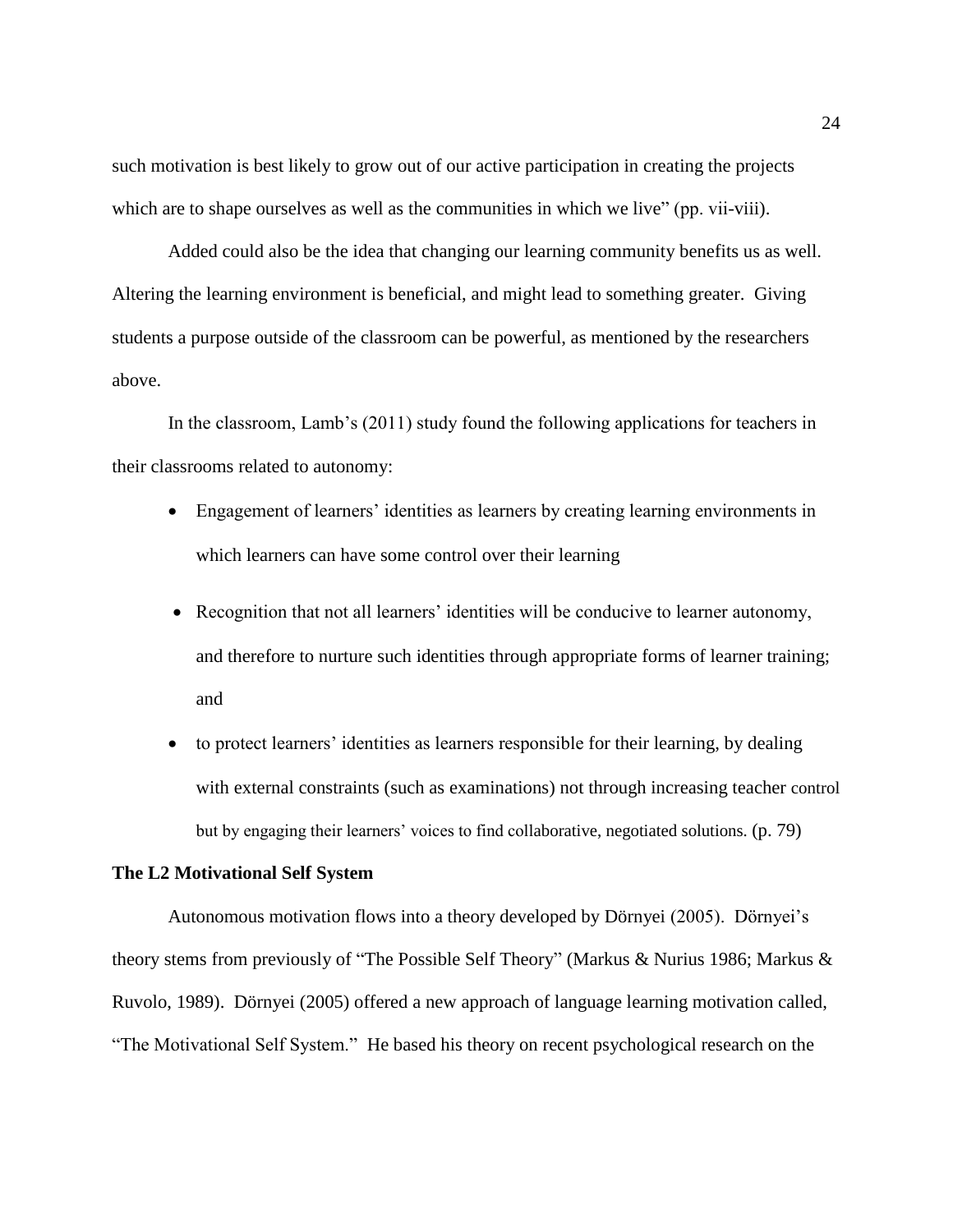such motivation is best likely to grow out of our active participation in creating the projects which are to shape ourselves as well as the communities in which we live" (pp. vii-viii).

Added could also be the idea that changing our learning community benefits us as well. Altering the learning environment is beneficial, and might lead to something greater. Giving students a purpose outside of the classroom can be powerful, as mentioned by the researchers above.

In the classroom, Lamb's (2011) study found the following applications for teachers in their classrooms related to autonomy:

- Engagement of learners' identities as learners by creating learning environments in which learners can have some control over their learning
- Recognition that not all learners' identities will be conducive to learner autonomy, and therefore to nurture such identities through appropriate forms of learner training; and
- to protect learners' identities as learners responsible for their learning, by dealing with external constraints (such as examinations) not through increasing teacher control but by engaging their learners' voices to find collaborative, negotiated solutions. (p. 79)

**The L2 Motivational Self System**

Autonomous motivation flows into a theory developed by Dörnyei (2005). Dörnyei's theory stems from previously of "The Possible Self Theory" (Markus & Nurius 1986; Markus & Ruvolo, 1989). Dörnyei (2005) offered a new approach of language learning motivation called, "The Motivational Self System." He based his theory on recent psychological research on the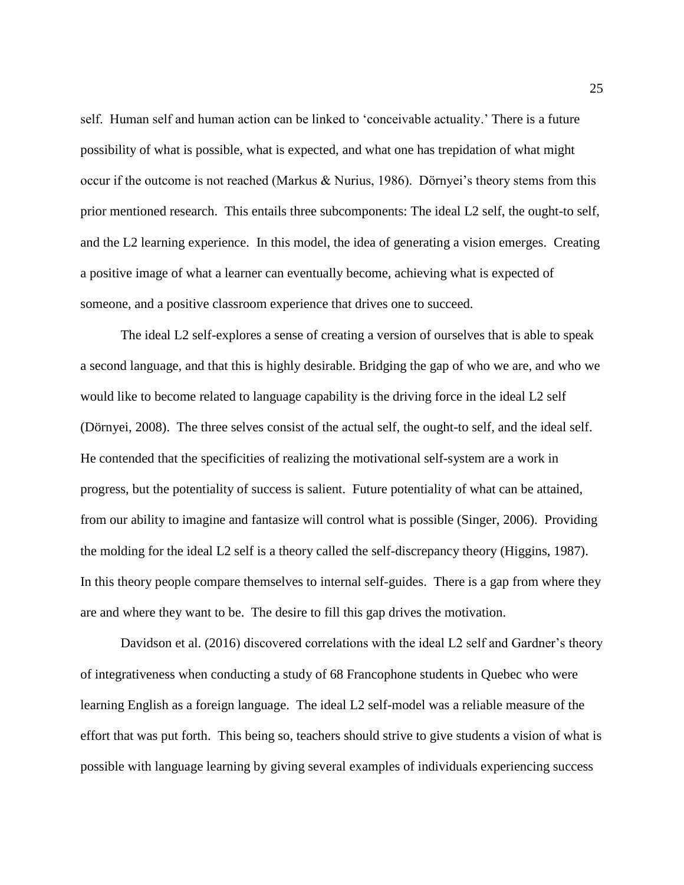self. Human self and human action can be linked to 'conceivable actuality.' There is a future possibility of what is possible, what is expected, and what one has trepidation of what might occur if the outcome is not reached (Markus & Nurius, 1986). Dörnyei's theory stems from this prior mentioned research. This entails three subcomponents: The ideal L2 self, the ought-to self, and the L2 learning experience. In this model, the idea of generating a vision emerges. Creating a positive image of what a learner can eventually become, achieving what is expected of someone, and a positive classroom experience that drives one to succeed.

The ideal L2 self-explores a sense of creating a version of ourselves that is able to speak a second language, and that this is highly desirable. Bridging the gap of who we are, and who we would like to become related to language capability is the driving force in the ideal L2 self (Dörnyei, 2008). The three selves consist of the actual self, the ought-to self, and the ideal self. He contended that the specificities of realizing the motivational self-system are a work in progress, but the potentiality of success is salient. Future potentiality of what can be attained, from our ability to imagine and fantasize will control what is possible (Singer, 2006). Providing the molding for the ideal L2 self is a theory called the self-discrepancy theory (Higgins, 1987). In this theory people compare themselves to internal self-guides. There is a gap from where they are and where they want to be. The desire to fill this gap drives the motivation.

Davidson et al. (2016) discovered correlations with the ideal L2 self and Gardner's theory of integrativeness when conducting a study of 68 Francophone students in Quebec who were learning English as a foreign language. The ideal L2 self-model was a reliable measure of the effort that was put forth. This being so, teachers should strive to give students a vision of what is possible with language learning by giving several examples of individuals experiencing success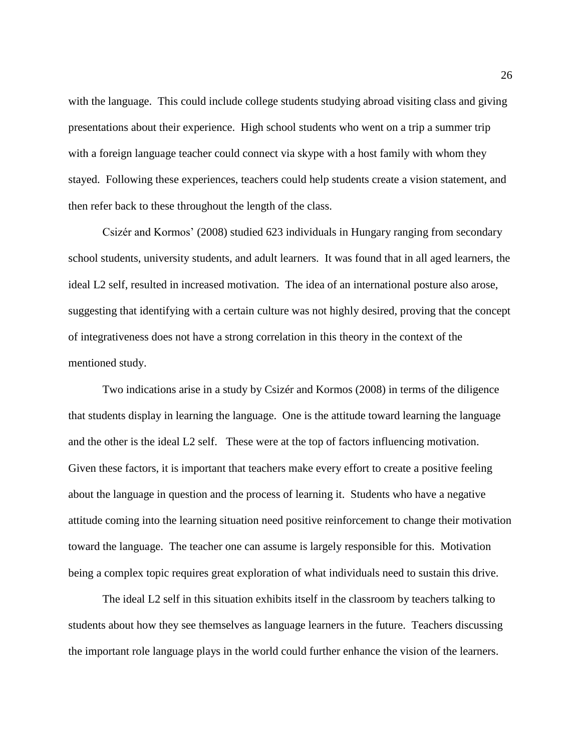with the language. This could include college students studying abroad visiting class and giving presentations about their experience. High school students who went on a trip a summer trip with a foreign language teacher could connect via skype with a host family with whom they stayed. Following these experiences, teachers could help students create a vision statement, and then refer back to these throughout the length of the class.

Csizér and Kormos' (2008) studied 623 individuals in Hungary ranging from secondary school students, university students, and adult learners. It was found that in all aged learners, the ideal L2 self, resulted in increased motivation. The idea of an international posture also arose, suggesting that identifying with a certain culture was not highly desired, proving that the concept of integrativeness does not have a strong correlation in this theory in the context of the mentioned study.

Two indications arise in a study by Csizér and Kormos (2008) in terms of the diligence that students display in learning the language. One is the attitude toward learning the language and the other is the ideal L2 self. These were at the top of factors influencing motivation. Given these factors, it is important that teachers make every effort to create a positive feeling about the language in question and the process of learning it. Students who have a negative attitude coming into the learning situation need positive reinforcement to change their motivation toward the language. The teacher one can assume is largely responsible for this. Motivation being a complex topic requires great exploration of what individuals need to sustain this drive.

The ideal L2 self in this situation exhibits itself in the classroom by teachers talking to students about how they see themselves as language learners in the future. Teachers discussing the important role language plays in the world could further enhance the vision of the learners.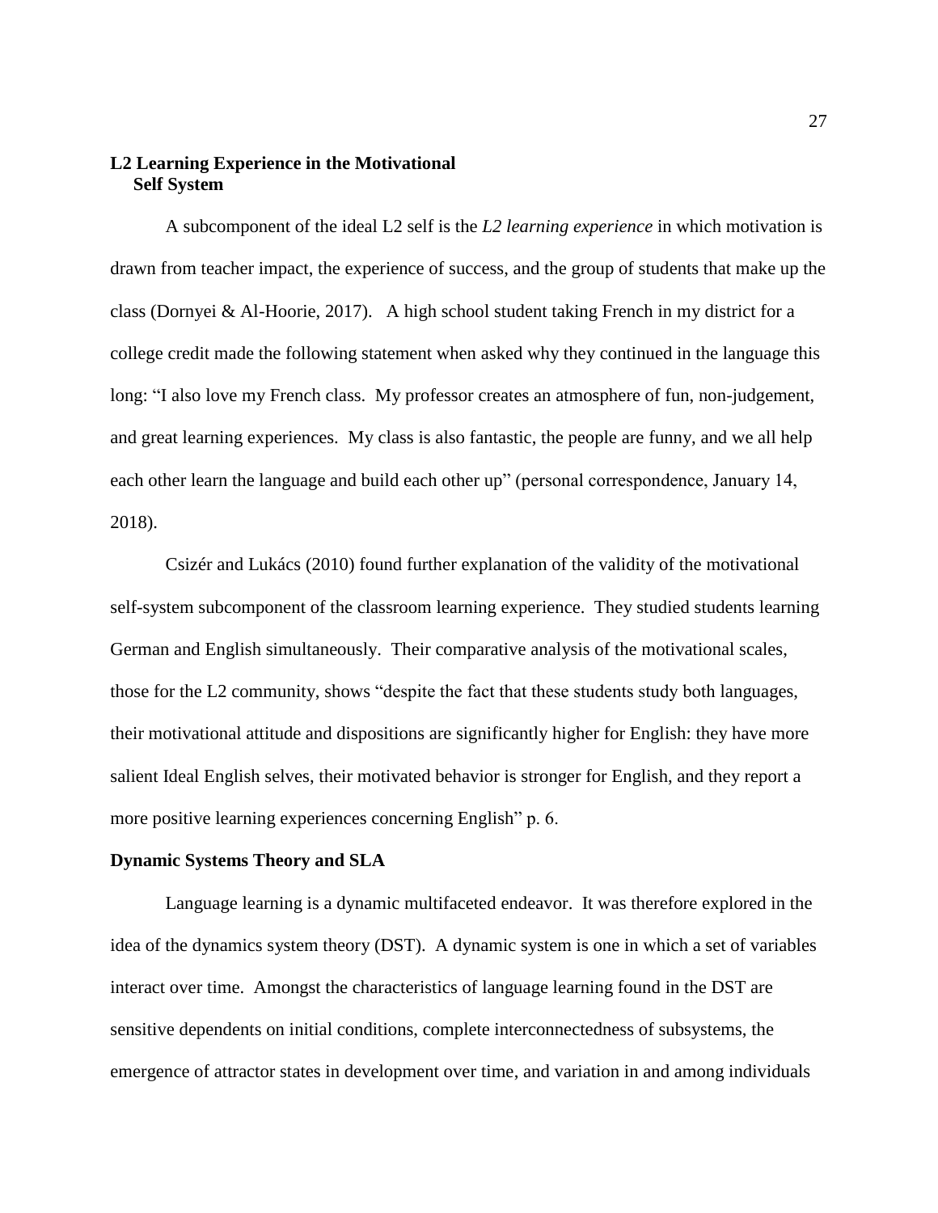### L2 Learning Experience in the Motivational Self System

A subcomponent of the ideal L2 self is the *L2 learning experience* in which motivation is drawn from teacher impact, the experience of success, and the group of students that make up the class (Dornyei & Al-Hoorie, 2017). A high school student taking French in my district for a college credit made the following statement when asked why they continued in the language this long: "I also love my French class. My professor creates an atmosphere of fun, non-judgement, and great learning experiences. My class is also fantastic, the people are funny, and we all help each other learn the language and build each other up" (personal correspondence, January 14, 2018).

Csizér and Lukács (2010) found further explanation of the validity of the motivational self-system subcomponent of the classroom learning experience. They studied students learning German and English simultaneously. Their comparative analysis of the motivational scales, those for the L2 community, shows "despite the fact that these students study both languages, their motivational attitude and dispositions are significantly higher for English: they have more salient Ideal English selves, their motivated behavior is stronger for English, and they report a more positive learning experiences concerning English" p. 6.

### Dynamic Systems Theory and SLA

Language learning is a dynamic multifaceted endeavor. It was therefore explored in the idea of the dynamics system theory (DST). A dynamic system is one in which a set of variables interact over time. Amongst the characteristics of language learning found in the DST are sensitive dependents on initial conditions, complete interconnectedness of subsystems, the emergence of attractor states in development over time, and variation in and among individuals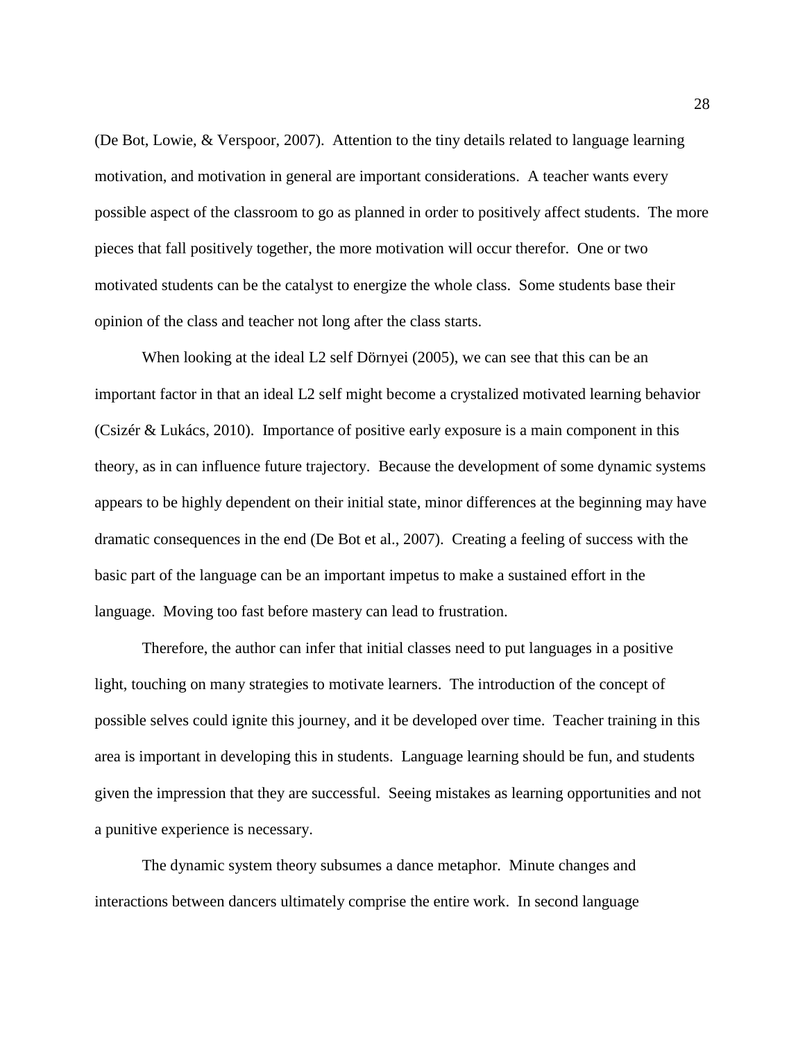(De Bot, Lowie, & Verspoor, 2007). Attention to the tiny details related to language learning motivation, and motivation in general are important considerations. A teacher wants every possible aspect of the classroom to go as planned in order to positively affect students. The more pieces that fall positively together, the more motivation will occur therefor. One or two motivated students can be the catalyst to energize the whole class. Some students base their opinion of the class and teacher not long after the class starts.

When looking at the ideal L2 self Dörnyei (2005), we can see that this can be an important factor in that an ideal L2 self might become a crystalized motivated learning behavior (Csizér & Lukács, 2010). Importance of positive early exposure is a main component in this theory, as in can influence future trajectory. Because the development of some dynamic systems appears to be highly dependent on their initial state, minor differences at the beginning may have dramatic consequences in the end (De Bot et al., 2007). Creating a feeling of success with the basic part of the language can be an important impetus to make a sustained effort in the language. Moving too fast before mastery can lead to frustration.

Therefore, the author can infer that initial classes need to put languages in a positive light, touching on many strategies to motivate learners. The introduction of the concept of possible selves could ignite this journey, and it be developed over time. Teacher training in this area is important in developing this in students. Language learning should be fun, and students given the impression that they are successful. Seeing mistakes as learning opportunities and not a punitive experience is necessary.

The dynamic system theory subsumes a dance metaphor. Minute changes and interactions between dancers ultimately comprise the entire work. In second language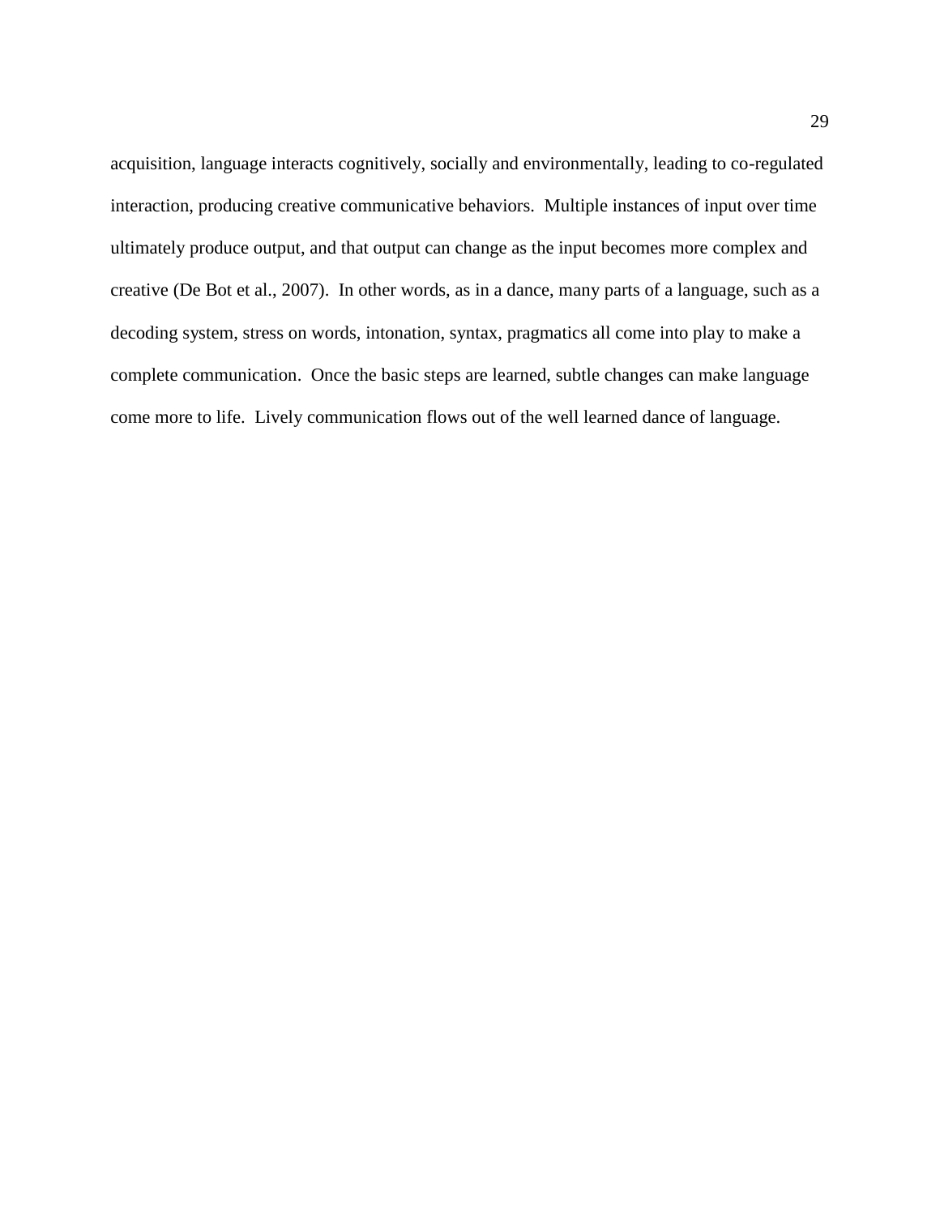acquisition, language interacts cognitively, socially and environmentally, leading to co-regulated interaction, producing creative communicative behaviors. Multiple instances of input over time ultimately produce output, and that output can change as the input becomes more complex and creative (De Bot et al., 2007). In other words, as in a dance, many parts of a language, such as a decoding system, stress on words, intonation, syntax, pragmatics all come into play to make a complete communication. Once the basic steps are learned, subtle changes can make language come more to life. Lively communication flows out of the well learned dance of language.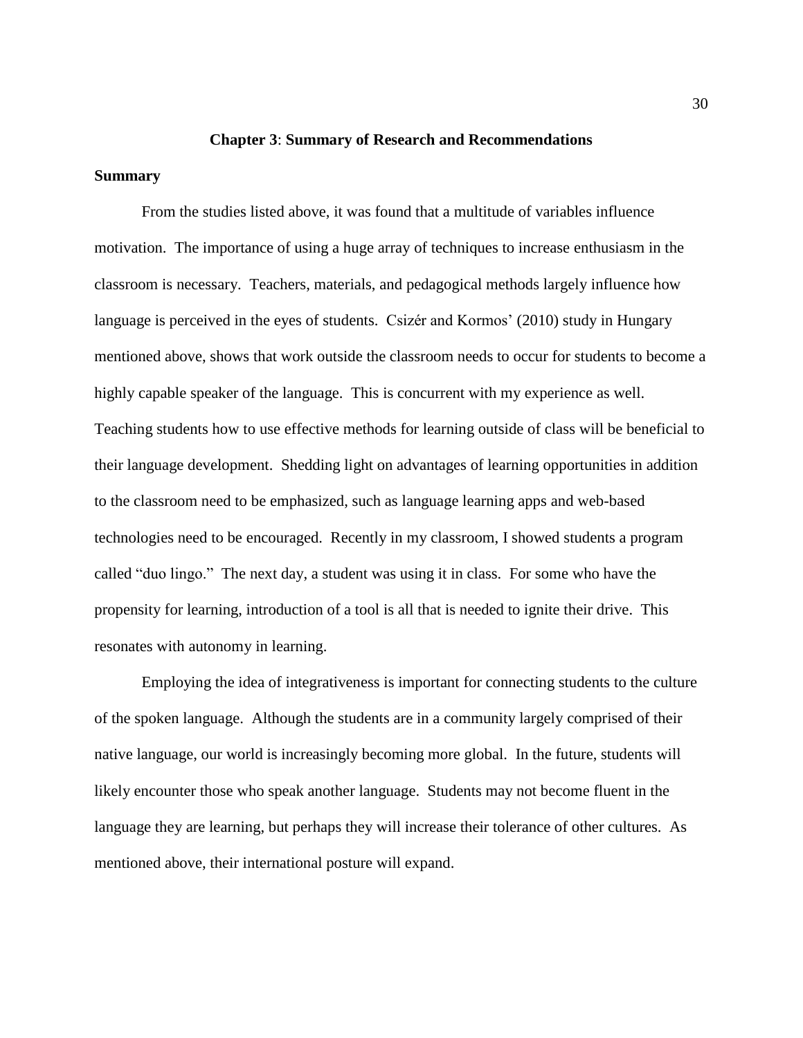# Chapter 3: Summary of Research and Recommendations

## Summary

From the studies listed above, it was found that a multitude of variables influence motivation. The importance of using a huge array of techniques to increase enthusiasm in the classroom is necessary. Teachers, materials, and pedagogical methods largely influence how language is perceived in the eyes of students. Csizér and Kormos' (2010) study in Hungary mentioned above, shows that work outside the classroom needs to occur for students to become a highly capable speaker of the language. This is concurrent with my experience as well. Teaching students how to use effective methods for learning outside of class will be beneficial to their language development. Shedding light on advantages of learning opportunities in addition to the classroom need to be emphasized, such as language learning apps and web-based technologies need to be encouraged. Recently in my classroom, I showed students a program called "duo lingo." The next day, a student was using it in class. For some who have the propensity for learning, introduction of a tool is all that is needed to ignite their drive. This resonates with autonomy in learning.

Employing the idea of integrativeness is important for connecting students to the culture of the spoken language. Although the students are in a community largely comprised of their native language, our world is increasingly becoming more global. In the future, students will likely encounter those who speak another language. Students may not become fluent in the language they are learning, but perhaps they will increase their tolerance of other cultures. As mentioned above, their international posture will expand.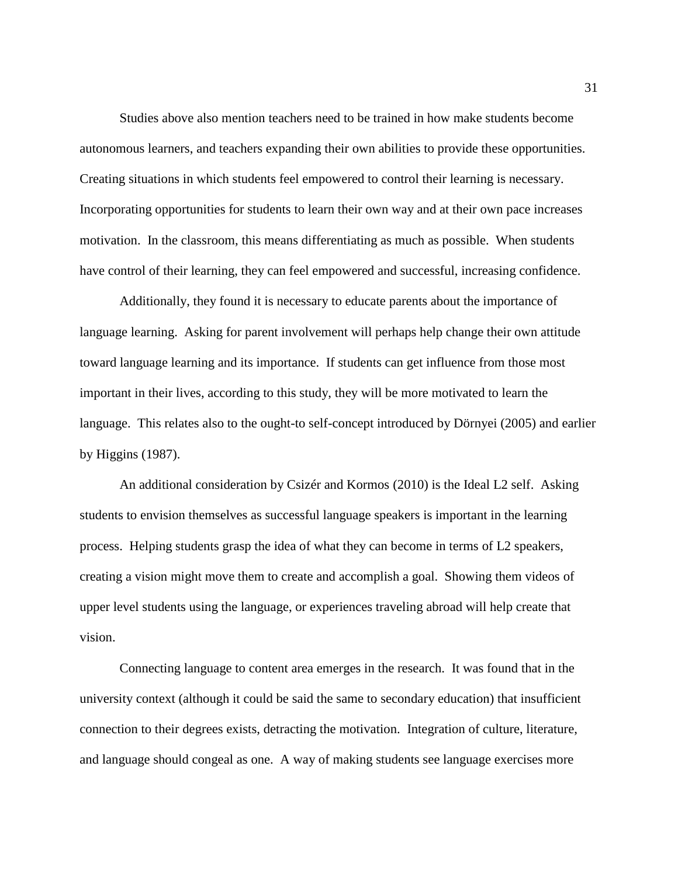Studies above also mention teachers need to be trained in how make students become autonomous learners, and teachers expanding their own abilities to provide these opportunities. Creating situations in which students feel empowered to control their learning is necessary. Incorporating opportunities for students to learn their own way and at their own pace increases motivation. In the classroom, this means differentiating as much as possible. When students have control of their learning, they can feel empowered and successful, increasing confidence.

Additionally, they found it is necessary to educate parents about the importance of language learning. Asking for parent involvement will perhaps help change their own attitude toward language learning and its importance. If students can get influence from those most important in their lives, according to this study, they will be more motivated to learn the language. This relates also to the ought-to self-concept introduced by Dörnyei (2005) and earlier by Higgins (1987).

An additional consideration by Csizér and Kormos (2010) is the Ideal L2 self. Asking students to envision themselves as successful language speakers is important in the learning process. Helping students grasp the idea of what they can become in terms of L2 speakers, creating a vision might move them to create and accomplish a goal. Showing them videos of upper level students using the language, or experiences traveling abroad will help create that vision.

Connecting language to content area emerges in the research. It was found that in the university context (although it could be said the same to secondary education) that insufficient connection to their degrees exists, detracting the motivation. Integration of culture, literature, and language should congeal as one. A way of making students see language exercises more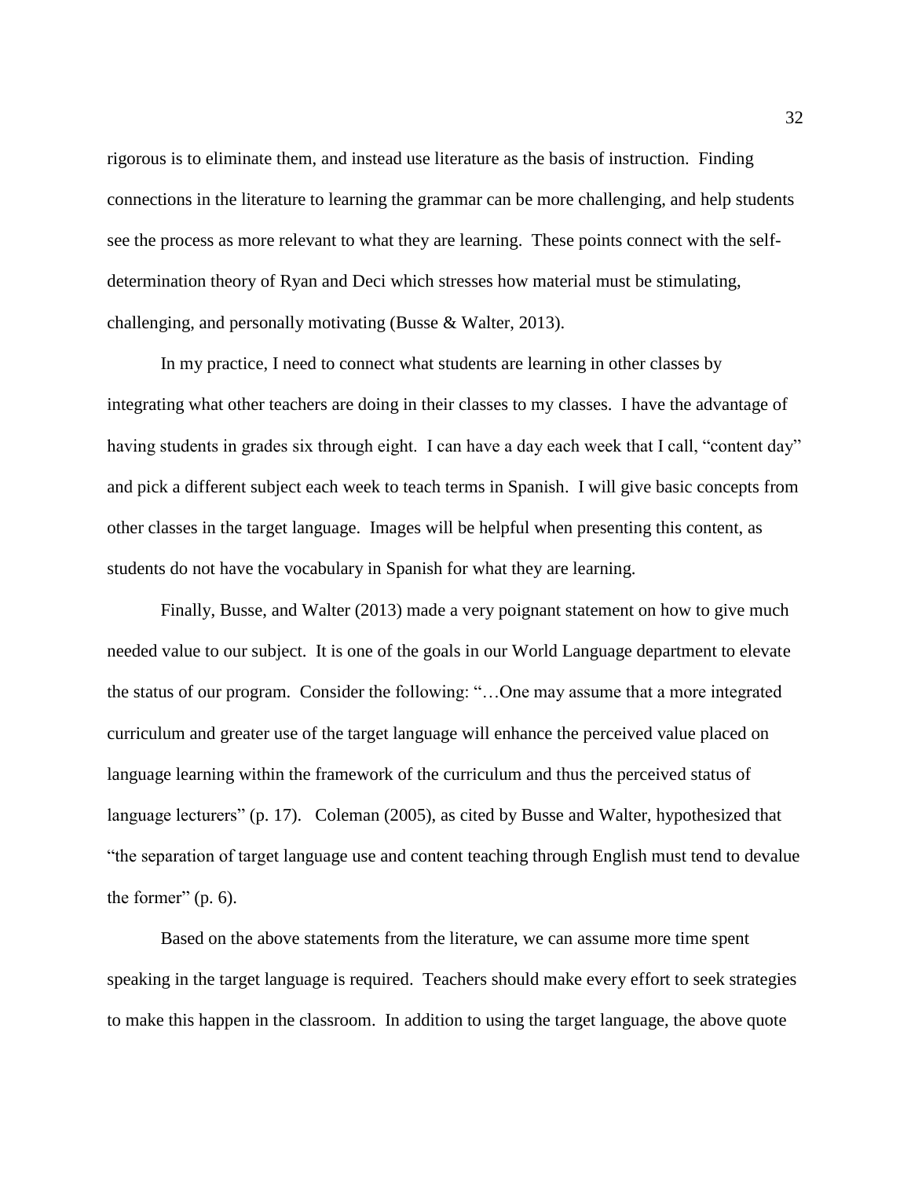rigorous is to eliminate them, and instead use literature as the basis of instruction. Finding connections in the literature to learning the grammar can be more challenging, and help students see the process as more relevant to what they are learning. These points connect with the self-determination theory of Ryan and Deci which stresses how material must be stimulating, challenging, and personally motivating (Busse & Walter, 2013).

In my practice, I need to connect what students are learning in other classes by integrating what other teachers are doing in their classes to my classes. I have the advantage of having students in grades six through eight. I can have a day each week that I call, "content day" and pick a different subject each week to teach terms in Spanish. I will give basic concepts from other classes in the target language. Images will be helpful when presenting this content, as students do not have the vocabulary in Spanish for what they are learning.

Finally, Busse, and Walter (2013) made a very poignant statement on how to give much needed value to our subject. It is one of the goals in our World Language department to elevate the status of our program. Consider the following: "…One may assume that a more integrated curriculum and greater use of the target language will enhance the perceived value placed on language learning within the framework of the curriculum and thus the perceived status of language lecturers" (p. 17). Coleman (2005), as cited by Busse and Walter, hypothesized that "the separation of target language use and content teaching through English must tend to devalue the former" (p. 6).

Based on the above statements from the literature, we can assume more time spent speaking in the target language is required. Teachers should make every effort to seek strategies to make this happen in the classroom. In addition to using the target language, the above quote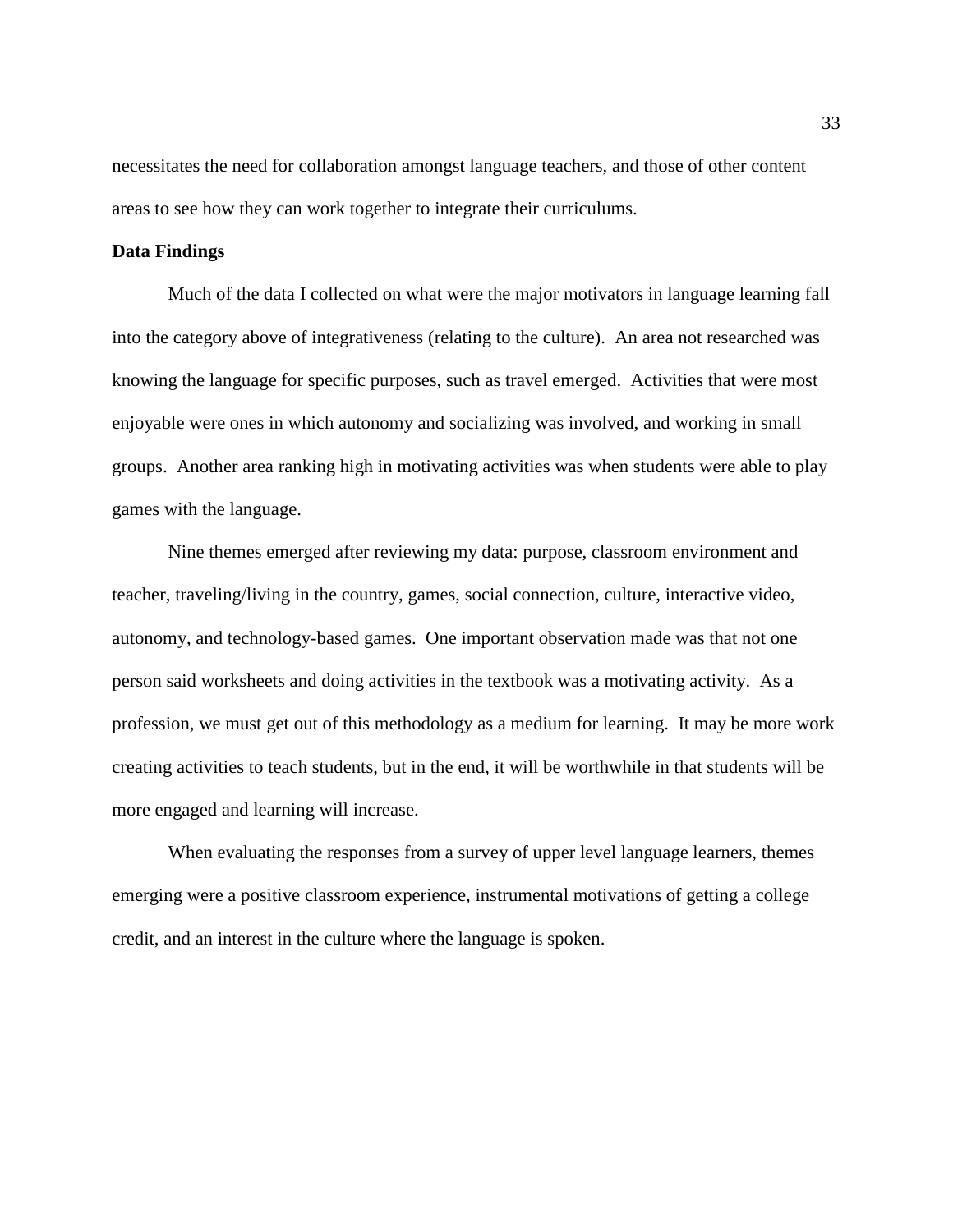necessitates the need for collaboration amongst language teachers, and those of other content areas to see how they can work together to integrate their curriculums.

**Data Findings**

Much of the data I collected on what were the major motivators in language learning fall into the category above of integrativeness (relating to the culture). An area not researched was knowing the language for specific purposes, such as travel emerged. Activities that were most enjoyable were ones in which autonomy and socializing was involved, and working in small groups. Another area ranking high in motivating activities was when students were able to play games with the language.

Nine themes emerged after reviewing my data: purpose, classroom environment and teacher, traveling/living in the country, games, social connection, culture, interactive video, autonomy, and technology-based games. One important observation made was that not one person said worksheets and doing activities in the textbook was a motivating activity. As a profession, we must get out of this methodology as a medium for learning. It may be more work creating activities to teach students, but in the end, it will be worthwhile in that students will be more engaged and learning will increase.

When evaluating the responses from a survey of upper level language learners, themes emerging were a positive classroom experience, instrumental motivations of getting a college credit, and an interest in the culture where the language is spoken.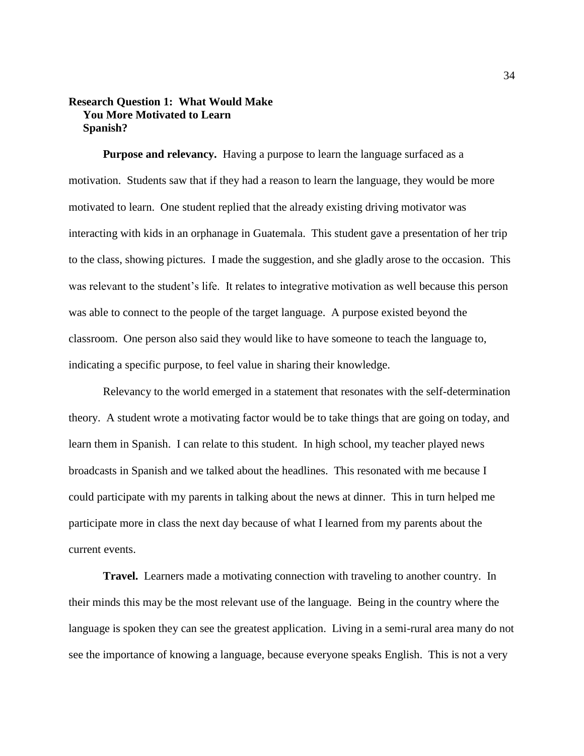## Research Question 1: What Would Make You More Motivated to Learn Spanish?

**Purpose and relevancy.** Having a purpose to learn the language surfaced as a motivation. Students saw that if they had a reason to learn the language, they would be more motivated to learn. One student replied that the already existing driving motivator was interacting with kids in an orphanage in Guatemala. This student gave a presentation of her trip to the class, showing pictures. I made the suggestion, and she gladly arose to the occasion. This was relevant to the student's life. It relates to integrative motivation as well because this person was able to connect to the people of the target language. A purpose existed beyond the classroom. One person also said they would like to have someone to teach the language to, indicating a specific purpose, to feel value in sharing their knowledge.

Relevancy to the world emerged in a statement that resonates with the self-determination theory. A student wrote a motivating factor would be to take things that are going on today, and learn them in Spanish. I can relate to this student. In high school, my teacher played news broadcasts in Spanish and we talked about the headlines. This resonated with me because I could participate with my parents in talking about the news at dinner. This in turn helped me participate more in class the next day because of what I learned from my parents about the current events.

**Travel.** Learners made a motivating connection with traveling to another country. In their minds this may be the most relevant use of the language. Being in the country where the language is spoken they can see the greatest application. Living in a semi-rural area many do not see the importance of knowing a language, because everyone speaks English. This is not a very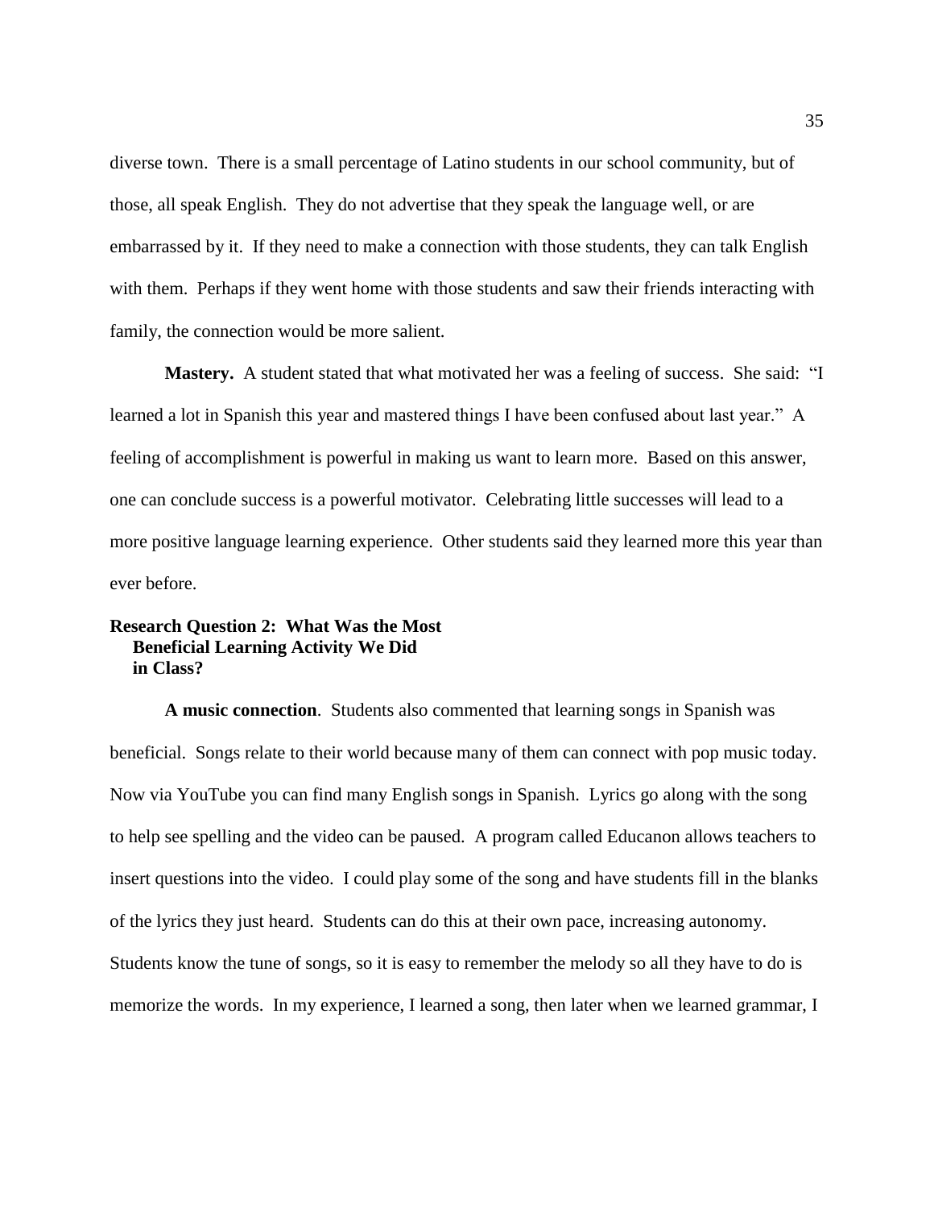diverse town. There is a small percentage of Latino students in our school community, but of those, all speak English. They do not advertise that they speak the language well, or are embarrassed by it. If they need to make a connection with those students, they can talk English with them. Perhaps if they went home with those students and saw their friends interacting with family, the connection would be more salient.

**Mastery.** A student stated that what motivated her was a feeling of success. She said: "I learned a lot in Spanish this year and mastered things I have been confused about last year." A feeling of accomplishment is powerful in making us want to learn more. Based on this answer, one can conclude success is a powerful motivator. Celebrating little successes will lead to a more positive language learning experience. Other students said they learned more this year than ever before.

### Research Question 2: What Was the Most Beneficial Learning Activity We Did in Class?

**A music connection**. Students also commented that learning songs in Spanish was beneficial. Songs relate to their world because many of them can connect with pop music today. Now via YouTube you can find many English songs in Spanish. Lyrics go along with the song to help see spelling and the video can be paused. A program called Educanon allows teachers to insert questions into the video. I could play some of the song and have students fill in the blanks of the lyrics they just heard. Students can do this at their own pace, increasing autonomy. Students know the tune of songs, so it is easy to remember the melody so all they have to do is memorize the words. In my experience, I learned a song, then later when we learned grammar, I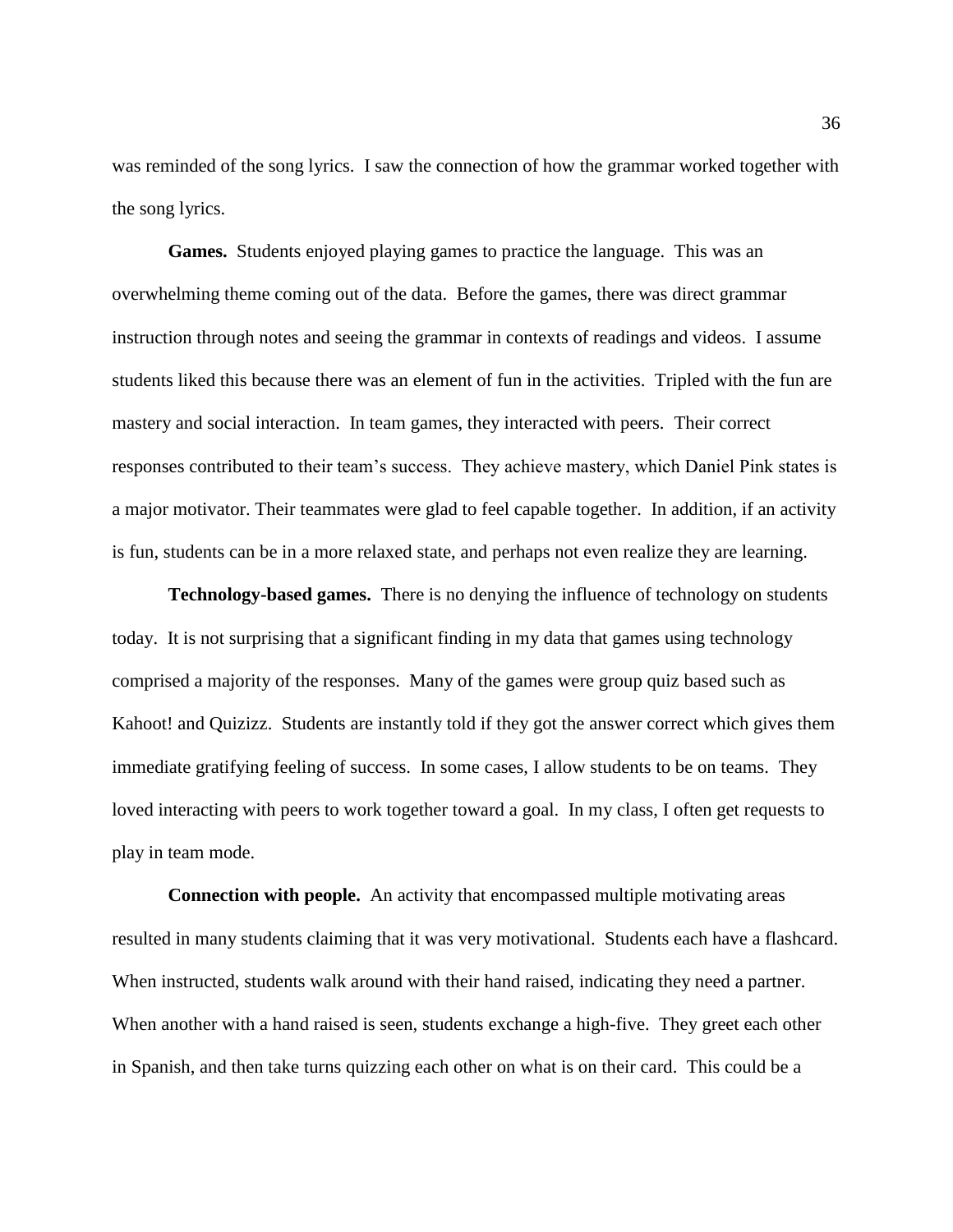was reminded of the song lyrics. I saw the connection of how the grammar worked together with the song lyrics.

**Games.** Students enjoyed playing games to practice the language. This was an overwhelming theme coming out of the data. Before the games, there was direct grammar instruction through notes and seeing the grammar in contexts of readings and videos. I assume students liked this because there was an element of fun in the activities. Tripled with the fun are mastery and social interaction. In team games, they interacted with peers. Their correct responses contributed to their team's success. They achieve mastery, which Daniel Pink states is a major motivator. Their teammates were glad to feel capable together. In addition, if an activity is fun, students can be in a more relaxed state, and perhaps not even realize they are learning.

**Technology-based games.** There is no denying the influence of technology on students today. It is not surprising that a significant finding in my data that games using technology comprised a majority of the responses. Many of the games were group quiz based such as Kahoot! and Quizizz. Students are instantly told if they got the answer correct which gives them immediate gratifying feeling of success. In some cases, I allow students to be on teams. They loved interacting with peers to work together toward a goal. In my class, I often get requests to play in team mode.

**Connection with people.** An activity that encompassed multiple motivating areas resulted in many students claiming that it was very motivational. Students each have a flashcard. When instructed, students walk around with their hand raised, indicating they need a partner. When another with a hand raised is seen, students exchange a high-five. They greet each other in Spanish, and then take turns quizzing each other on what is on their card. This could be a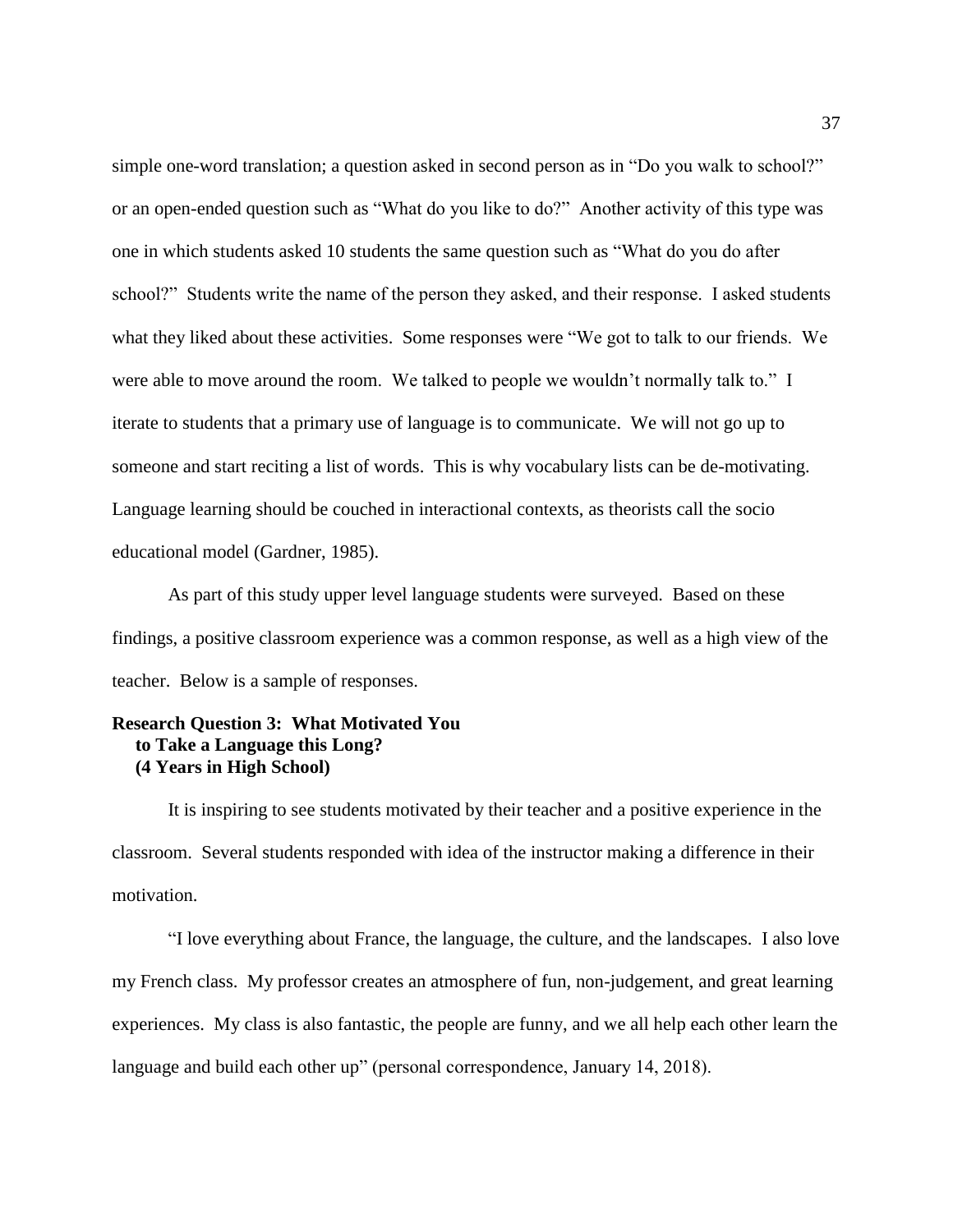simple one-word translation; a question asked in second person as in "Do you walk to school?" or an open-ended question such as "What do you like to do?" Another activity of this type was one in which students asked 10 students the same question such as "What do you do after school?" Students write the name of the person they asked, and their response. I asked students what they liked about these activities. Some responses were "We got to talk to our friends. We were able to move around the room. We talked to people we wouldn't normally talk to." I iterate to students that a primary use of language is to communicate. We will not go up to someone and start reciting a list of words. This is why vocabulary lists can be de-motivating. Language learning should be couched in interactional contexts, as theorists call the socio educational model (Gardner, 1985).

As part of this study upper level language students were surveyed. Based on these findings, a positive classroom experience was a common response, as well as a high view of the teacher. Below is a sample of responses.

**Research Question 3: What Motivated You to Take a Language this Long? (4 Years in High School)**

It is inspiring to see students motivated by their teacher and a positive experience in the classroom. Several students responded with idea of the instructor making a difference in their motivation.

"I love everything about France, the language, the culture, and the landscapes. I also love my French class. My professor creates an atmosphere of fun, non-judgement, and great learning experiences. My class is also fantastic, the people are funny, and we all help each other learn the language and build each other up" (personal correspondence, January 14, 2018).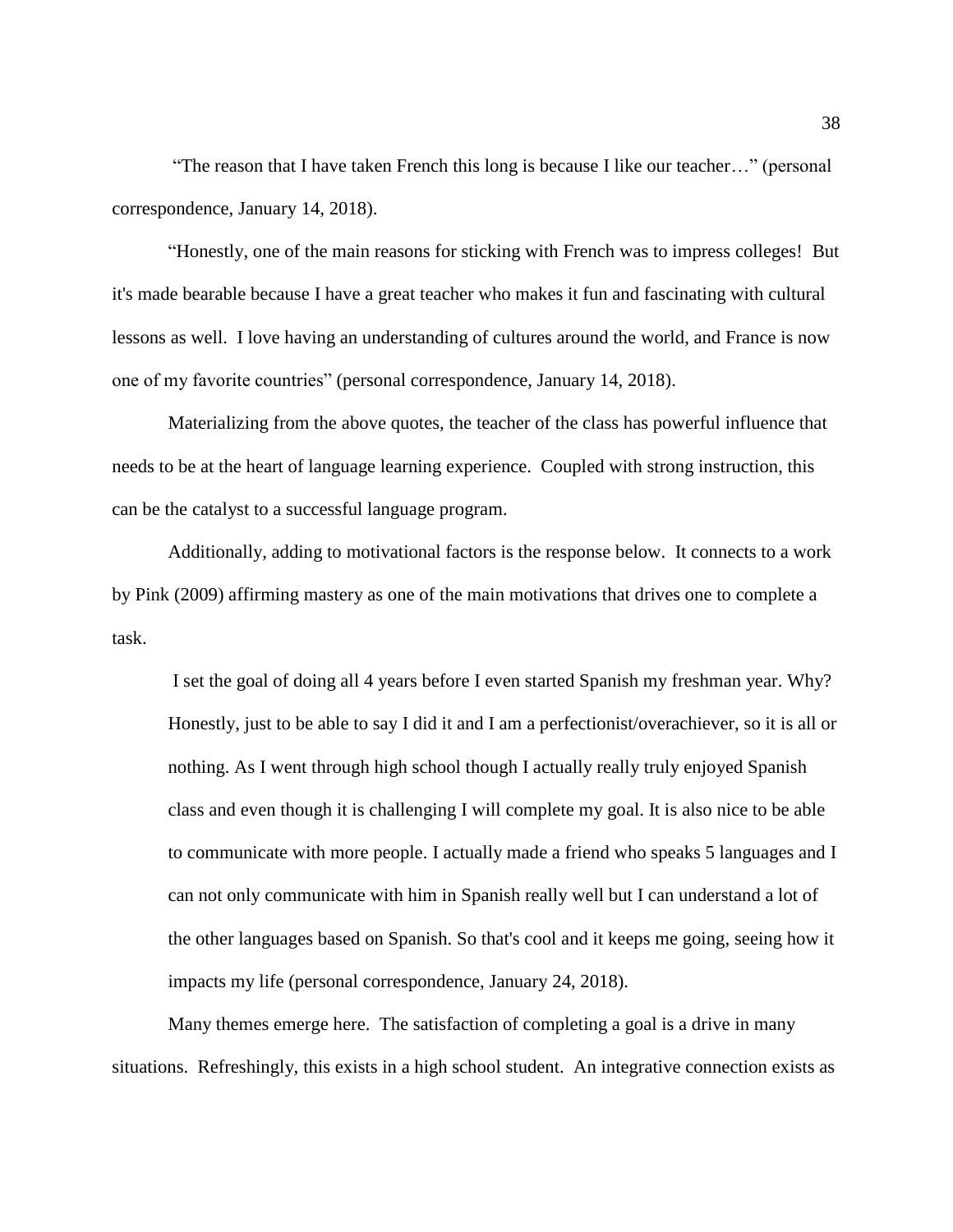"The reason that I have taken French this long is because I like our teacher…" (personal correspondence, January 14, 2018).

"Honestly, one of the main reasons for sticking with French was to impress colleges! But it's made bearable because I have a great teacher who makes it fun and fascinating with cultural lessons as well. I love having an understanding of cultures around the world, and France is now one of my favorite countries" (personal correspondence, January 14, 2018).

Materializing from the above quotes, the teacher of the class has powerful influence that needs to be at the heart of language learning experience. Coupled with strong instruction, this can be the catalyst to a successful language program.

Additionally, adding to motivational factors is the response below. It connects to a work by Pink (2009) affirming mastery as one of the main motivations that drives one to complete a task.

> I set the goal of doing all 4 years before I even started Spanish my freshman year. Why? Honestly, just to be able to say I did it and I am a perfectionist/overachiever, so it is all or nothing. As I went through high school though I actually really truly enjoyed Spanish class and even though it is challenging I will complete my goal. It is also nice to be able to communicate with more people. I actually made a friend who speaks 5 languages and I can not only communicate with him in Spanish really well but I can understand a lot of the other languages based on Spanish. So that's cool and it keeps me going, seeing how it impacts my life (personal correspondence, January 24, 2018).

Many themes emerge here. The satisfaction of completing a goal is a drive in many situations. Refreshingly, this exists in a high school student. An integrative connection exists as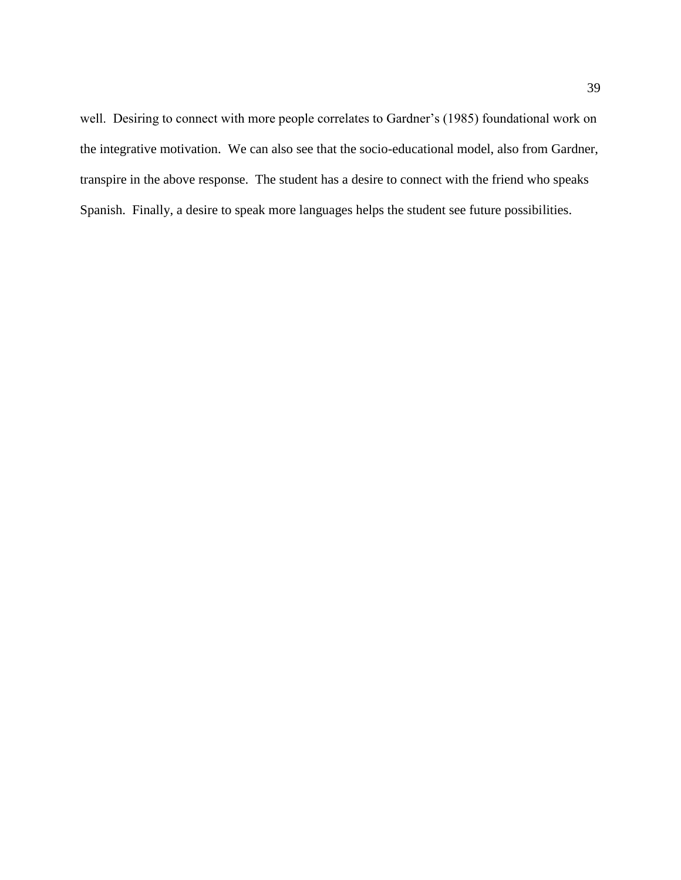well.  Desiring to connect with more people correlates to Gardner's (1985) foundational work on the integrative motivation.  We can also see that the socio-educational model, also from Gardner, transpire in the above response.  The student has a desire to connect with the friend who speaks Spanish.  Finally, a desire to speak more languages helps the student see future possibilities.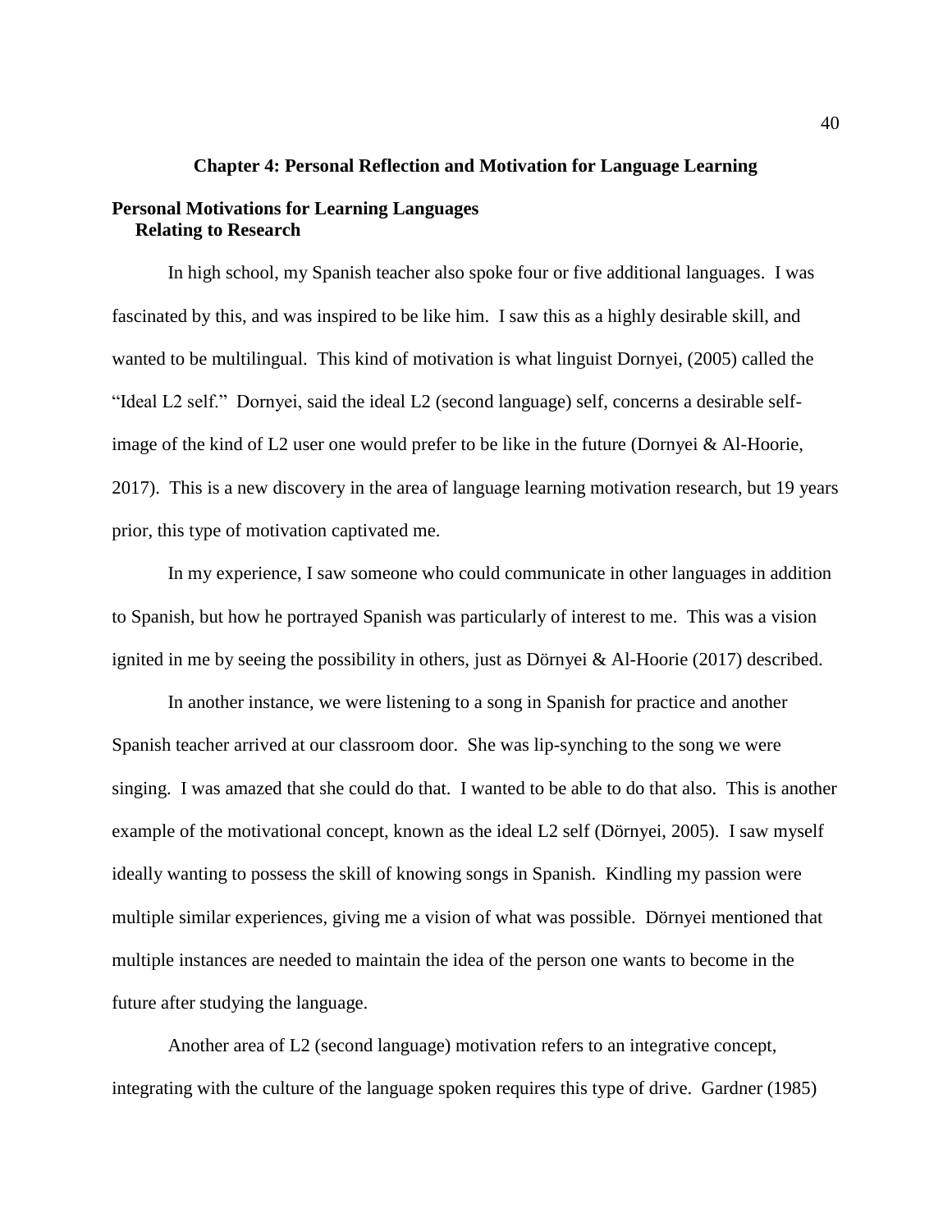# Chapter 4: Personal Reflection and Motivation for Language Learning

## Personal Motivations for Learning Languages

### Relating to Research

In high school, my Spanish teacher also spoke four or five additional languages. I was fascinated by this, and was inspired to be like him. I saw this as a highly desirable skill, and wanted to be multilingual. This kind of motivation is what linguist Dornyei, (2005) called the "Ideal L2 self." Dornyei, said the ideal L2 (second language) self, concerns a desirable self-image of the kind of L2 user one would prefer to be like in the future (Dornyei & Al-Hoorie, 2017). This is a new discovery in the area of language learning motivation research, but 19 years prior, this type of motivation captivated me.

In my experience, I saw someone who could communicate in other languages in addition to Spanish, but how he portrayed Spanish was particularly of interest to me. This was a vision ignited in me by seeing the possibility in others, just as Dörnyei & Al-Hoorie (2017) described.

In another instance, we were listening to a song in Spanish for practice and another Spanish teacher arrived at our classroom door. She was lip-synching to the song we were singing. I was amazed that she could do that. I wanted to be able to do that also. This is another example of the motivational concept, known as the ideal L2 self (Dörnyei, 2005). I saw myself ideally wanting to possess the skill of knowing songs in Spanish. Kindling my passion were multiple similar experiences, giving me a vision of what was possible. Dörnyei mentioned that multiple instances are needed to maintain the idea of the person one wants to become in the future after studying the language.

Another area of L2 (second language) motivation refers to an integrative concept, integrating with the culture of the language spoken requires this type of drive. Gardner (1985)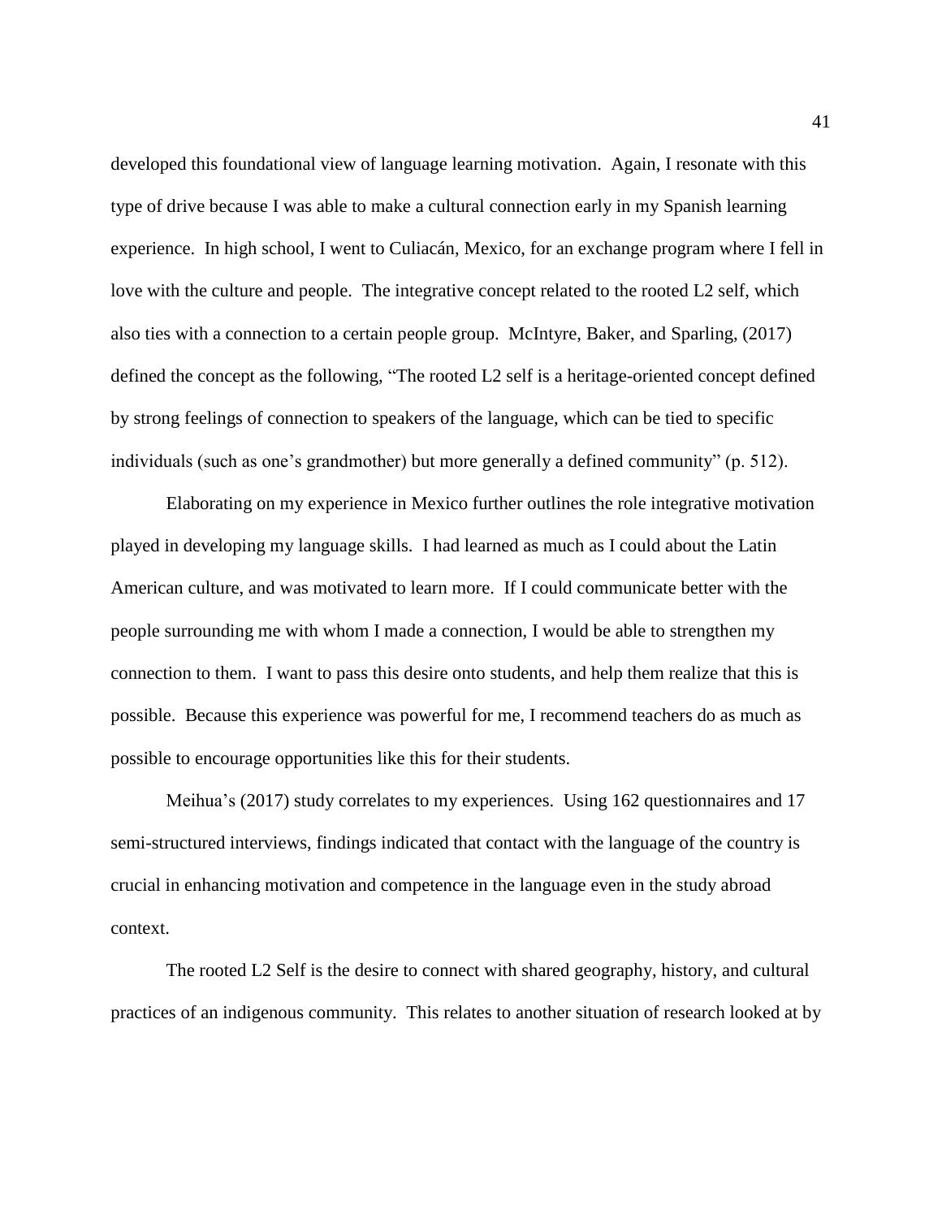developed this foundational view of language learning motivation. Again, I resonate with this type of drive because I was able to make a cultural connection early in my Spanish learning experience. In high school, I went to Culiacán, Mexico, for an exchange program where I fell in love with the culture and people. The integrative concept related to the rooted L2 self, which also ties with a connection to a certain people group. McIntyre, Baker, and Sparling, (2017) defined the concept as the following, "The rooted L2 self is a heritage-oriented concept defined by strong feelings of connection to speakers of the language, which can be tied to specific individuals (such as one's grandmother) but more generally a defined community" (p. 512).

Elaborating on my experience in Mexico further outlines the role integrative motivation played in developing my language skills. I had learned as much as I could about the Latin American culture, and was motivated to learn more. If I could communicate better with the people surrounding me with whom I made a connection, I would be able to strengthen my connection to them. I want to pass this desire onto students, and help them realize that this is possible. Because this experience was powerful for me, I recommend teachers do as much as possible to encourage opportunities like this for their students.

Meihua's (2017) study correlates to my experiences. Using 162 questionnaires and 17 semi-structured interviews, findings indicated that contact with the language of the country is crucial in enhancing motivation and competence in the language even in the study abroad context.

The rooted L2 Self is the desire to connect with shared geography, history, and cultural practices of an indigenous community. This relates to another situation of research looked at by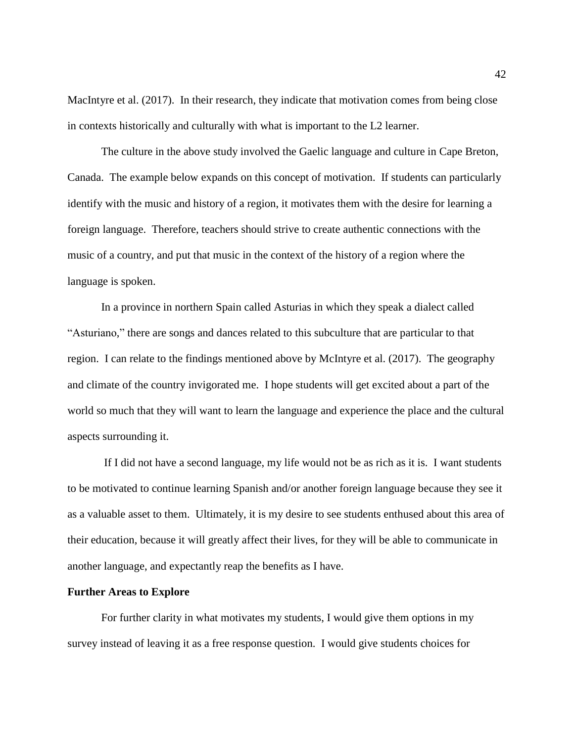MacIntyre et al. (2017). In their research, they indicate that motivation comes from being close in contexts historically and culturally with what is important to the L2 learner.

The culture in the above study involved the Gaelic language and culture in Cape Breton, Canada. The example below expands on this concept of motivation. If students can particularly identify with the music and history of a region, it motivates them with the desire for learning a foreign language. Therefore, teachers should strive to create authentic connections with the music of a country, and put that music in the context of the history of a region where the language is spoken.

In a province in northern Spain called Asturias in which they speak a dialect called "Asturiano," there are songs and dances related to this subculture that are particular to that region. I can relate to the findings mentioned above by McIntyre et al. (2017). The geography and climate of the country invigorated me. I hope students will get excited about a part of the world so much that they will want to learn the language and experience the place and the cultural aspects surrounding it.

If I did not have a second language, my life would not be as rich as it is. I want students to be motivated to continue learning Spanish and/or another foreign language because they see it as a valuable asset to them. Ultimately, it is my desire to see students enthused about this area of their education, because it will greatly affect their lives, for they will be able to communicate in another language, and expectantly reap the benefits as I have.

**Further Areas to Explore**

For further clarity in what motivates my students, I would give them options in my survey instead of leaving it as a free response question. I would give students choices for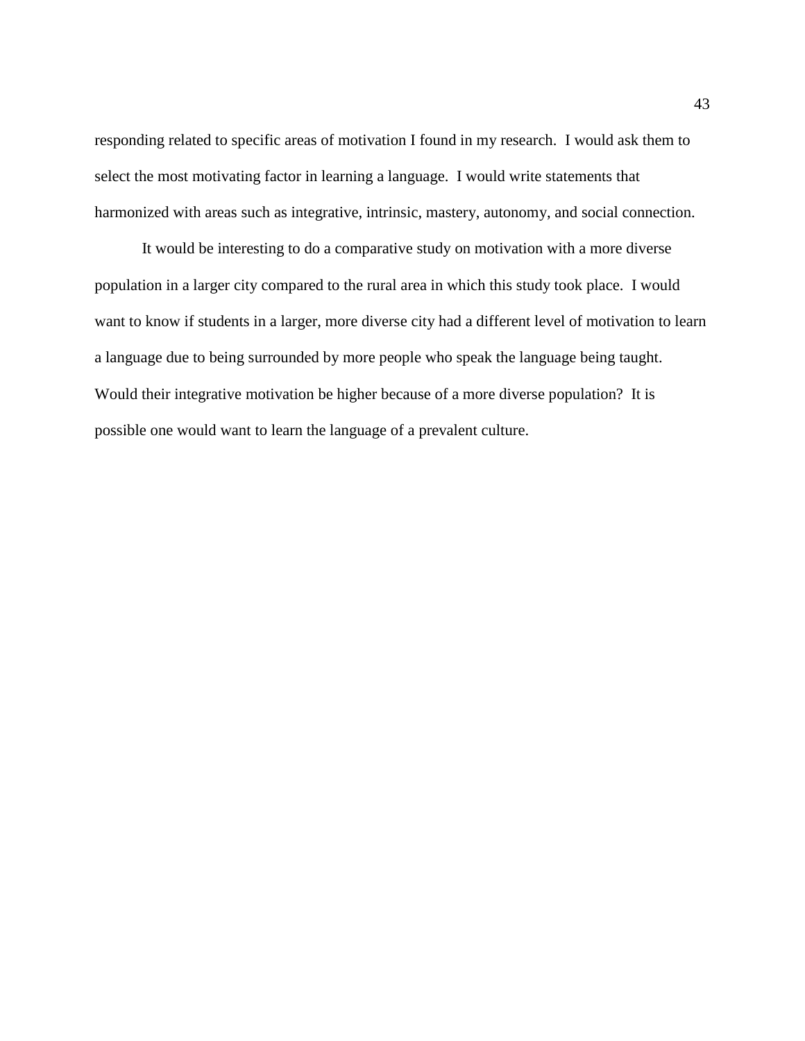responding related to specific areas of motivation I found in my research. I would ask them to select the most motivating factor in learning a language. I would write statements that harmonized with areas such as integrative, intrinsic, mastery, autonomy, and social connection.

It would be interesting to do a comparative study on motivation with a more diverse population in a larger city compared to the rural area in which this study took place. I would want to know if students in a larger, more diverse city had a different level of motivation to learn a language due to being surrounded by more people who speak the language being taught. Would their integrative motivation be higher because of a more diverse population? It is possible one would want to learn the language of a prevalent culture.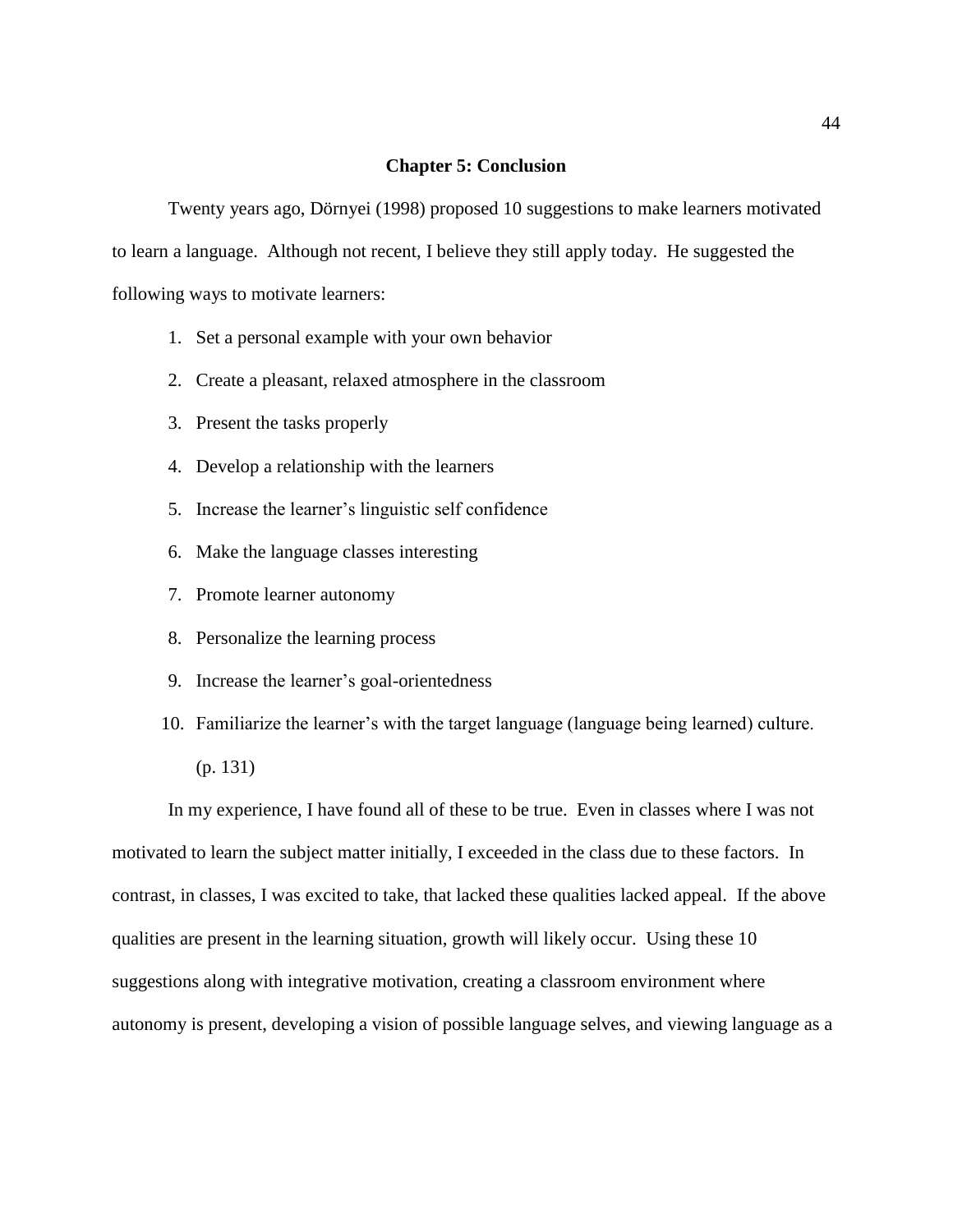# Chapter 5: Conclusion

Twenty years ago, Dörnyei (1998) proposed 10 suggestions to make learners motivated to learn a language. Although not recent, I believe they still apply today. He suggested the following ways to motivate learners:

1. Set a personal example with your own behavior
2. Create a pleasant, relaxed atmosphere in the classroom
3. Present the tasks properly
4. Develop a relationship with the learners
5. Increase the learner's linguistic self confidence
6. Make the language classes interesting
7. Promote learner autonomy
8. Personalize the learning process
9. Increase the learner's goal-orientedness
10. Familiarize the learner's with the target language (language being learned) culture. (p. 131)

In my experience, I have found all of these to be true. Even in classes where I was not motivated to learn the subject matter initially, I exceeded in the class due to these factors. In contrast, in classes, I was excited to take, that lacked these qualities lacked appeal. If the above qualities are present in the learning situation, growth will likely occur. Using these 10 suggestions along with integrative motivation, creating a classroom environment where autonomy is present, developing a vision of possible language selves, and viewing language as a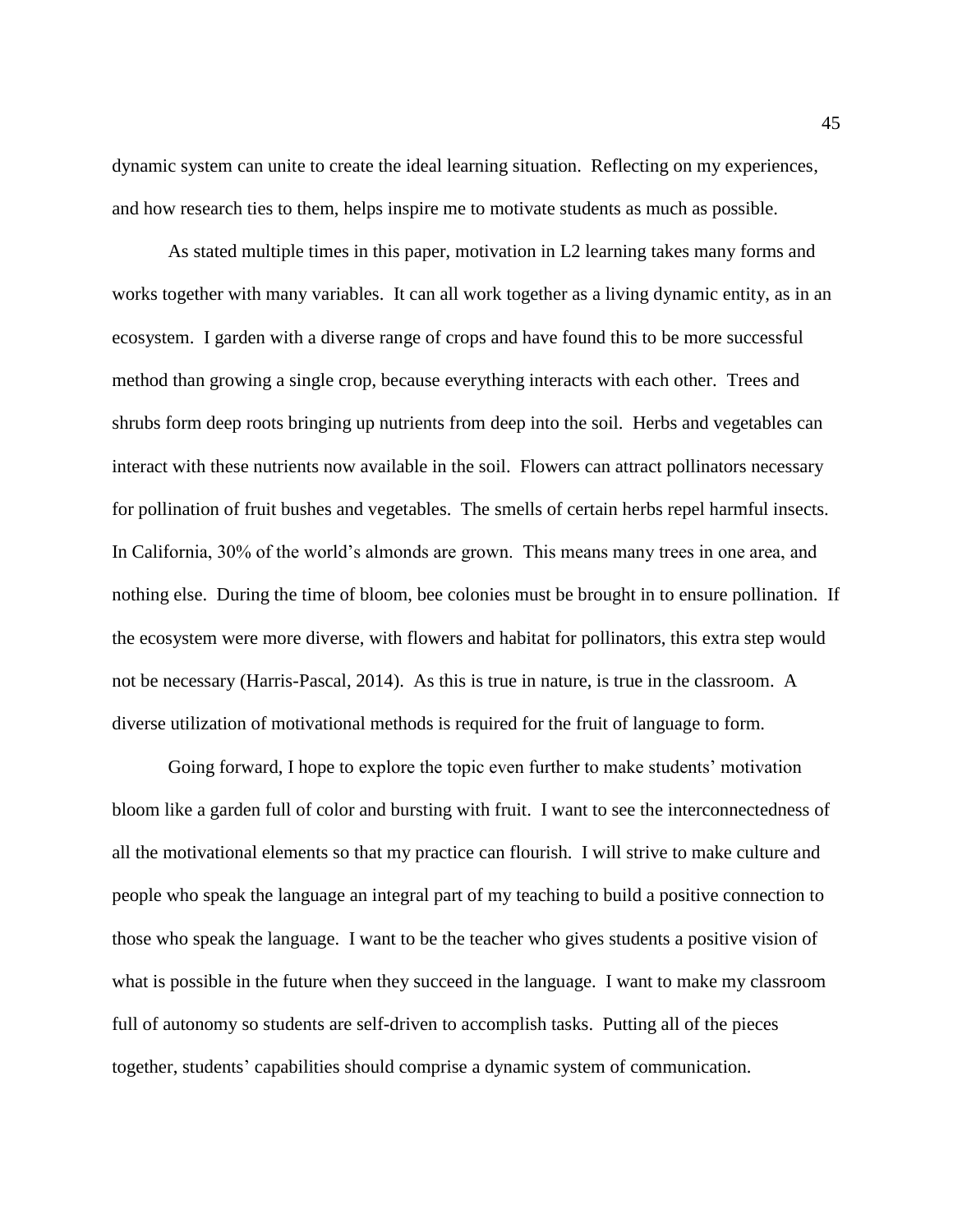dynamic system can unite to create the ideal learning situation. Reflecting on my experiences, and how research ties to them, helps inspire me to motivate students as much as possible.

As stated multiple times in this paper, motivation in L2 learning takes many forms and works together with many variables. It can all work together as a living dynamic entity, as in an ecosystem. I garden with a diverse range of crops and have found this to be more successful method than growing a single crop, because everything interacts with each other. Trees and shrubs form deep roots bringing up nutrients from deep into the soil. Herbs and vegetables can interact with these nutrients now available in the soil. Flowers can attract pollinators necessary for pollination of fruit bushes and vegetables. The smells of certain herbs repel harmful insects. In California, 30% of the world's almonds are grown. This means many trees in one area, and nothing else. During the time of bloom, bee colonies must be brought in to ensure pollination. If the ecosystem were more diverse, with flowers and habitat for pollinators, this extra step would not be necessary (Harris-Pascal, 2014). As this is true in nature, is true in the classroom. A diverse utilization of motivational methods is required for the fruit of language to form.

Going forward, I hope to explore the topic even further to make students' motivation bloom like a garden full of color and bursting with fruit. I want to see the interconnectedness of all the motivational elements so that my practice can flourish. I will strive to make culture and people who speak the language an integral part of my teaching to build a positive connection to those who speak the language. I want to be the teacher who gives students a positive vision of what is possible in the future when they succeed in the language. I want to make my classroom full of autonomy so students are self-driven to accomplish tasks. Putting all of the pieces together, students' capabilities should comprise a dynamic system of communication.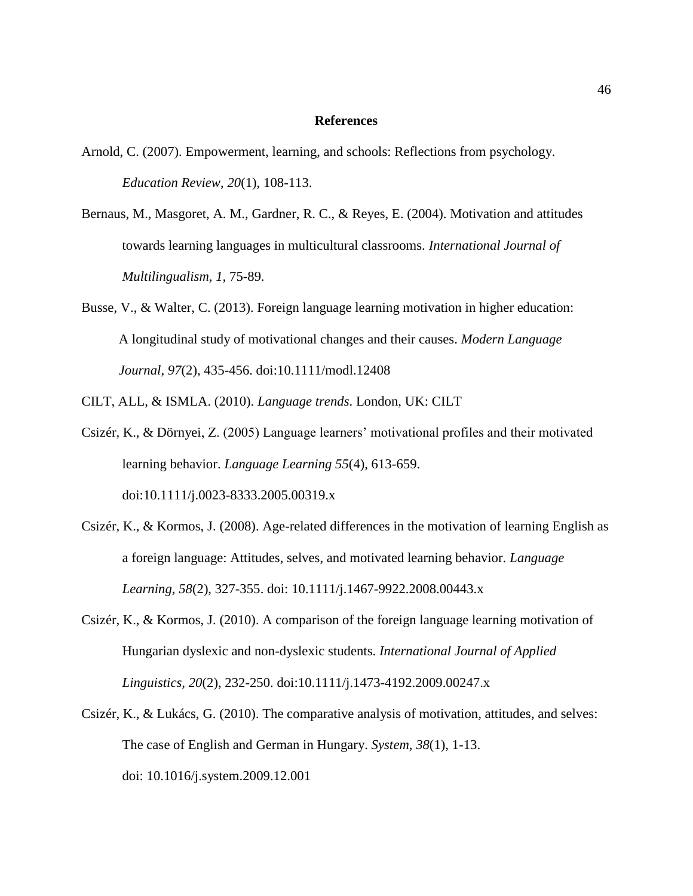## References

Arnold, C. (2007). Empowerment, learning, and schools: Reflections from psychology. *Education Review*, *20*(1), 108-113.

Bernaus, M., Masgoret, A. M., Gardner, R. C., & Reyes, E. (2004). Motivation and attitudes towards learning languages in multicultural classrooms. *International Journal of Multilingualism, 1,* 75-89.

Busse, V., & Walter, C. (2013). Foreign language learning motivation in higher education: A longitudinal study of motivational changes and their causes. *Modern Language Journal, 97*(2), 435-456. doi:10.1111/modl.12408

CILT, ALL, & ISMLA. (2010). *Language trends*. London, UK: CILT

Csizér, K., & Dörnyei, Z. (2005) Language learners' motivational profiles and their motivated learning behavior. *Language Learning 55*(4), 613-659. doi:10.1111/j.0023-8333.2005.00319.x

Csizér, K., & Kormos, J. (2008). Age-related differences in the motivation of learning English as a foreign language: Attitudes, selves, and motivated learning behavior. *Language Learning, 58*(2), 327-355. doi: 10.1111/j.1467-9922.2008.00443.x

Csizér, K., & Kormos, J. (2010). A comparison of the foreign language learning motivation of Hungarian dyslexic and non-dyslexic students. *International Journal of Applied Linguistics, 20*(2), 232-250. doi:10.1111/j.1473-4192.2009.00247.x

Csizér, K., & Lukács, G. (2010). The comparative analysis of motivation, attitudes, and selves: The case of English and German in Hungary. *System, 38*(1), 1-13. doi: 10.1016/j.system.2009.12.001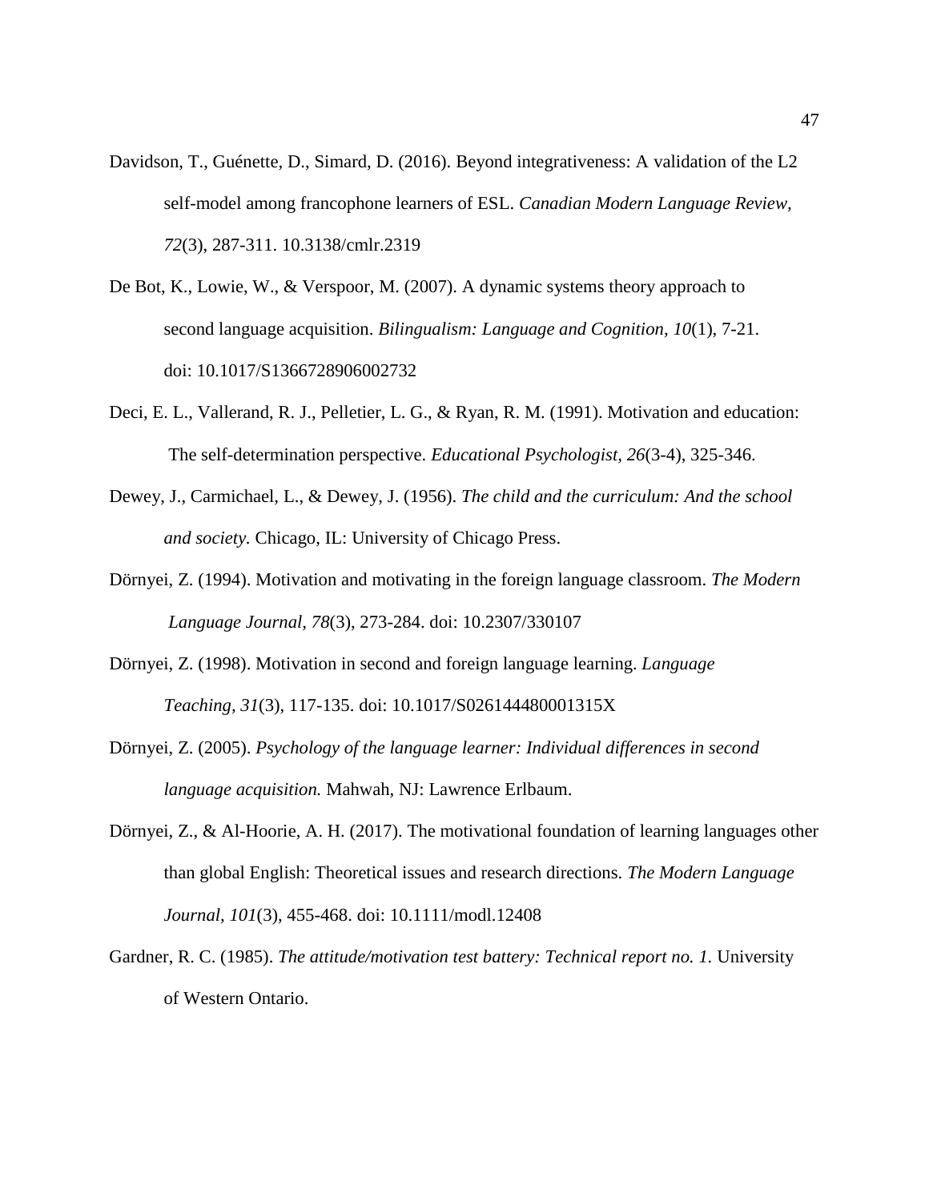Davidson, T., Guénette, D., Simard, D. (2016). Beyond integrativeness: A validation of the L2 self-model among francophone learners of ESL. *Canadian Modern Language Review, 72*(3), 287-311. 10.3138/cmlr.2319

De Bot, K., Lowie, W., & Verspoor, M. (2007). A dynamic systems theory approach to second language acquisition. *Bilingualism: Language and Cognition, 10*(1), 7-21. doi: 10.1017/S1366728906002732

Deci, E. L., Vallerand, R. J., Pelletier, L. G., & Ryan, R. M. (1991). Motivation and education: The self-determination perspective. *Educational Psychologist, 26*(3-4), 325-346.

Dewey, J., Carmichael, L., & Dewey, J. (1956). *The child and the curriculum: And the school and society.* Chicago, IL: University of Chicago Press.

Dörnyei, Z. (1994). Motivation and motivating in the foreign language classroom. *The Modern Language Journal, 78*(3), 273-284. doi: 10.2307/330107

Dörnyei, Z. (1998). Motivation in second and foreign language learning. *Language Teaching, 31*(3), 117-135. doi: 10.1017/S026144480001315X

Dörnyei, Z. (2005). *Psychology of the language learner: Individual differences in second language acquisition.* Mahwah, NJ: Lawrence Erlbaum.

Dörnyei, Z., & Al-Hoorie, A. H. (2017). The motivational foundation of learning languages other than global English: Theoretical issues and research directions. *The Modern Language Journal, 101*(3), 455-468. doi: 10.1111/modl.12408

Gardner, R. C. (1985). *The attitude/motivation test battery: Technical report no. 1.* University of Western Ontario.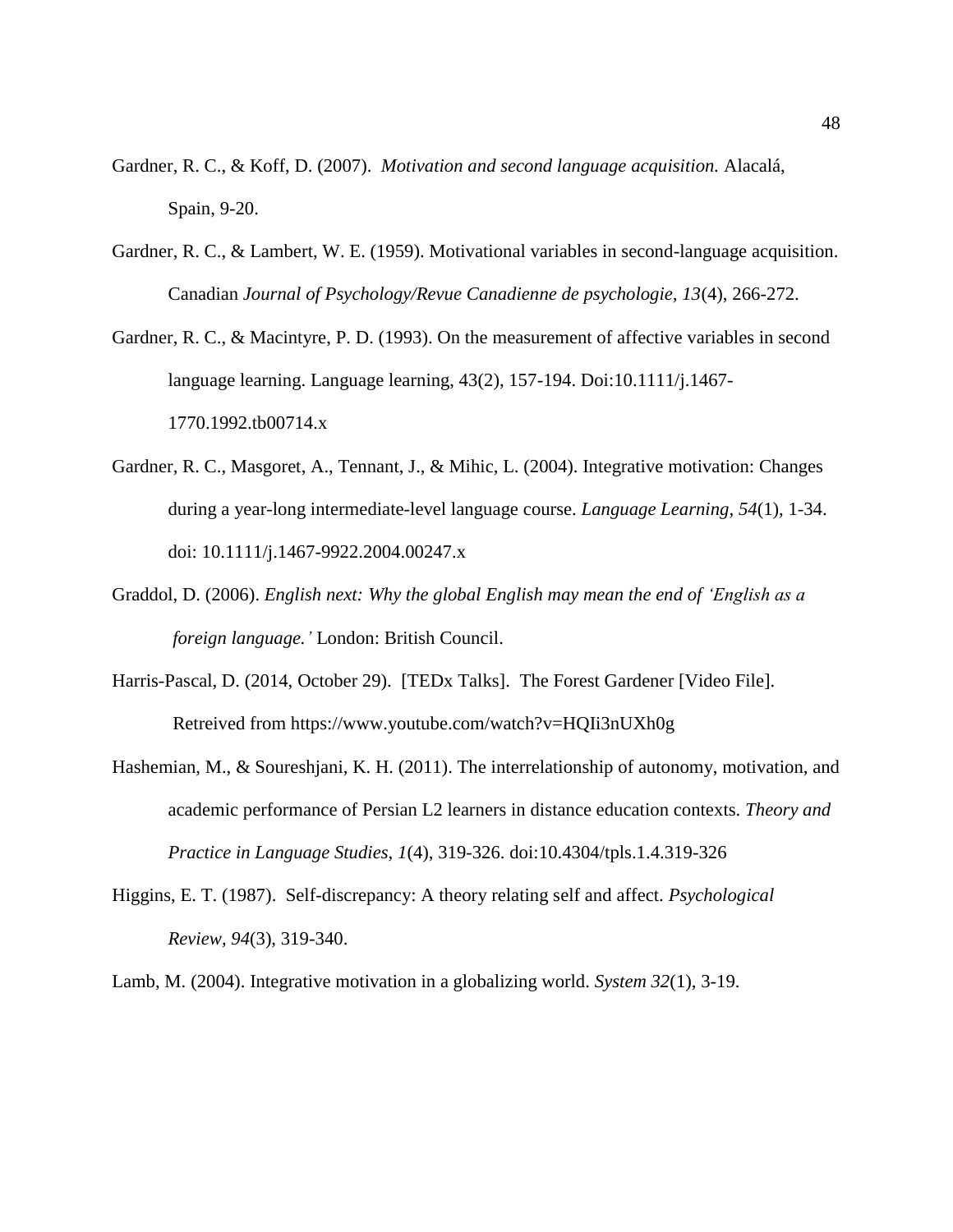Gardner, R. C., & Koff, D. (2007). *Motivation and second language acquisition.* Alacalá, Spain, 9-20.

Gardner, R. C., & Lambert, W. E. (1959). Motivational variables in second-language acquisition. Canadian *Journal of Psychology/Revue Canadienne de psychologie, 13*(4), 266-272.

Gardner, R. C., & Macintyre, P. D. (1993). On the measurement of affective variables in second language learning. Language learning, 43(2), 157-194. Doi:10.1111/j.1467-1770.1992.tb00714.x

Gardner, R. C., Masgoret, A., Tennant, J., & Mihic, L. (2004). Integrative motivation: Changes during a year-long intermediate-level language course. *Language Learning, 54*(1), 1-34. doi: 10.1111/j.1467-9922.2004.00247.x

Graddol, D. (2006). *English next: Why the global English may mean the end of 'English as a foreign language.'* London: British Council.

Harris-Pascal, D. (2014, October 29). [TEDx Talks]. The Forest Gardener [Video File]. Retreived from https://www.youtube.com/watch?v=HQIi3nUXh0g

Hashemian, M., & Soureshjani, K. H. (2011). The interrelationship of autonomy, motivation, and academic performance of Persian L2 learners in distance education contexts. *Theory and Practice in Language Studies, 1*(4), 319-326. doi:10.4304/tpls.1.4.319-326

Higgins, E. T. (1987). Self-discrepancy: A theory relating self and affect. *Psychological Review, 94*(3), 319-340.

Lamb, M. (2004). Integrative motivation in a globalizing world. *System 32*(1), 3-19.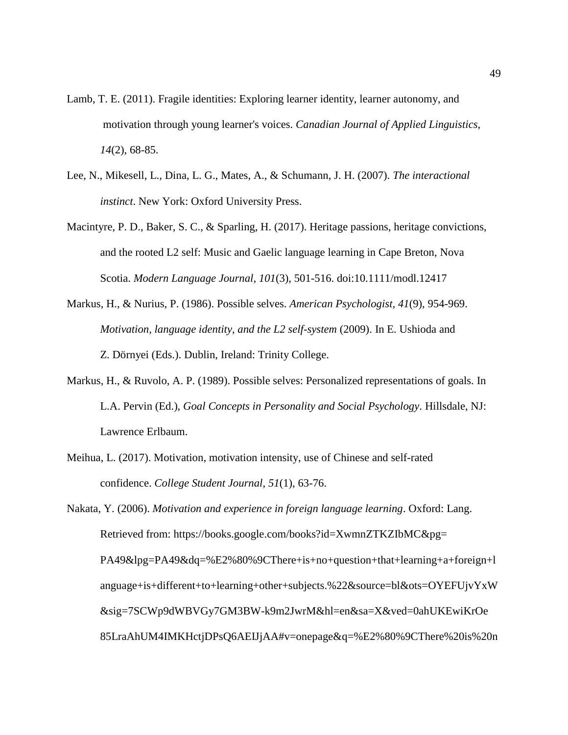Lamb, T. E. (2011). Fragile identities: Exploring learner identity, learner autonomy, and motivation through young learner's voices. *Canadian Journal of Applied Linguistics, 14*(2), 68-85.

Lee, N., Mikesell, L., Dina, L. G., Mates, A., & Schumann, J. H. (2007). *The interactional instinct*. New York: Oxford University Press.

Macintyre, P. D., Baker, S. C., & Sparling, H. (2017). Heritage passions, heritage convictions, and the rooted L2 self: Music and Gaelic language learning in Cape Breton, Nova Scotia. *Modern Language Journal, 101*(3), 501-516. doi:10.1111/modl.12417

Markus, H., & Nurius, P. (1986). Possible selves. *American Psychologist, 41*(9), 954-969. *Motivation, language identity, and the L2 self-system* (2009). In E. Ushioda and Z. Dörnyei (Eds.). Dublin, Ireland: Trinity College.

Markus, H., & Ruvolo, A. P. (1989). Possible selves: Personalized representations of goals. In L.A. Pervin (Ed.), *Goal Concepts in Personality and Social Psychology*. Hillsdale, NJ: Lawrence Erlbaum.

Meihua, L. (2017). Motivation, motivation intensity, use of Chinese and self-rated confidence. *College Student Journal, 51*(1), 63-76.

Nakata, Y. (2006). *Motivation and experience in foreign language learning*. Oxford: Lang. Retrieved from: https://books.google.com/books?id=XwmnZTKZIbMC&pg=PA49&lpg=PA49&dq=%E2%80%9CThere+is+no+question+that+learning+a+foreign+language+is+different+to+learning+other+subjects.%22&source=bl&ots=OYEFUjvYxW&sig=7SCWp9dWBVGy7GM3BW-k9m2JwrM&hl=en&sa=X&ved=0ahUKEwiKrOe85LraAhUM4IMKHctjDPsQ6AEIJjAA#v=onepage&q=%E2%80%9CThere%20is%20n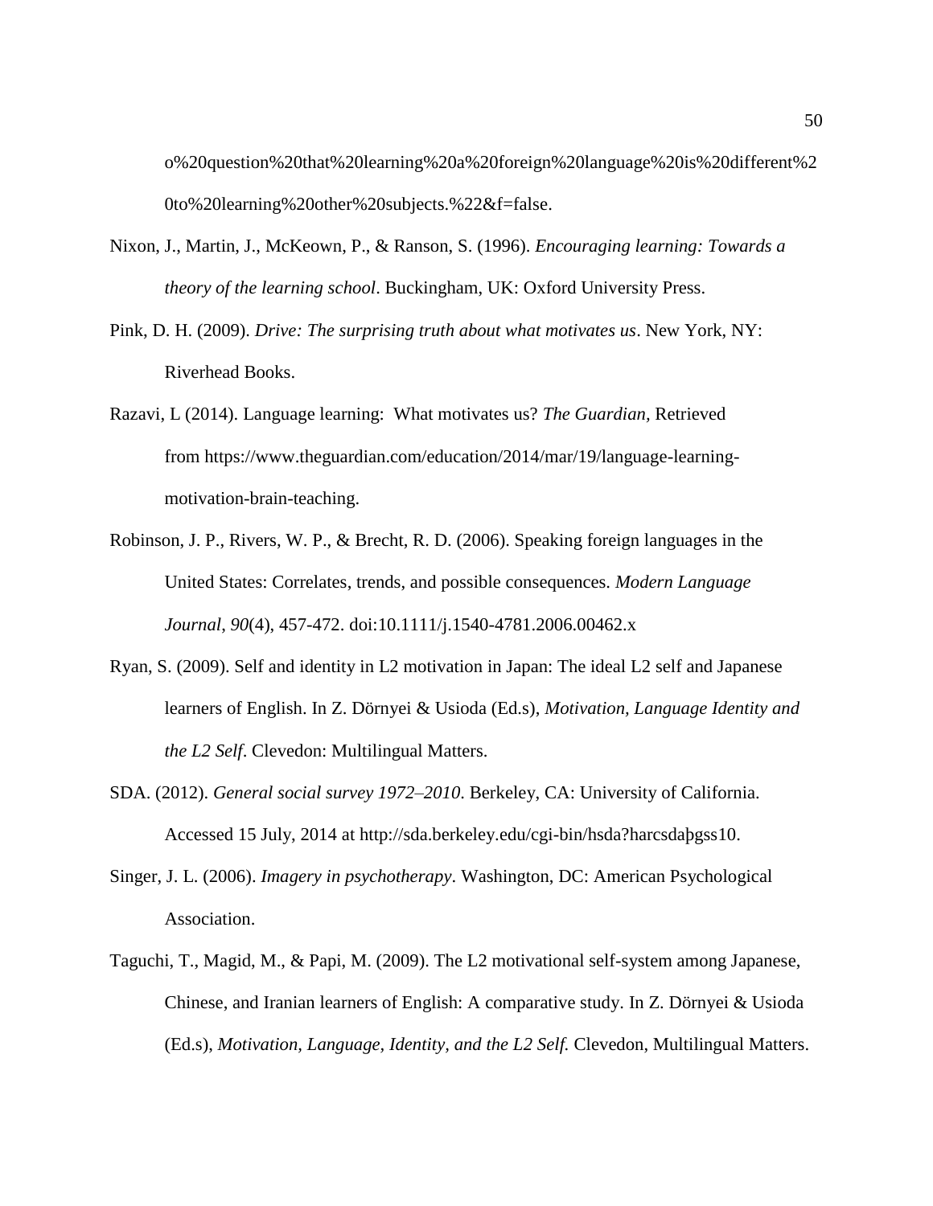o%20question%20that%20learning%20a%20foreign%20language%20is%20different%20to%20learning%20other%20subjects.%22&f=false.

Nixon, J., Martin, J., McKeown, P., & Ranson, S. (1996). *Encouraging learning: Towards a theory of the learning school*. Buckingham, UK: Oxford University Press.

Pink, D. H. (2009). *Drive: The surprising truth about what motivates us*. New York, NY: Riverhead Books.

Razavi, L (2014). Language learning: What motivates us? *The Guardian,* Retrieved from https://www.theguardian.com/education/2014/mar/19/language-learning-motivation-brain-teaching.

Robinson, J. P., Rivers, W. P., & Brecht, R. D. (2006). Speaking foreign languages in the United States: Correlates, trends, and possible consequences. *Modern Language Journal*, *90*(4), 457-472. doi:10.1111/j.1540-4781.2006.00462.x

Ryan, S. (2009). Self and identity in L2 motivation in Japan: The ideal L2 self and Japanese learners of English. In Z. Dörnyei & Usioda (Ed.s), *Motivation, Language Identity and the L2 Self*. Clevedon: Multilingual Matters.

SDA. (2012). *General social survey 1972–2010*. Berkeley, CA: University of California. Accessed 15 July, 2014 at http://sda.berkeley.edu/cgi-bin/hsda?harcsdaþgss10.

Singer, J. L. (2006). *Imagery in psychotherapy*. Washington, DC: American Psychological Association.

Taguchi, T., Magid, M., & Papi, M. (2009). The L2 motivational self-system among Japanese, Chinese, and Iranian learners of English: A comparative study. In Z. Dörnyei & Usioda (Ed.s), *Motivation, Language, Identity, and the L2 Self.* Clevedon, Multilingual Matters.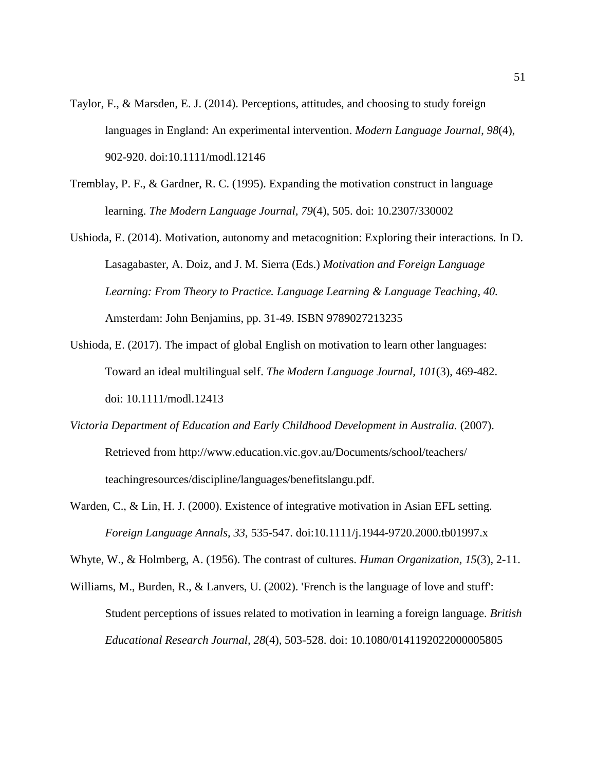Taylor, F., & Marsden, E. J. (2014). Perceptions, attitudes, and choosing to study foreign languages in England: An experimental intervention. *Modern Language Journal, 98*(4), 902-920. doi:10.1111/modl.12146

Tremblay, P. F., & Gardner, R. C. (1995). Expanding the motivation construct in language learning. *The Modern Language Journal, 79*(4), 505. doi: 10.2307/330002

Ushioda, E. (2014). Motivation, autonomy and metacognition: Exploring their interactions. In D. Lasagabaster, A. Doiz, and J. M. Sierra (Eds.) *Motivation and Foreign Language Learning: From Theory to Practice. Language Learning & Language Teaching, 40.* Amsterdam: John Benjamins, pp. 31-49. ISBN 9789027213235

Ushioda, E. (2017). The impact of global English on motivation to learn other languages: Toward an ideal multilingual self. *The Modern Language Journal, 101*(3), 469-482. doi: 10.1111/modl.12413

*Victoria Department of Education and Early Childhood Development in Australia.* (2007). Retrieved from http://www.education.vic.gov.au/Documents/school/teachers/teachingresources/discipline/languages/benefitslangu.pdf.

Warden, C., & Lin, H. J. (2000). Existence of integrative motivation in Asian EFL setting. *Foreign Language Annals, 33,* 535-547. doi:10.1111/j.1944-9720.2000.tb01997.x

Whyte, W., & Holmberg, A. (1956). The contrast of cultures. *Human Organization, 15*(3), 2-11.

Williams, M., Burden, R., & Lanvers, U. (2002). 'French is the language of love and stuff': Student perceptions of issues related to motivation in learning a foreign language. *British Educational Research Journal, 28*(4), 503-528. doi: 10.1080/0141192022000005805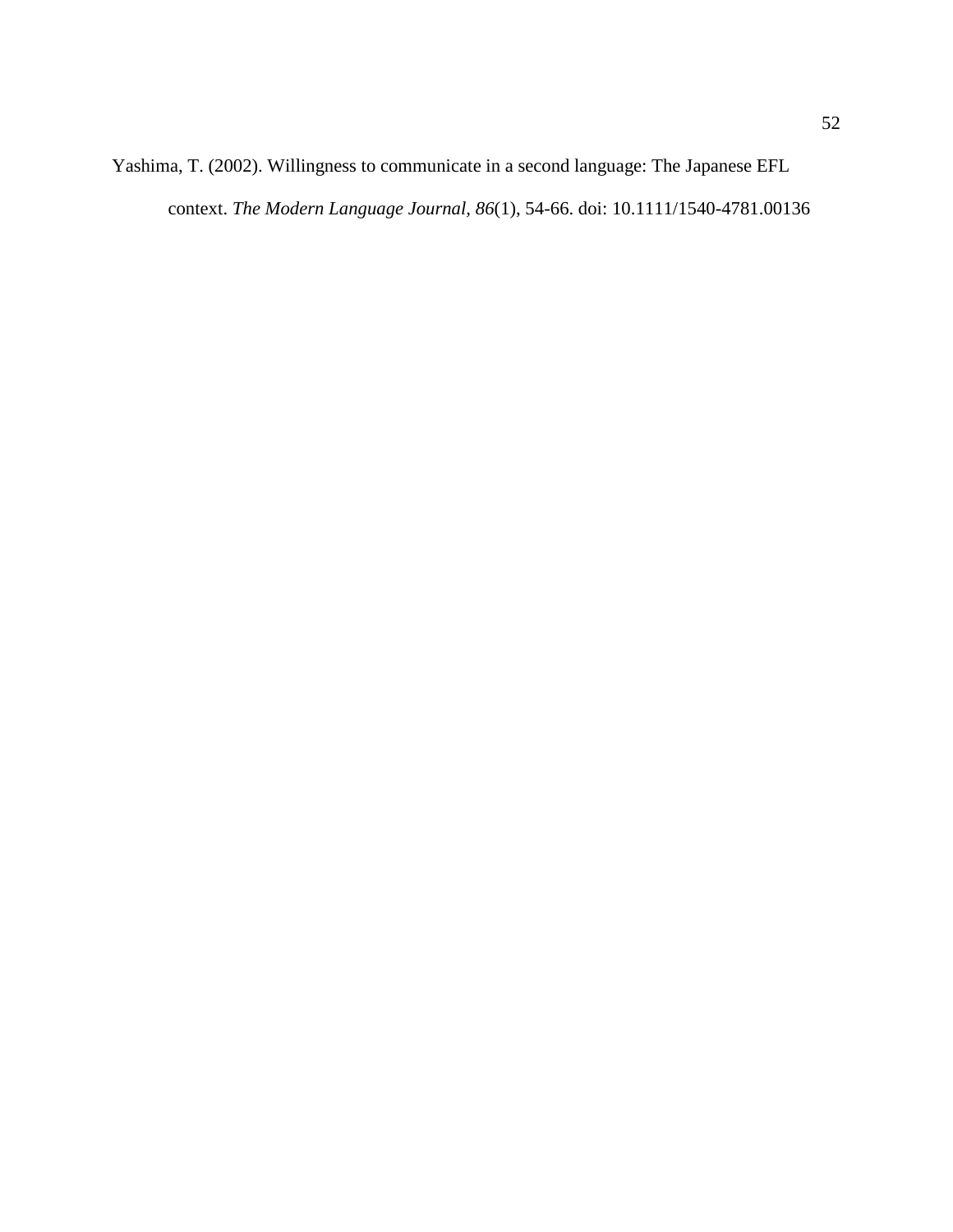Yashima, T. (2002). Willingness to communicate in a second language: The Japanese EFL context. *The Modern Language Journal*, *86*(1), 54-66. doi: 10.1111/1540-4781.00136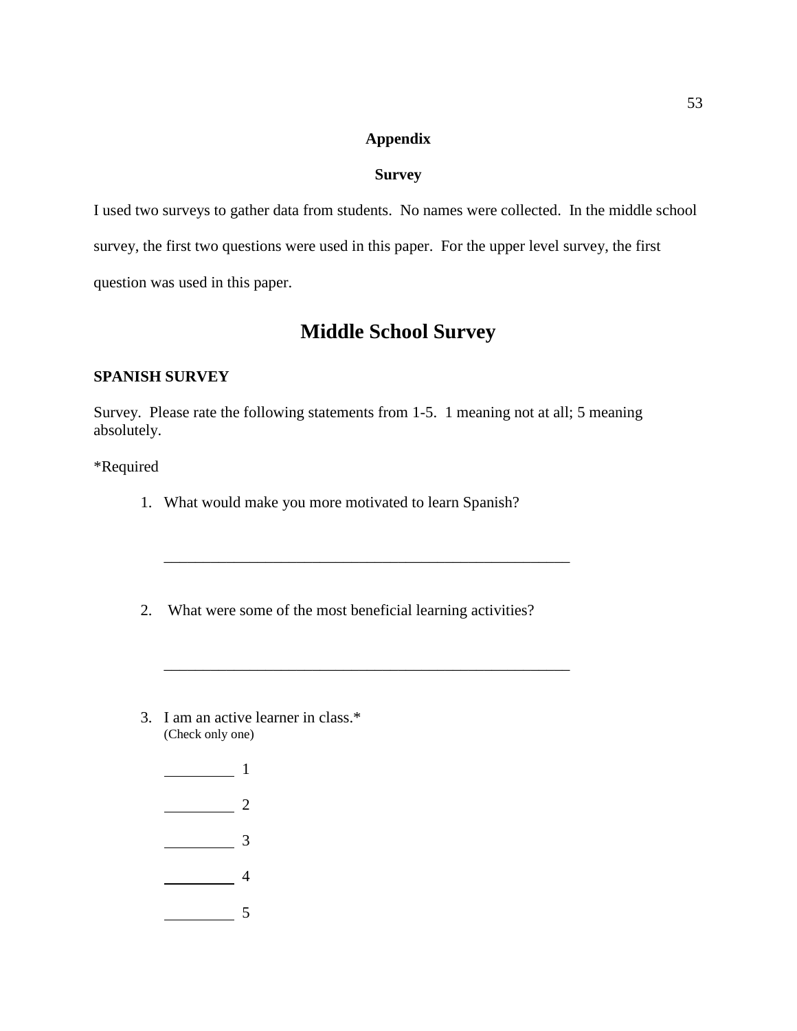## Appendix

### Survey

I used two surveys to gather data from students. No names were collected. In the middle school survey, the first two questions were used in this paper. For the upper level survey, the first question was used in this paper.

# Middle School Survey

**SPANISH SURVEY**

Survey. Please rate the following statements from 1-5. 1 meaning not at all; 5 meaning absolutely.

*Required

1. What would make you more motivated to learn Spanish?

   ______________________________________________________

2. What were some of the most beneficial learning activities?

   ______________________________________________________

3. I am an active learner in class.*
   (Check only one)

   _________ 1

   _________ 2

   _________ 3

   _________ 4

   _________ 5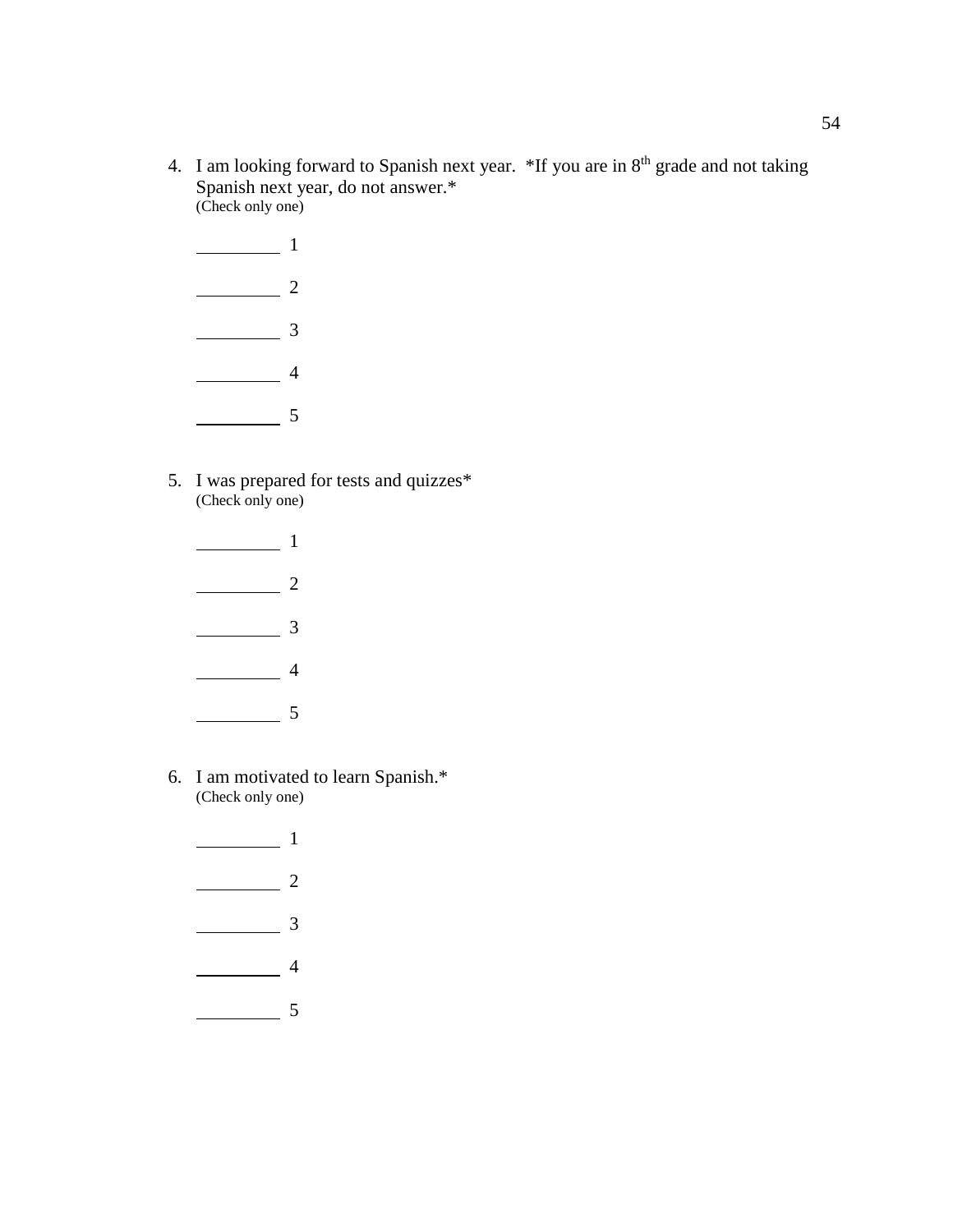4. I am looking forward to Spanish next year. *If you are in 8th grade and not taking Spanish next year, do not answer.*
   (Check only one)

   _________ 1

   _________ 2

   _________ 3

   _________ 4

   _________ 5

5. I was prepared for tests and quizzes*
   (Check only one)

   _________ 1

   _________ 2

   _________ 3

   _________ 4

   _________ 5

6. I am motivated to learn Spanish.*
   (Check only one)

   _________ 1

   _________ 2

   _________ 3

   _________ 4

   _________ 5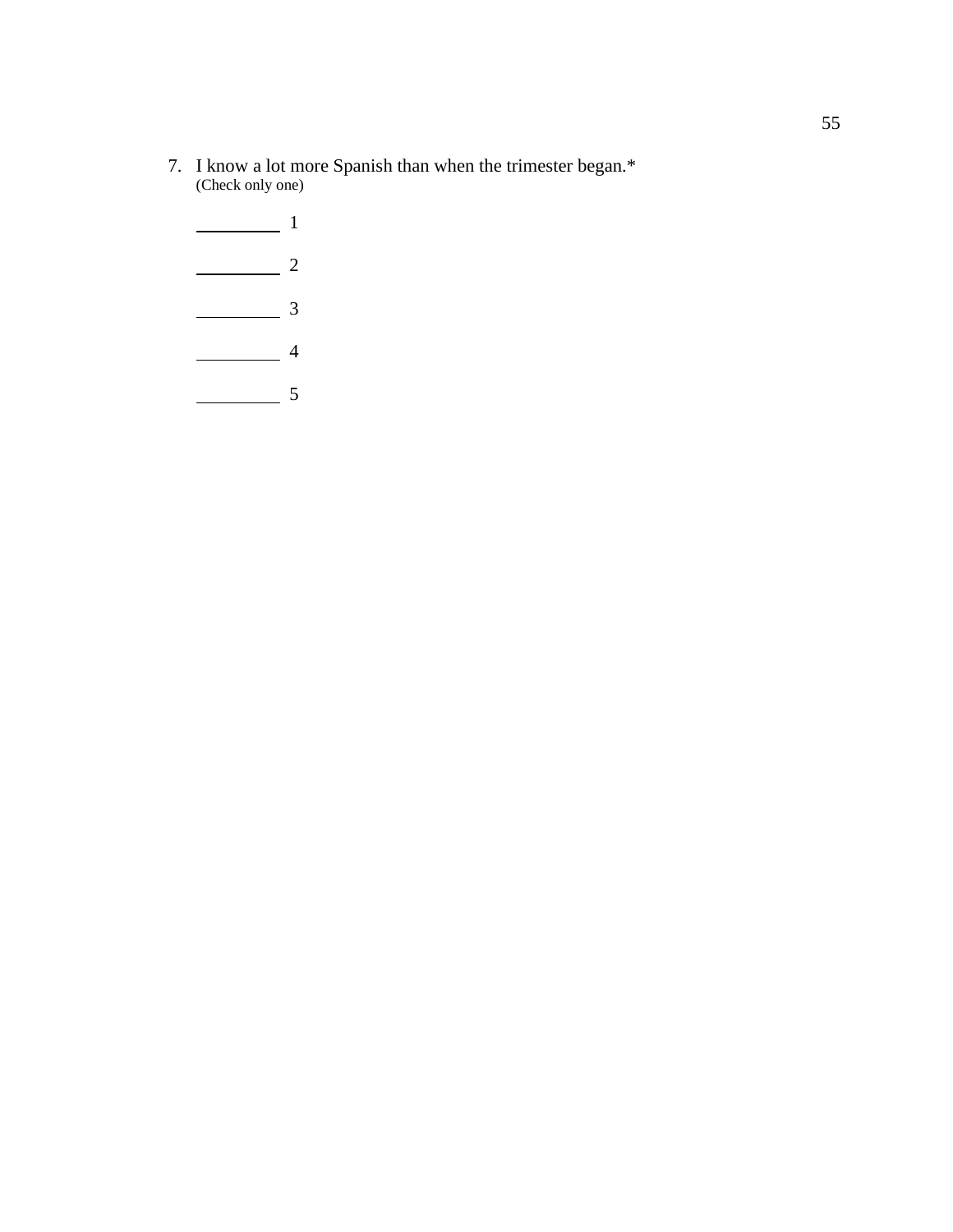7. I know a lot more Spanish than when the trimester began.*
   (Check only one)

   _________ 1

   _________ 2

   _________ 3

   _________ 4

   _________ 5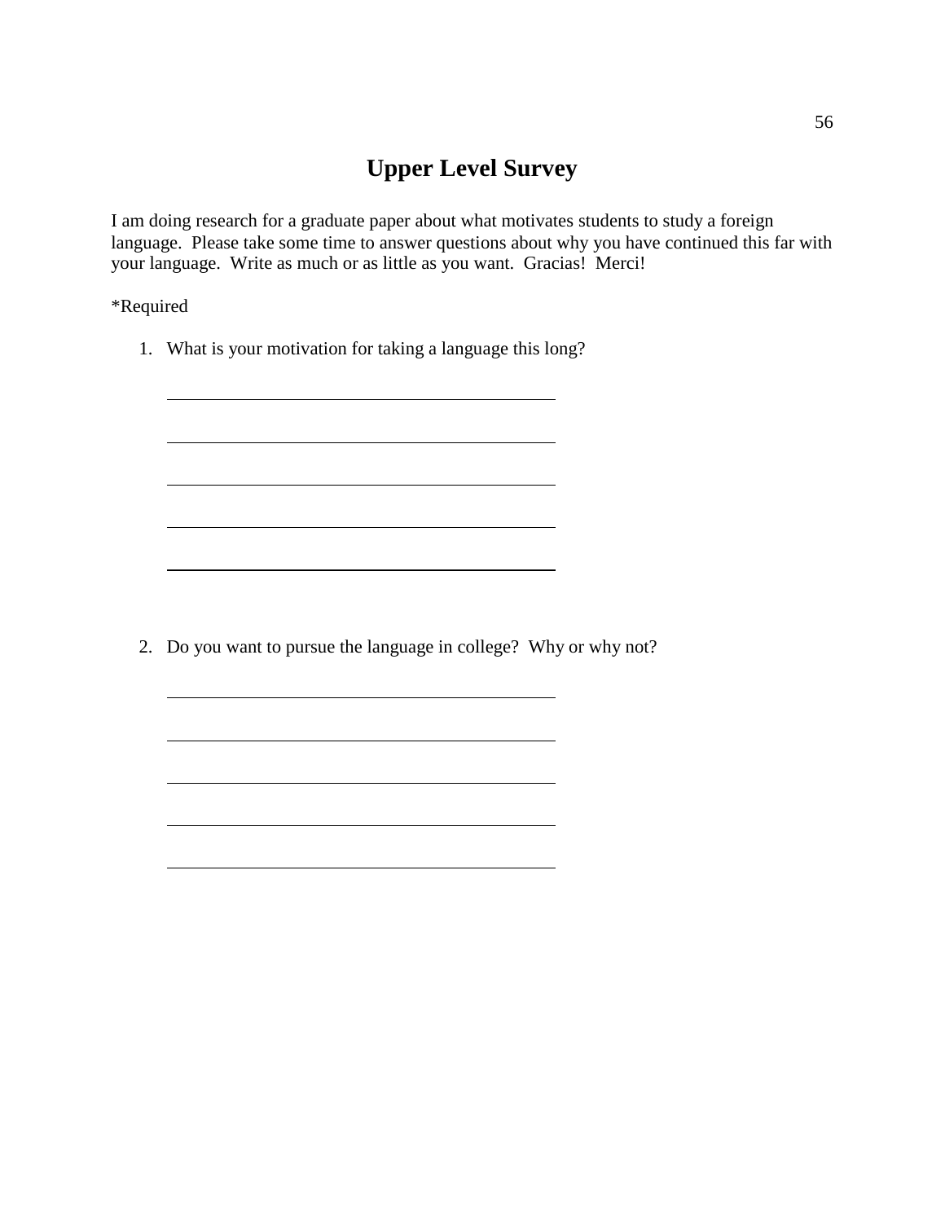# Upper Level Survey

I am doing research for a graduate paper about what motivates students to study a foreign language. Please take some time to answer questions about why you have continued this far with your language. Write as much or as little as you want. Gracias! Merci!

*Required

1. What is your motivation for taking a language this long?

\_\_\_\_\_\_\_\_\_\_\_\_\_\_\_\_\_\_\_\_\_\_\_\_\_\_\_\_\_\_\_\_\_\_\_\_\_\_\_\_

\_\_\_\_\_\_\_\_\_\_\_\_\_\_\_\_\_\_\_\_\_\_\_\_\_\_\_\_\_\_\_\_\_\_\_\_\_\_\_\_

\_\_\_\_\_\_\_\_\_\_\_\_\_\_\_\_\_\_\_\_\_\_\_\_\_\_\_\_\_\_\_\_\_\_\_\_\_\_\_\_

\_\_\_\_\_\_\_\_\_\_\_\_\_\_\_\_\_\_\_\_\_\_\_\_\_\_\_\_\_\_\_\_\_\_\_\_\_\_\_\_

\_\_\_\_\_\_\_\_\_\_\_\_\_\_\_\_\_\_\_\_\_\_\_\_\_\_\_\_\_\_\_\_\_\_\_\_\_\_\_\_

2. Do you want to pursue the language in college? Why or why not?

\_\_\_\_\_\_\_\_\_\_\_\_\_\_\_\_\_\_\_\_\_\_\_\_\_\_\_\_\_\_\_\_\_\_\_\_\_\_\_\_

\_\_\_\_\_\_\_\_\_\_\_\_\_\_\_\_\_\_\_\_\_\_\_\_\_\_\_\_\_\_\_\_\_\_\_\_\_\_\_\_

\_\_\_\_\_\_\_\_\_\_\_\_\_\_\_\_\_\_\_\_\_\_\_\_\_\_\_\_\_\_\_\_\_\_\_\_\_\_\_\_

\_\_\_\_\_\_\_\_\_\_\_\_\_\_\_\_\_\_\_\_\_\_\_\_\_\_\_\_\_\_\_\_\_\_\_\_\_\_\_\_

\_\_\_\_\_\_\_\_\_\_\_\_\_\_\_\_\_\_\_\_\_\_\_\_\_\_\_\_\_\_\_\_\_\_\_\_\_\_\_\_